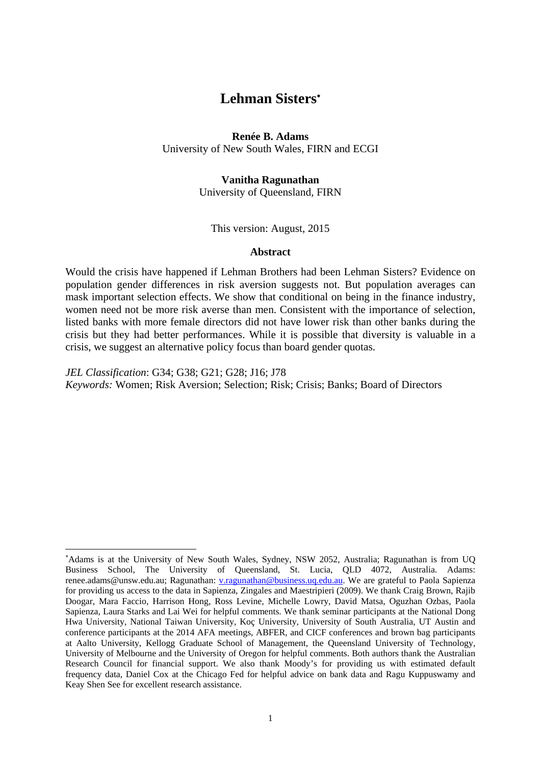# Lehman Sisters[*]

**Renée B. Adams**
University of New South Wales, FIRN and ECGI

**Vanitha Ragunathan**
University of Queensland, FIRN

This version: August, 2015

## Abstract

Would the crisis have happened if Lehman Brothers had been Lehman Sisters? Evidence on population gender differences in risk aversion suggests not. But population averages can mask important selection effects. We show that conditional on being in the finance industry, women need not be more risk averse than men. Consistent with the importance of selection, listed banks with more female directors did not have lower risk than other banks during the crisis but they had better performances. While it is possible that diversity is valuable in a crisis, we suggest an alternative policy focus than board gender quotas.

*JEL Classification*: G34; G38; G21; G28; J16; J78
*Keywords:* Women; Risk Aversion; Selection; Risk; Crisis; Banks; Board of Directors

---

[*] Adams is at the University of New South Wales, Sydney, NSW 2052, Australia; Ragunathan is from UQ Business School, The University of Queensland, St. Lucia, QLD 4072, Australia. Adams: renee.adams@unsw.edu.au; Ragunathan: v.ragunathan@business.uq.edu.au. We are grateful to Paola Sapienza for providing us access to the data in Sapienza, Zingales and Maestripieri (2009). We thank Craig Brown, Rajib Doogar, Mara Faccio, Harrison Hong, Ross Levine, Michelle Lowry, David Matsa, Oguzhan Ozbas, Paola Sapienza, Laura Starks and Lai Wei for helpful comments. We thank seminar participants at the National Dong Hwa University, National Taiwan University, Koç University, University of South Australia, UT Austin and conference participants at the 2014 AFA meetings, ABFER, and CICF conferences and brown bag participants at Aalto University, Kellogg Graduate School of Management, the Queensland University of Technology, University of Melbourne and the University of Oregon for helpful comments. Both authors thank the Australian Research Council for financial support. We also thank Moody's for providing us with estimated default frequency data, Daniel Cox at the Chicago Fed for helpful advice on bank data and Ragu Kuppuswamy and Keay Shen See for excellent research assistance.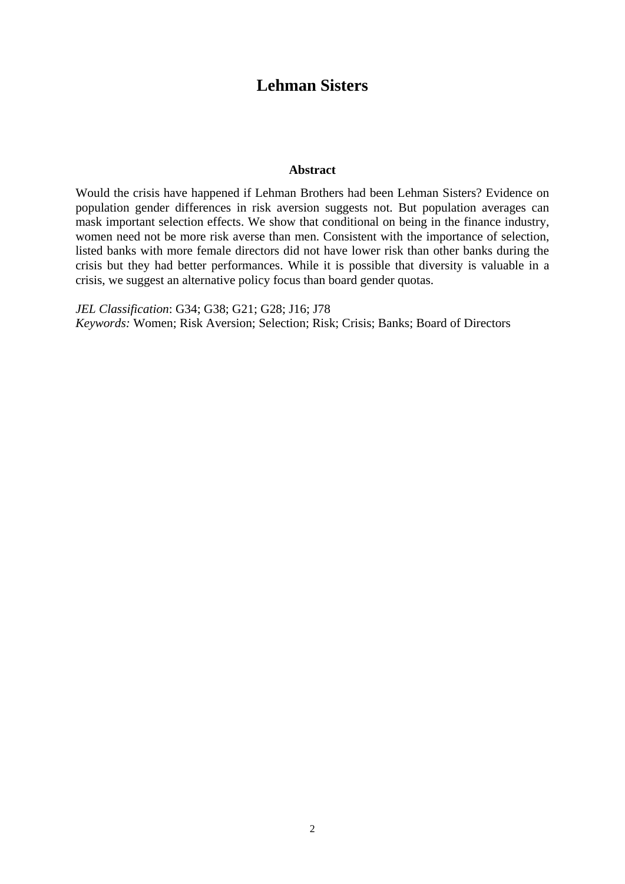# Lehman Sisters

## Abstract

Would the crisis have happened if Lehman Brothers had been Lehman Sisters? Evidence on population gender differences in risk aversion suggests not. But population averages can mask important selection effects. We show that conditional on being in the finance industry, women need not be more risk averse than men. Consistent with the importance of selection, listed banks with more female directors did not have lower risk than other banks during the crisis but they had better performances. While it is possible that diversity is valuable in a crisis, we suggest an alternative policy focus than board gender quotas.

*JEL Classification*: G34; G38; G21; G28; J16; J78
*Keywords:* Women; Risk Aversion; Selection; Risk; Crisis; Banks; Board of Directors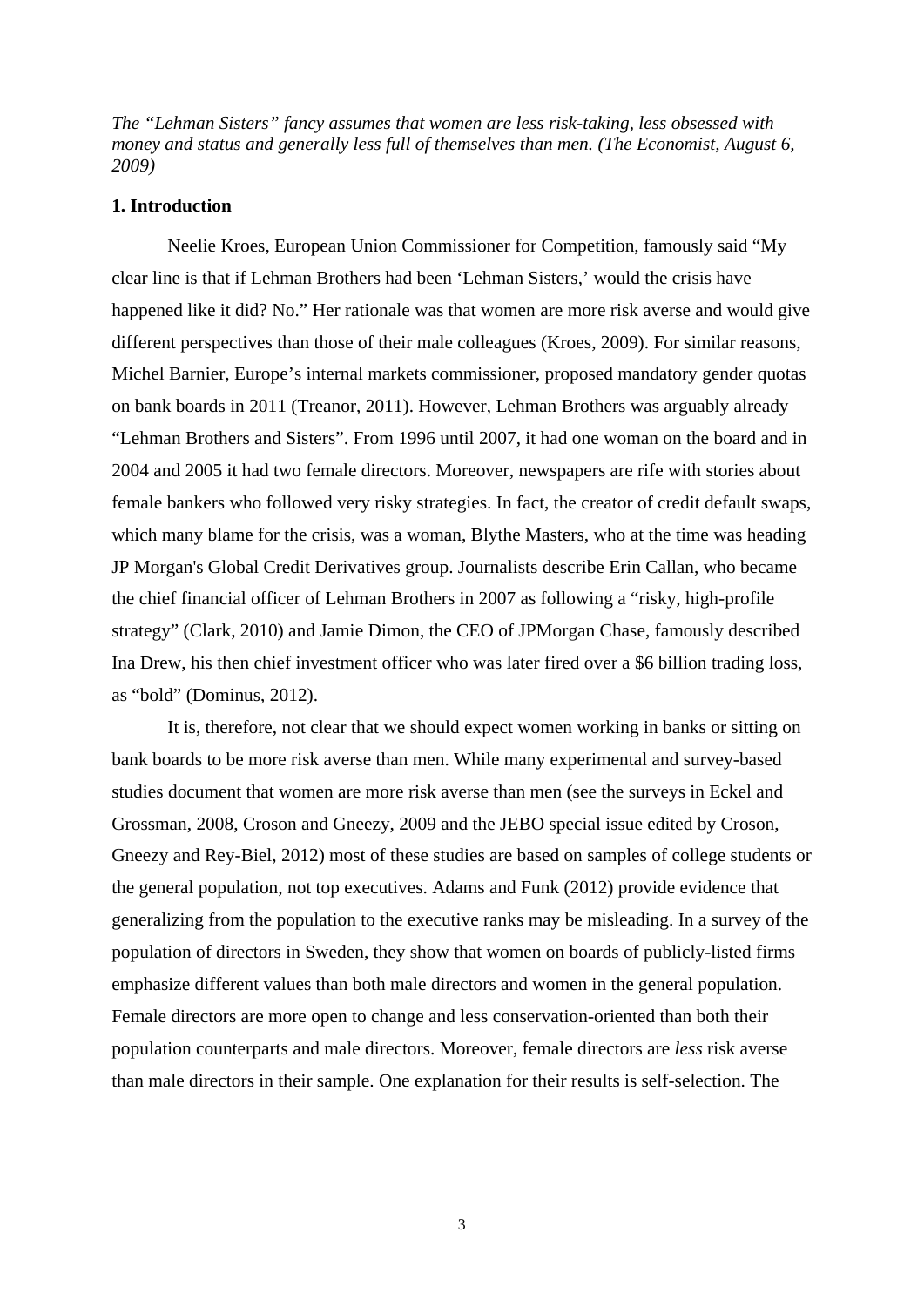*The "Lehman Sisters" fancy assumes that women are less risk-taking, less obsessed with money and status and generally less full of themselves than men. (The Economist, August 6, 2009)*

## 1. Introduction

Neelie Kroes, European Union Commissioner for Competition, famously said "My clear line is that if Lehman Brothers had been 'Lehman Sisters,' would the crisis have happened like it did? No." Her rationale was that women are more risk averse and would give different perspectives than those of their male colleagues (Kroes, 2009). For similar reasons, Michel Barnier, Europe's internal markets commissioner, proposed mandatory gender quotas on bank boards in 2011 (Treanor, 2011). However, Lehman Brothers was arguably already "Lehman Brothers and Sisters". From 1996 until 2007, it had one woman on the board and in 2004 and 2005 it had two female directors. Moreover, newspapers are rife with stories about female bankers who followed very risky strategies. In fact, the creator of credit default swaps, which many blame for the crisis, was a woman, Blythe Masters, who at the time was heading JP Morgan's Global Credit Derivatives group. Journalists describe Erin Callan, who became the chief financial officer of Lehman Brothers in 2007 as following a "risky, high-profile strategy" (Clark, 2010) and Jamie Dimon, the CEO of JPMorgan Chase, famously described Ina Drew, his then chief investment officer who was later fired over a $6 billion trading loss, as "bold" (Dominus, 2012).

It is, therefore, not clear that we should expect women working in banks or sitting on bank boards to be more risk averse than men. While many experimental and survey-based studies document that women are more risk averse than men (see the surveys in Eckel and Grossman, 2008, Croson and Gneezy, 2009 and the JEBO special issue edited by Croson, Gneezy and Rey-Biel, 2012) most of these studies are based on samples of college students or the general population, not top executives. Adams and Funk (2012) provide evidence that generalizing from the population to the executive ranks may be misleading. In a survey of the population of directors in Sweden, they show that women on boards of publicly-listed firms emphasize different values than both male directors and women in the general population. Female directors are more open to change and less conservation-oriented than both their population counterparts and male directors. Moreover, female directors are *less* risk averse than male directors in their sample. One explanation for their results is self-selection. The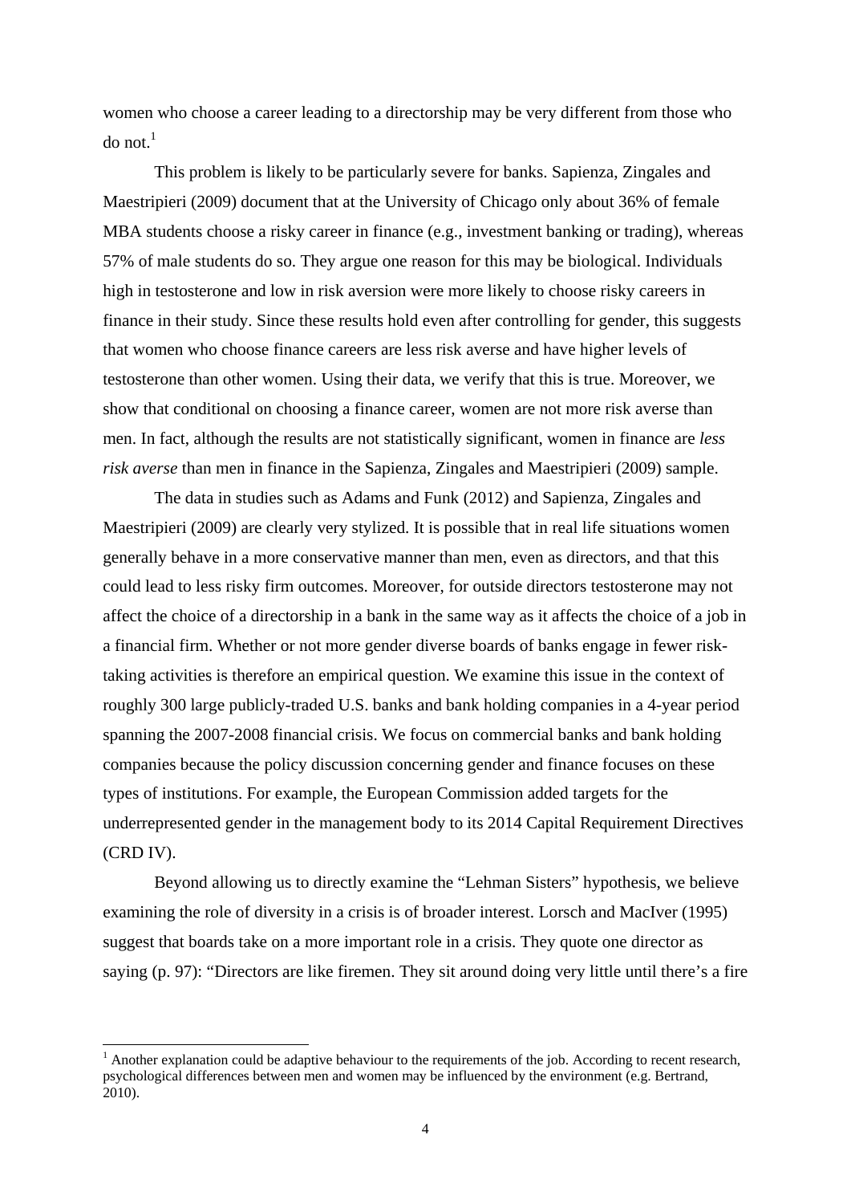women who choose a career leading to a directorship may be very different from those who do not.[1]

This problem is likely to be particularly severe for banks. Sapienza, Zingales and Maestripieri (2009) document that at the University of Chicago only about 36% of female MBA students choose a risky career in finance (e.g., investment banking or trading), whereas 57% of male students do so. They argue one reason for this may be biological. Individuals high in testosterone and low in risk aversion were more likely to choose risky careers in finance in their study. Since these results hold even after controlling for gender, this suggests that women who choose finance careers are less risk averse and have higher levels of testosterone than other women. Using their data, we verify that this is true. Moreover, we show that conditional on choosing a finance career, women are not more risk averse than men. In fact, although the results are not statistically significant, women in finance are *less risk averse* than men in finance in the Sapienza, Zingales and Maestripieri (2009) sample.

The data in studies such as Adams and Funk (2012) and Sapienza, Zingales and Maestripieri (2009) are clearly very stylized. It is possible that in real life situations women generally behave in a more conservative manner than men, even as directors, and that this could lead to less risky firm outcomes. Moreover, for outside directors testosterone may not affect the choice of a directorship in a bank in the same way as it affects the choice of a job in a financial firm. Whether or not more gender diverse boards of banks engage in fewer risk-taking activities is therefore an empirical question. We examine this issue in the context of roughly 300 large publicly-traded U.S. banks and bank holding companies in a 4-year period spanning the 2007-2008 financial crisis. We focus on commercial banks and bank holding companies because the policy discussion concerning gender and finance focuses on these types of institutions. For example, the European Commission added targets for the underrepresented gender in the management body to its 2014 Capital Requirement Directives (CRD IV).

Beyond allowing us to directly examine the "Lehman Sisters" hypothesis, we believe examining the role of diversity in a crisis is of broader interest. Lorsch and MacIver (1995) suggest that boards take on a more important role in a crisis. They quote one director as saying (p. 97): "Directors are like firemen. They sit around doing very little until there's a fire

[1] Another explanation could be adaptive behaviour to the requirements of the job. According to recent research, psychological differences between men and women may be influenced by the environment (e.g. Bertrand, 2010).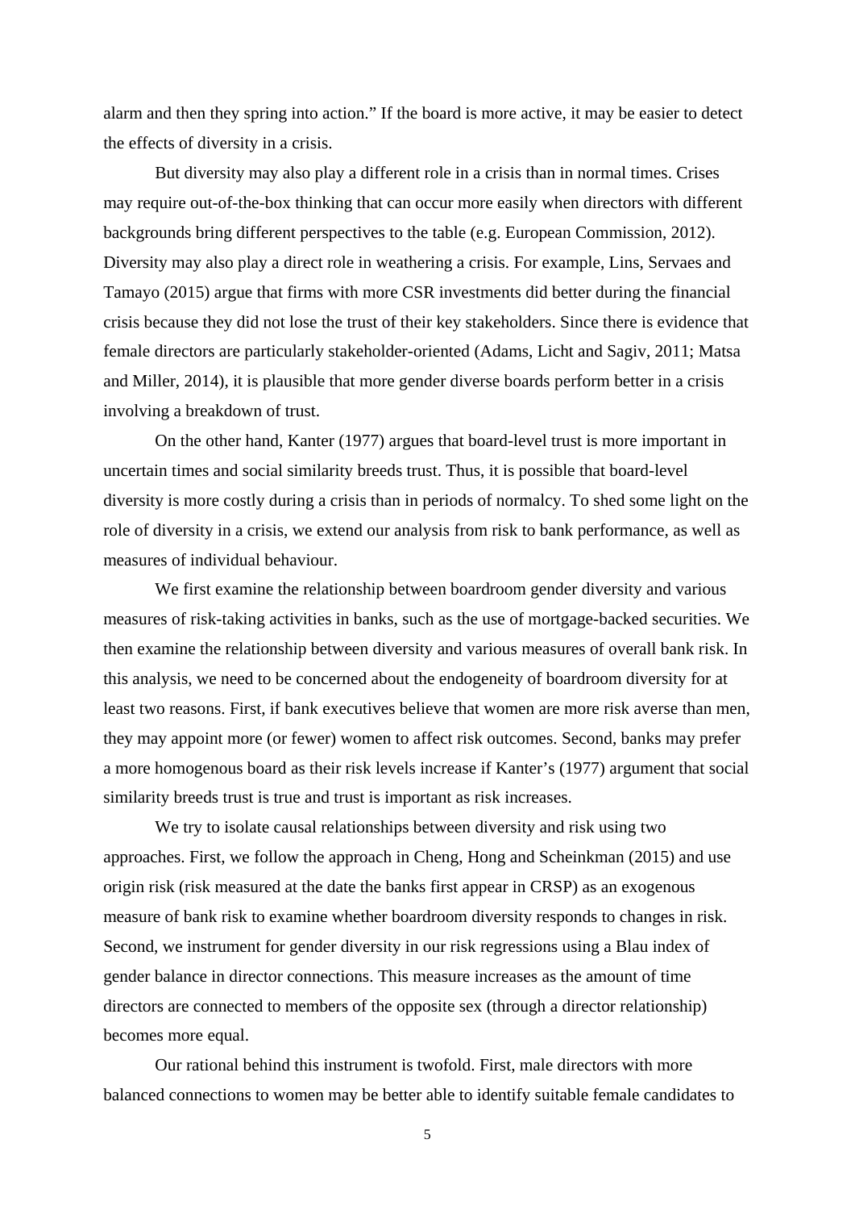alarm and then they spring into action." If the board is more active, it may be easier to detect the effects of diversity in a crisis.

But diversity may also play a different role in a crisis than in normal times. Crises may require out-of-the-box thinking that can occur more easily when directors with different backgrounds bring different perspectives to the table (e.g. European Commission, 2012). Diversity may also play a direct role in weathering a crisis. For example, Lins, Servaes and Tamayo (2015) argue that firms with more CSR investments did better during the financial crisis because they did not lose the trust of their key stakeholders. Since there is evidence that female directors are particularly stakeholder-oriented (Adams, Licht and Sagiv, 2011; Matsa and Miller, 2014), it is plausible that more gender diverse boards perform better in a crisis involving a breakdown of trust.

On the other hand, Kanter (1977) argues that board-level trust is more important in uncertain times and social similarity breeds trust. Thus, it is possible that board-level diversity is more costly during a crisis than in periods of normalcy. To shed some light on the role of diversity in a crisis, we extend our analysis from risk to bank performance, as well as measures of individual behaviour.

We first examine the relationship between boardroom gender diversity and various measures of risk-taking activities in banks, such as the use of mortgage-backed securities. We then examine the relationship between diversity and various measures of overall bank risk. In this analysis, we need to be concerned about the endogeneity of boardroom diversity for at least two reasons. First, if bank executives believe that women are more risk averse than men, they may appoint more (or fewer) women to affect risk outcomes. Second, banks may prefer a more homogenous board as their risk levels increase if Kanter's (1977) argument that social similarity breeds trust is true and trust is important as risk increases.

We try to isolate causal relationships between diversity and risk using two approaches. First, we follow the approach in Cheng, Hong and Scheinkman (2015) and use origin risk (risk measured at the date the banks first appear in CRSP) as an exogenous measure of bank risk to examine whether boardroom diversity responds to changes in risk. Second, we instrument for gender diversity in our risk regressions using a Blau index of gender balance in director connections. This measure increases as the amount of time directors are connected to members of the opposite sex (through a director relationship) becomes more equal.

Our rational behind this instrument is twofold. First, male directors with more balanced connections to women may be better able to identify suitable female candidates to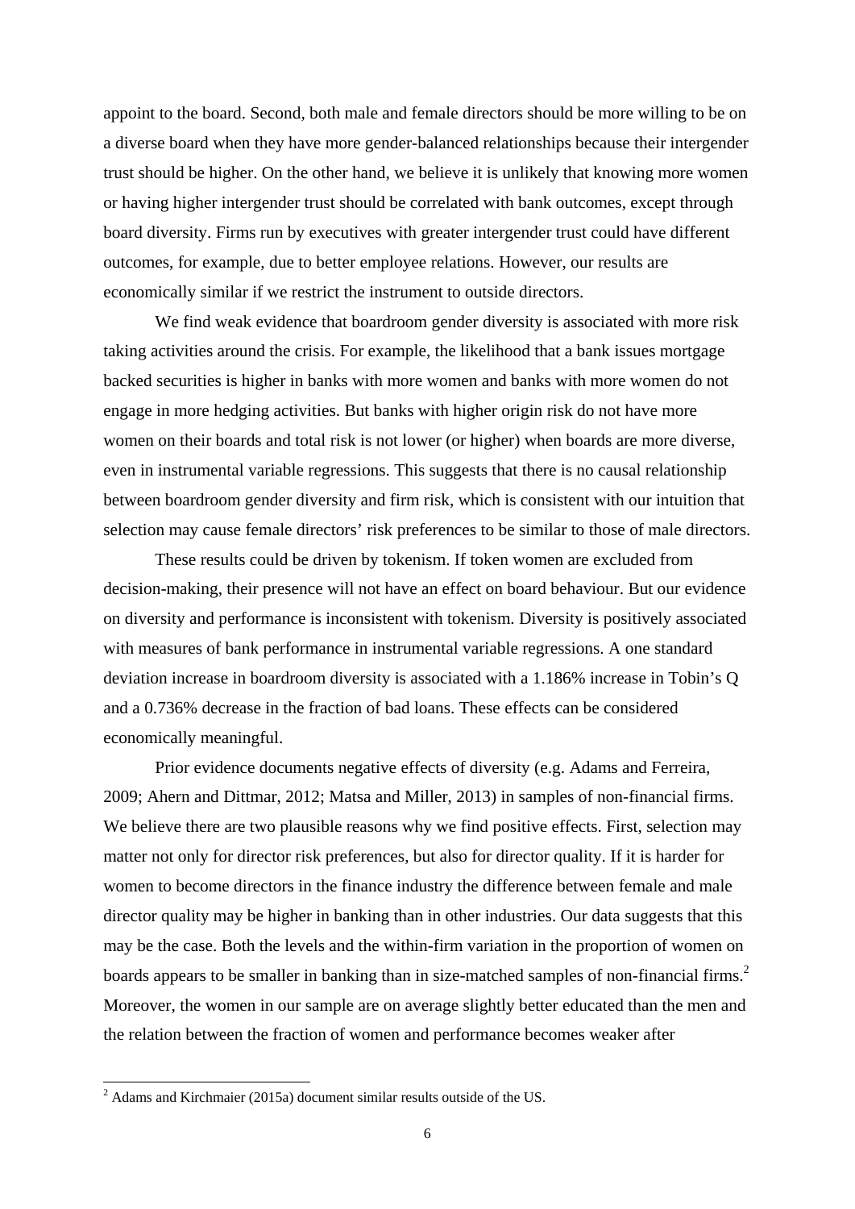appoint to the board. Second, both male and female directors should be more willing to be on a diverse board when they have more gender-balanced relationships because their intergender trust should be higher. On the other hand, we believe it is unlikely that knowing more women or having higher intergender trust should be correlated with bank outcomes, except through board diversity. Firms run by executives with greater intergender trust could have different outcomes, for example, due to better employee relations. However, our results are economically similar if we restrict the instrument to outside directors.

We find weak evidence that boardroom gender diversity is associated with more risk taking activities around the crisis. For example, the likelihood that a bank issues mortgage backed securities is higher in banks with more women and banks with more women do not engage in more hedging activities. But banks with higher origin risk do not have more women on their boards and total risk is not lower (or higher) when boards are more diverse, even in instrumental variable regressions. This suggests that there is no causal relationship between boardroom gender diversity and firm risk, which is consistent with our intuition that selection may cause female directors' risk preferences to be similar to those of male directors.

These results could be driven by tokenism. If token women are excluded from decision-making, their presence will not have an effect on board behaviour. But our evidence on diversity and performance is inconsistent with tokenism. Diversity is positively associated with measures of bank performance in instrumental variable regressions. A one standard deviation increase in boardroom diversity is associated with a 1.186% increase in Tobin's Q and a 0.736% decrease in the fraction of bad loans. These effects can be considered economically meaningful.

Prior evidence documents negative effects of diversity (e.g. Adams and Ferreira, 2009; Ahern and Dittmar, 2012; Matsa and Miller, 2013) in samples of non-financial firms. We believe there are two plausible reasons why we find positive effects. First, selection may matter not only for director risk preferences, but also for director quality. If it is harder for women to become directors in the finance industry the difference between female and male director quality may be higher in banking than in other industries. Our data suggests that this may be the case. Both the levels and the within-firm variation in the proportion of women on boards appears to be smaller in banking than in size-matched samples of non-financial firms.[2] Moreover, the women in our sample are on average slightly better educated than the men and the relation between the fraction of women and performance becomes weaker after

[2] Adams and Kirchmaier (2015a) document similar results outside of the US.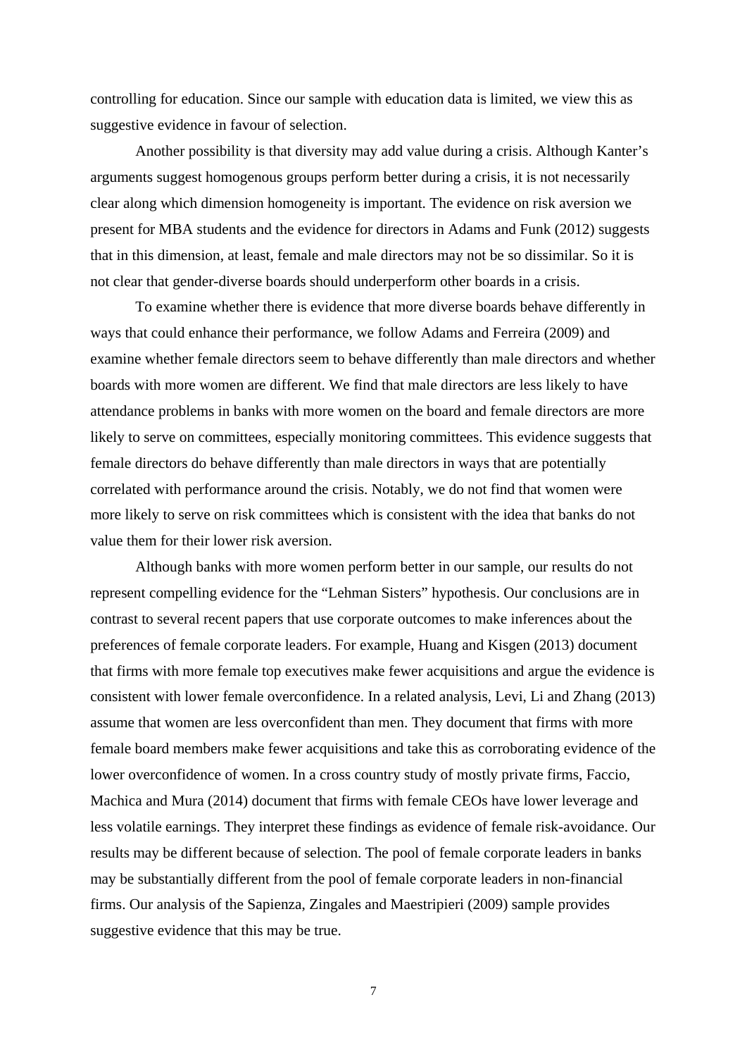controlling for education. Since our sample with education data is limited, we view this as suggestive evidence in favour of selection.

Another possibility is that diversity may add value during a crisis. Although Kanter's arguments suggest homogenous groups perform better during a crisis, it is not necessarily clear along which dimension homogeneity is important. The evidence on risk aversion we present for MBA students and the evidence for directors in Adams and Funk (2012) suggests that in this dimension, at least, female and male directors may not be so dissimilar. So it is not clear that gender-diverse boards should underperform other boards in a crisis.

To examine whether there is evidence that more diverse boards behave differently in ways that could enhance their performance, we follow Adams and Ferreira (2009) and examine whether female directors seem to behave differently than male directors and whether boards with more women are different. We find that male directors are less likely to have attendance problems in banks with more women on the board and female directors are more likely to serve on committees, especially monitoring committees. This evidence suggests that female directors do behave differently than male directors in ways that are potentially correlated with performance around the crisis. Notably, we do not find that women were more likely to serve on risk committees which is consistent with the idea that banks do not value them for their lower risk aversion.

Although banks with more women perform better in our sample, our results do not represent compelling evidence for the "Lehman Sisters" hypothesis. Our conclusions are in contrast to several recent papers that use corporate outcomes to make inferences about the preferences of female corporate leaders. For example, Huang and Kisgen (2013) document that firms with more female top executives make fewer acquisitions and argue the evidence is consistent with lower female overconfidence. In a related analysis, Levi, Li and Zhang (2013) assume that women are less overconfident than men. They document that firms with more female board members make fewer acquisitions and take this as corroborating evidence of the lower overconfidence of women. In a cross country study of mostly private firms, Faccio, Machica and Mura (2014) document that firms with female CEOs have lower leverage and less volatile earnings. They interpret these findings as evidence of female risk-avoidance. Our results may be different because of selection. The pool of female corporate leaders in banks may be substantially different from the pool of female corporate leaders in non-financial firms. Our analysis of the Sapienza, Zingales and Maestripieri (2009) sample provides suggestive evidence that this may be true.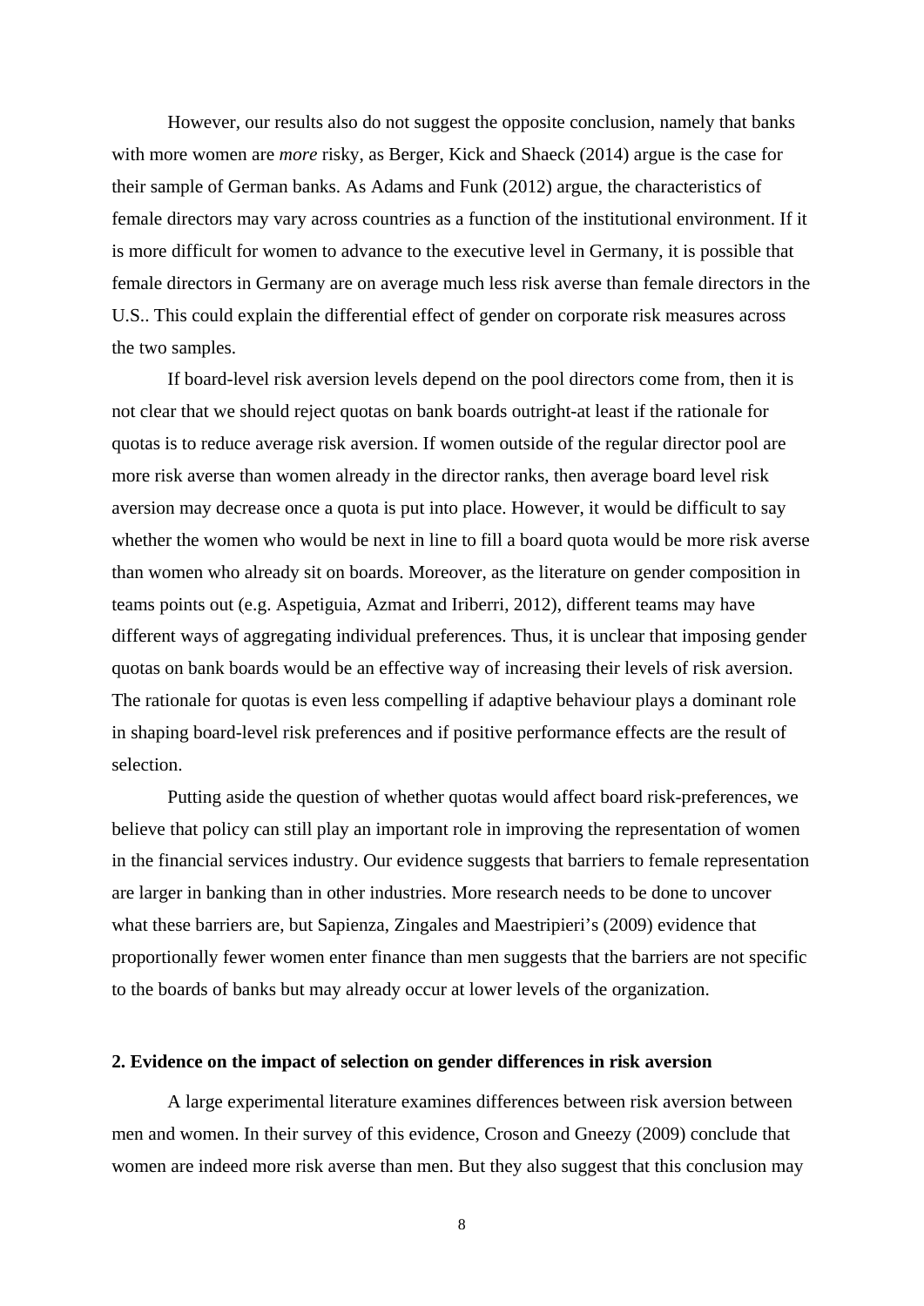However, our results also do not suggest the opposite conclusion, namely that banks with more women are *more* risky, as Berger, Kick and Shaeck (2014) argue is the case for their sample of German banks. As Adams and Funk (2012) argue, the characteristics of female directors may vary across countries as a function of the institutional environment. If it is more difficult for women to advance to the executive level in Germany, it is possible that female directors in Germany are on average much less risk averse than female directors in the U.S.. This could explain the differential effect of gender on corporate risk measures across the two samples.

If board-level risk aversion levels depend on the pool directors come from, then it is not clear that we should reject quotas on bank boards outright-at least if the rationale for quotas is to reduce average risk aversion. If women outside of the regular director pool are more risk averse than women already in the director ranks, then average board level risk aversion may decrease once a quota is put into place. However, it would be difficult to say whether the women who would be next in line to fill a board quota would be more risk averse than women who already sit on boards. Moreover, as the literature on gender composition in teams points out (e.g. Aspetiguia, Azmat and Iriberri, 2012), different teams may have different ways of aggregating individual preferences. Thus, it is unclear that imposing gender quotas on bank boards would be an effective way of increasing their levels of risk aversion. The rationale for quotas is even less compelling if adaptive behaviour plays a dominant role in shaping board-level risk preferences and if positive performance effects are the result of selection.

Putting aside the question of whether quotas would affect board risk-preferences, we believe that policy can still play an important role in improving the representation of women in the financial services industry. Our evidence suggests that barriers to female representation are larger in banking than in other industries. More research needs to be done to uncover what these barriers are, but Sapienza, Zingales and Maestripieri's (2009) evidence that proportionally fewer women enter finance than men suggests that the barriers are not specific to the boards of banks but may already occur at lower levels of the organization.

## 2. Evidence on the impact of selection on gender differences in risk aversion

A large experimental literature examines differences between risk aversion between men and women. In their survey of this evidence, Croson and Gneezy (2009) conclude that women are indeed more risk averse than men. But they also suggest that this conclusion may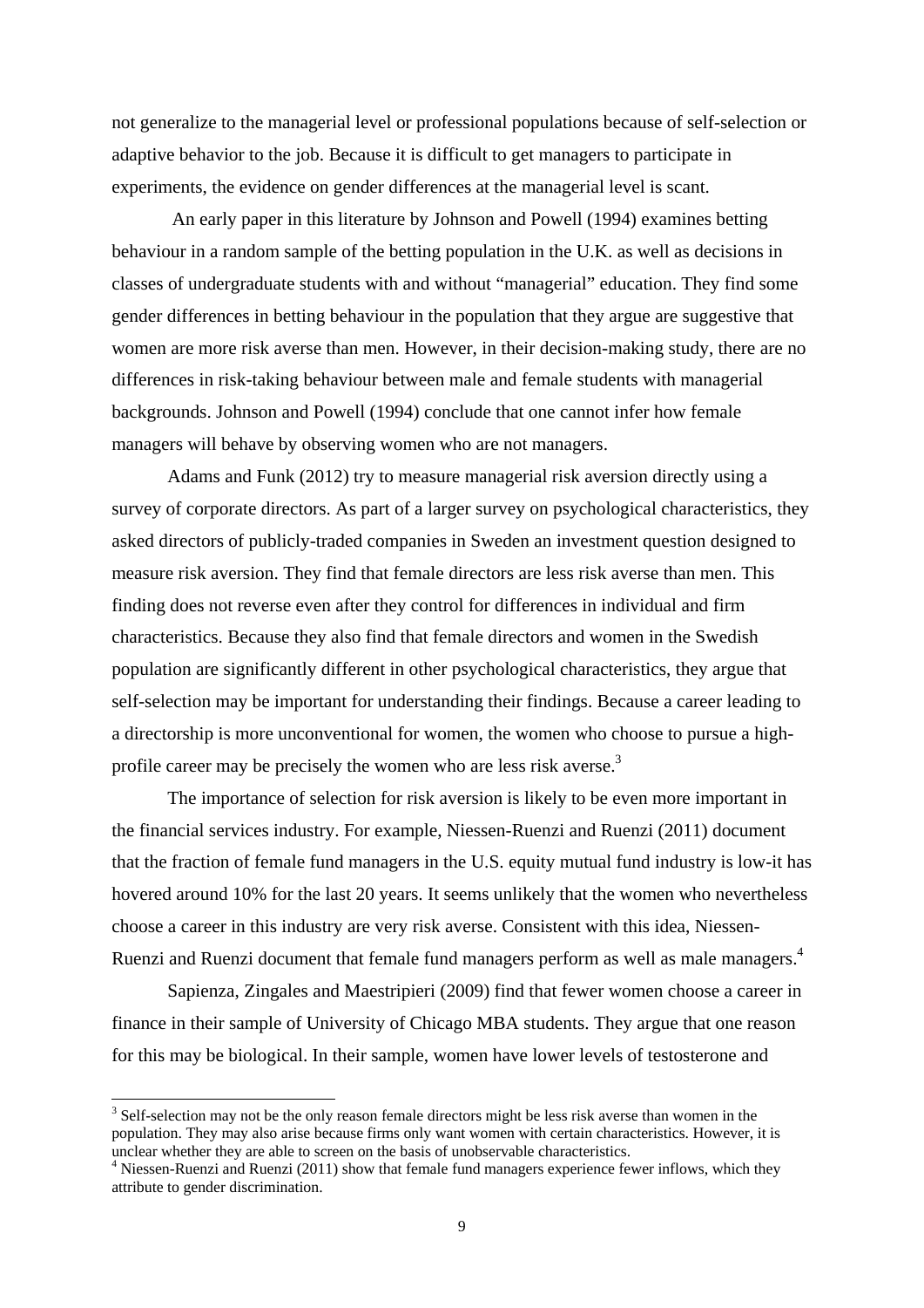not generalize to the managerial level or professional populations because of self-selection or adaptive behavior to the job. Because it is difficult to get managers to participate in experiments, the evidence on gender differences at the managerial level is scant.

An early paper in this literature by Johnson and Powell (1994) examines betting behaviour in a random sample of the betting population in the U.K. as well as decisions in classes of undergraduate students with and without "managerial" education. They find some gender differences in betting behaviour in the population that they argue are suggestive that women are more risk averse than men. However, in their decision-making study, there are no differences in risk-taking behaviour between male and female students with managerial backgrounds. Johnson and Powell (1994) conclude that one cannot infer how female managers will behave by observing women who are not managers.

Adams and Funk (2012) try to measure managerial risk aversion directly using a survey of corporate directors. As part of a larger survey on psychological characteristics, they asked directors of publicly-traded companies in Sweden an investment question designed to measure risk aversion. They find that female directors are less risk averse than men. This finding does not reverse even after they control for differences in individual and firm characteristics. Because they also find that female directors and women in the Swedish population are significantly different in other psychological characteristics, they argue that self-selection may be important for understanding their findings. Because a career leading to a directorship is more unconventional for women, the women who choose to pursue a high-profile career may be precisely the women who are less risk averse.[3]

The importance of selection for risk aversion is likely to be even more important in the financial services industry. For example, Niessen-Ruenzi and Ruenzi (2011) document that the fraction of female fund managers in the U.S. equity mutual fund industry is low-it has hovered around 10% for the last 20 years. It seems unlikely that the women who nevertheless choose a career in this industry are very risk averse. Consistent with this idea, Niessen-Ruenzi and Ruenzi document that female fund managers perform as well as male managers.[4]

Sapienza, Zingales and Maestripieri (2009) find that fewer women choose a career in finance in their sample of University of Chicago MBA students. They argue that one reason for this may be biological. In their sample, women have lower levels of testosterone and

[3] Self-selection may not be the only reason female directors might be less risk averse than women in the population. They may also arise because firms only want women with certain characteristics. However, it is unclear whether they are able to screen on the basis of unobservable characteristics.

[4] Niessen-Ruenzi and Ruenzi (2011) show that female fund managers experience fewer inflows, which they attribute to gender discrimination.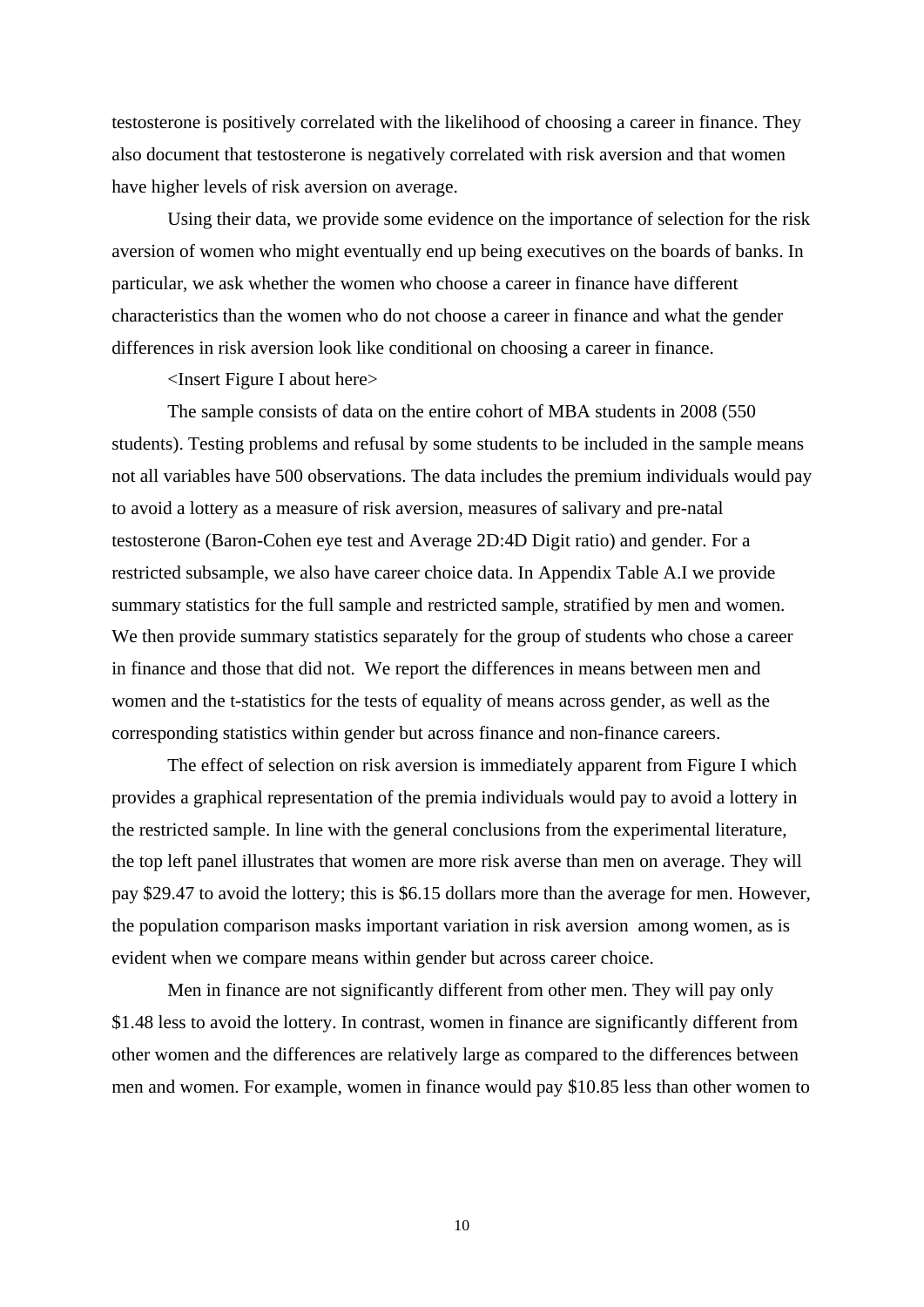testosterone is positively correlated with the likelihood of choosing a career in finance. They also document that testosterone is negatively correlated with risk aversion and that women have higher levels of risk aversion on average.

Using their data, we provide some evidence on the importance of selection for the risk aversion of women who might eventually end up being executives on the boards of banks. In particular, we ask whether the women who choose a career in finance have different characteristics than the women who do not choose a career in finance and what the gender differences in risk aversion look like conditional on choosing a career in finance.

<Insert Figure I about here>

The sample consists of data on the entire cohort of MBA students in 2008 (550 students). Testing problems and refusal by some students to be included in the sample means not all variables have 500 observations. The data includes the premium individuals would pay to avoid a lottery as a measure of risk aversion, measures of salivary and pre-natal testosterone (Baron-Cohen eye test and Average 2D:4D Digit ratio) and gender. For a restricted subsample, we also have career choice data. In Appendix Table A.I we provide summary statistics for the full sample and restricted sample, stratified by men and women. We then provide summary statistics separately for the group of students who chose a career in finance and those that did not. We report the differences in means between men and women and the t-statistics for the tests of equality of means across gender, as well as the corresponding statistics within gender but across finance and non-finance careers.

The effect of selection on risk aversion is immediately apparent from Figure I which provides a graphical representation of the premia individuals would pay to avoid a lottery in the restricted sample. In line with the general conclusions from the experimental literature, the top left panel illustrates that women are more risk averse than men on average. They will pay $29.47 to avoid the lottery; this is $6.15 dollars more than the average for men. However, the population comparison masks important variation in risk aversion among women, as is evident when we compare means within gender but across career choice.

Men in finance are not significantly different from other men. They will pay only $1.48 less to avoid the lottery. In contrast, women in finance are significantly different from other women and the differences are relatively large as compared to the differences between men and women. For example, women in finance would pay $10.85 less than other women to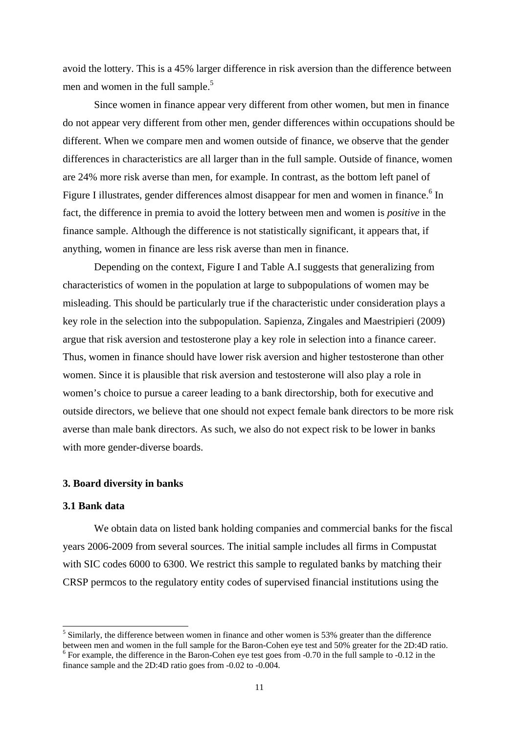avoid the lottery. This is a 45% larger difference in risk aversion than the difference between men and women in the full sample.[5]

Since women in finance appear very different from other women, but men in finance do not appear very different from other men, gender differences within occupations should be different. When we compare men and women outside of finance, we observe that the gender differences in characteristics are all larger than in the full sample. Outside of finance, women are 24% more risk averse than men, for example. In contrast, as the bottom left panel of Figure I illustrates, gender differences almost disappear for men and women in finance.[6] In fact, the difference in premia to avoid the lottery between men and women is *positive* in the finance sample. Although the difference is not statistically significant, it appears that, if anything, women in finance are less risk averse than men in finance.

Depending on the context, Figure I and Table A.I suggests that generalizing from characteristics of women in the population at large to subpopulations of women may be misleading. This should be particularly true if the characteristic under consideration plays a key role in the selection into the subpopulation. Sapienza, Zingales and Maestripieri (2009) argue that risk aversion and testosterone play a key role in selection into a finance career. Thus, women in finance should have lower risk aversion and higher testosterone than other women. Since it is plausible that risk aversion and testosterone will also play a role in women's choice to pursue a career leading to a bank directorship, both for executive and outside directors, we believe that one should not expect female bank directors to be more risk averse than male bank directors. As such, we also do not expect risk to be lower in banks with more gender-diverse boards.

## 3. Board diversity in banks

### 3.1 Bank data

We obtain data on listed bank holding companies and commercial banks for the fiscal years 2006-2009 from several sources. The initial sample includes all firms in Compustat with SIC codes 6000 to 6300. We restrict this sample to regulated banks by matching their CRSP permcos to the regulatory entity codes of supervised financial institutions using the

[5] Similarly, the difference between women in finance and other women is 53% greater than the difference between men and women in the full sample for the Baron-Cohen eye test and 50% greater for the 2D:4D ratio.

[6] For example, the difference in the Baron-Cohen eye test goes from -0.70 in the full sample to -0.12 in the finance sample and the 2D:4D ratio goes from -0.02 to -0.004.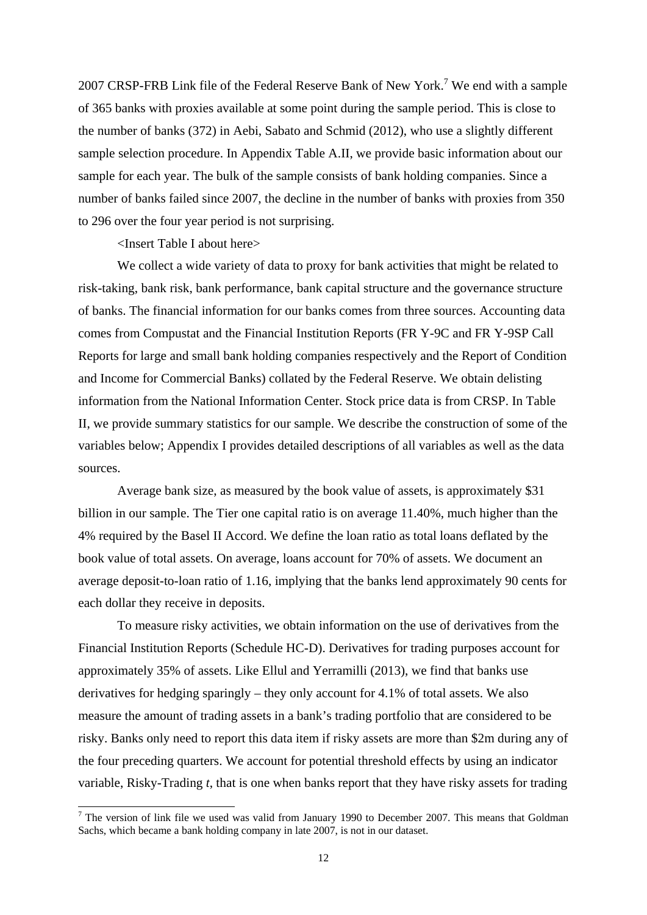2007 CRSP-FRB Link file of the Federal Reserve Bank of New York.[7] We end with a sample of 365 banks with proxies available at some point during the sample period. This is close to the number of banks (372) in Aebi, Sabato and Schmid (2012), who use a slightly different sample selection procedure. In Appendix Table A.II, we provide basic information about our sample for each year. The bulk of the sample consists of bank holding companies. Since a number of banks failed since 2007, the decline in the number of banks with proxies from 350 to 296 over the four year period is not surprising.

<Insert Table I about here>

We collect a wide variety of data to proxy for bank activities that might be related to risk-taking, bank risk, bank performance, bank capital structure and the governance structure of banks. The financial information for our banks comes from three sources. Accounting data comes from Compustat and the Financial Institution Reports (FR Y-9C and FR Y-9SP Call Reports for large and small bank holding companies respectively and the Report of Condition and Income for Commercial Banks) collated by the Federal Reserve. We obtain delisting information from the National Information Center. Stock price data is from CRSP. In Table II, we provide summary statistics for our sample. We describe the construction of some of the variables below; Appendix I provides detailed descriptions of all variables as well as the data sources.

Average bank size, as measured by the book value of assets, is approximately $31 billion in our sample. The Tier one capital ratio is on average 11.40%, much higher than the 4% required by the Basel II Accord. We define the loan ratio as total loans deflated by the book value of total assets. On average, loans account for 70% of assets. We document an average deposit-to-loan ratio of 1.16, implying that the banks lend approximately 90 cents for each dollar they receive in deposits.

To measure risky activities, we obtain information on the use of derivatives from the Financial Institution Reports (Schedule HC-D). Derivatives for trading purposes account for approximately 35% of assets. Like Ellul and Yerramilli (2013), we find that banks use derivatives for hedging sparingly – they only account for 4.1% of total assets. We also measure the amount of trading assets in a bank's trading portfolio that are considered to be risky. Banks only need to report this data item if risky assets are more than $2m during any of the four preceding quarters. We account for potential threshold effects by using an indicator variable, Risky-Trading $t$, that is one when banks report that they have risky assets for trading

[7] The version of link file we used was valid from January 1990 to December 2007. This means that Goldman Sachs, which became a bank holding company in late 2007, is not in our dataset.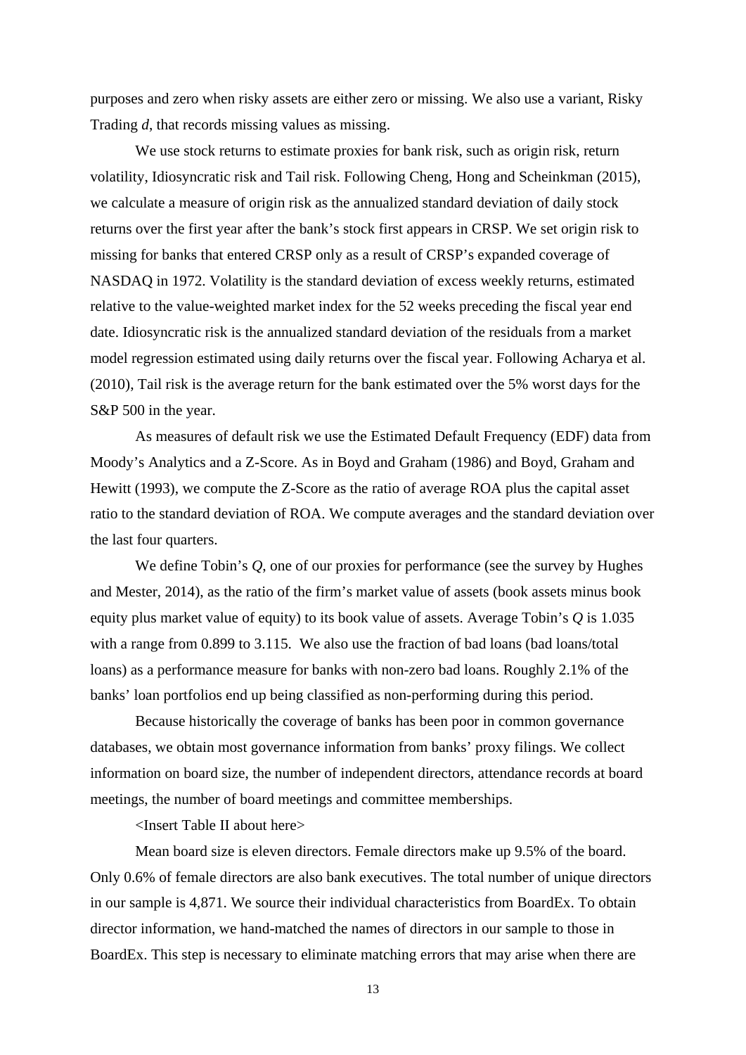purposes and zero when risky assets are either zero or missing. We also use a variant, Risky Trading *d*, that records missing values as missing.

We use stock returns to estimate proxies for bank risk, such as origin risk, return volatility, Idiosyncratic risk and Tail risk. Following Cheng, Hong and Scheinkman (2015), we calculate a measure of origin risk as the annualized standard deviation of daily stock returns over the first year after the bank's stock first appears in CRSP. We set origin risk to missing for banks that entered CRSP only as a result of CRSP's expanded coverage of NASDAQ in 1972. Volatility is the standard deviation of excess weekly returns, estimated relative to the value-weighted market index for the 52 weeks preceding the fiscal year end date. Idiosyncratic risk is the annualized standard deviation of the residuals from a market model regression estimated using daily returns over the fiscal year. Following Acharya et al. (2010), Tail risk is the average return for the bank estimated over the 5% worst days for the S&P 500 in the year.

As measures of default risk we use the Estimated Default Frequency (EDF) data from Moody's Analytics and a Z-Score. As in Boyd and Graham (1986) and Boyd, Graham and Hewitt (1993), we compute the Z-Score as the ratio of average ROA plus the capital asset ratio to the standard deviation of ROA. We compute averages and the standard deviation over the last four quarters.

We define Tobin's *Q*, one of our proxies for performance (see the survey by Hughes and Mester, 2014), as the ratio of the firm's market value of assets (book assets minus book equity plus market value of equity) to its book value of assets. Average Tobin's *Q* is 1.035 with a range from 0.899 to 3.115. We also use the fraction of bad loans (bad loans/total loans) as a performance measure for banks with non-zero bad loans. Roughly 2.1% of the banks' loan portfolios end up being classified as non-performing during this period.

Because historically the coverage of banks has been poor in common governance databases, we obtain most governance information from banks' proxy filings. We collect information on board size, the number of independent directors, attendance records at board meetings, the number of board meetings and committee memberships.

<Insert Table II about here>

Mean board size is eleven directors. Female directors make up 9.5% of the board. Only 0.6% of female directors are also bank executives. The total number of unique directors in our sample is 4,871. We source their individual characteristics from BoardEx. To obtain director information, we hand-matched the names of directors in our sample to those in BoardEx. This step is necessary to eliminate matching errors that may arise when there are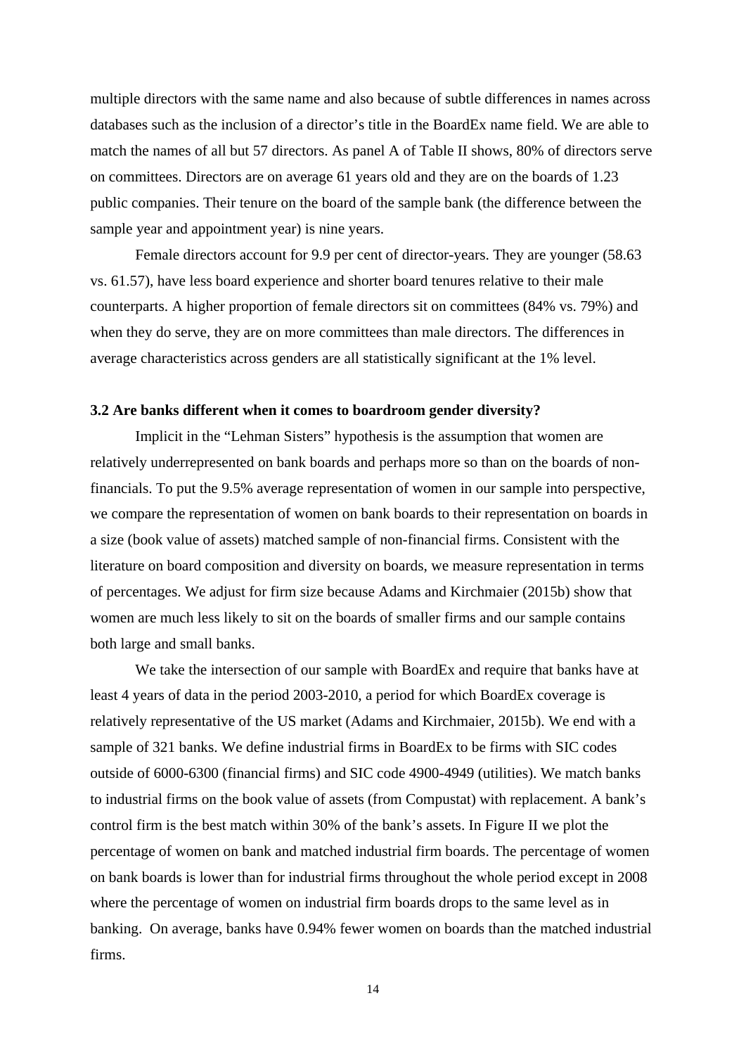multiple directors with the same name and also because of subtle differences in names across databases such as the inclusion of a director's title in the BoardEx name field. We are able to match the names of all but 57 directors. As panel A of Table II shows, 80% of directors serve on committees. Directors are on average 61 years old and they are on the boards of 1.23 public companies. Their tenure on the board of the sample bank (the difference between the sample year and appointment year) is nine years.

Female directors account for 9.9 per cent of director-years. They are younger (58.63 vs. 61.57), have less board experience and shorter board tenures relative to their male counterparts. A higher proportion of female directors sit on committees (84% vs. 79%) and when they do serve, they are on more committees than male directors. The differences in average characteristics across genders are all statistically significant at the 1% level.

### 3.2 Are banks different when it comes to boardroom gender diversity?

Implicit in the "Lehman Sisters" hypothesis is the assumption that women are relatively underrepresented on bank boards and perhaps more so than on the boards of non-financials. To put the 9.5% average representation of women in our sample into perspective, we compare the representation of women on bank boards to their representation on boards in a size (book value of assets) matched sample of non-financial firms. Consistent with the literature on board composition and diversity on boards, we measure representation in terms of percentages. We adjust for firm size because Adams and Kirchmaier (2015b) show that women are much less likely to sit on the boards of smaller firms and our sample contains both large and small banks.

We take the intersection of our sample with BoardEx and require that banks have at least 4 years of data in the period 2003-2010, a period for which BoardEx coverage is relatively representative of the US market (Adams and Kirchmaier, 2015b). We end with a sample of 321 banks. We define industrial firms in BoardEx to be firms with SIC codes outside of 6000-6300 (financial firms) and SIC code 4900-4949 (utilities). We match banks to industrial firms on the book value of assets (from Compustat) with replacement. A bank's control firm is the best match within 30% of the bank's assets. In Figure II we plot the percentage of women on bank and matched industrial firm boards. The percentage of women on bank boards is lower than for industrial firms throughout the whole period except in 2008 where the percentage of women on industrial firm boards drops to the same level as in banking. On average, banks have 0.94% fewer women on boards than the matched industrial firms.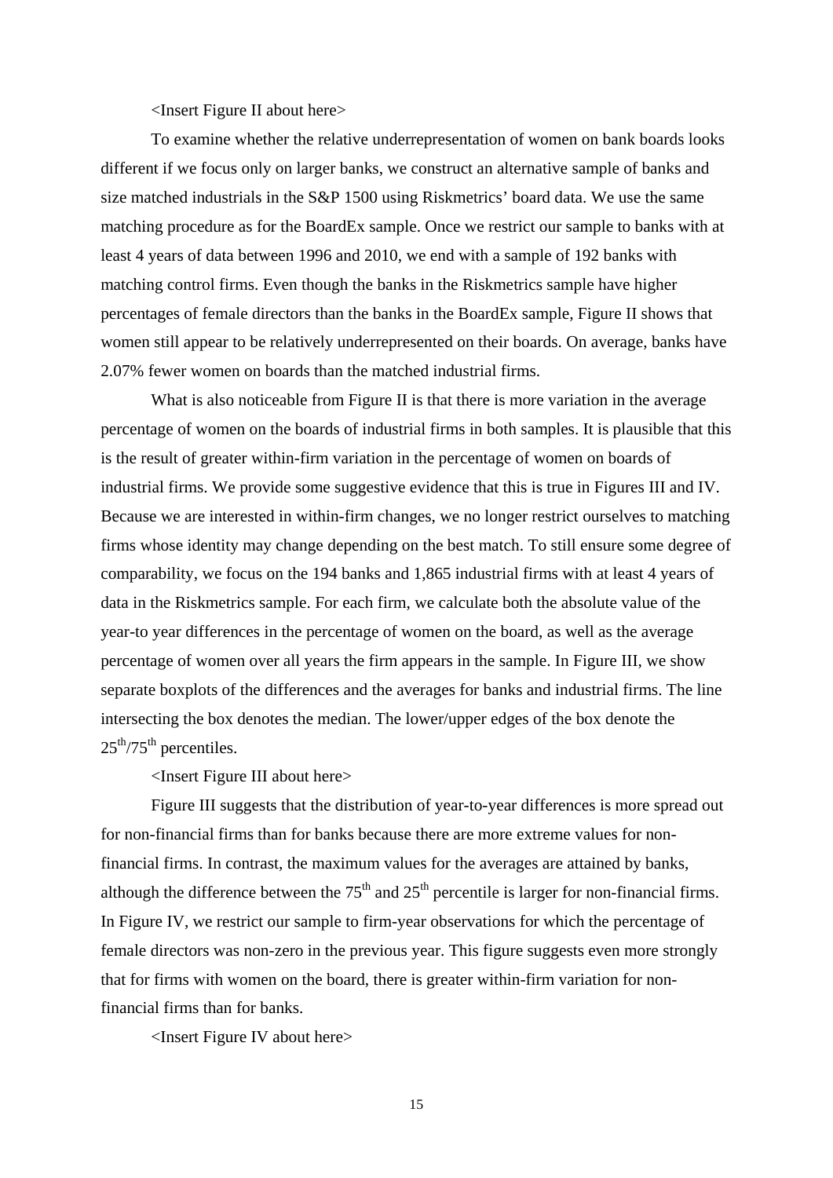<Insert Figure II about here>

To examine whether the relative underrepresentation of women on bank boards looks different if we focus only on larger banks, we construct an alternative sample of banks and size matched industrials in the S&P 1500 using Riskmetrics' board data. We use the same matching procedure as for the BoardEx sample. Once we restrict our sample to banks with at least 4 years of data between 1996 and 2010, we end with a sample of 192 banks with matching control firms. Even though the banks in the Riskmetrics sample have higher percentages of female directors than the banks in the BoardEx sample, Figure II shows that women still appear to be relatively underrepresented on their boards. On average, banks have 2.07% fewer women on boards than the matched industrial firms.

What is also noticeable from Figure II is that there is more variation in the average percentage of women on the boards of industrial firms in both samples. It is plausible that this is the result of greater within-firm variation in the percentage of women on boards of industrial firms. We provide some suggestive evidence that this is true in Figures III and IV. Because we are interested in within-firm changes, we no longer restrict ourselves to matching firms whose identity may change depending on the best match. To still ensure some degree of comparability, we focus on the 194 banks and 1,865 industrial firms with at least 4 years of data in the Riskmetrics sample. For each firm, we calculate both the absolute value of the year-to year differences in the percentage of women on the board, as well as the average percentage of women over all years the firm appears in the sample. In Figure III, we show separate boxplots of the differences and the averages for banks and industrial firms. The line intersecting the box denotes the median. The lower/upper edges of the box denote the $25^{th}$/$75^{th}$ percentiles.

<Insert Figure III about here>

Figure III suggests that the distribution of year-to-year differences is more spread out for non-financial firms than for banks because there are more extreme values for non-financial firms. In contrast, the maximum values for the averages are attained by banks, although the difference between the $75^{th}$ and $25^{th}$ percentile is larger for non-financial firms. In Figure IV, we restrict our sample to firm-year observations for which the percentage of female directors was non-zero in the previous year. This figure suggests even more strongly that for firms with women on the board, there is greater within-firm variation for non-financial firms than for banks.

<Insert Figure IV about here>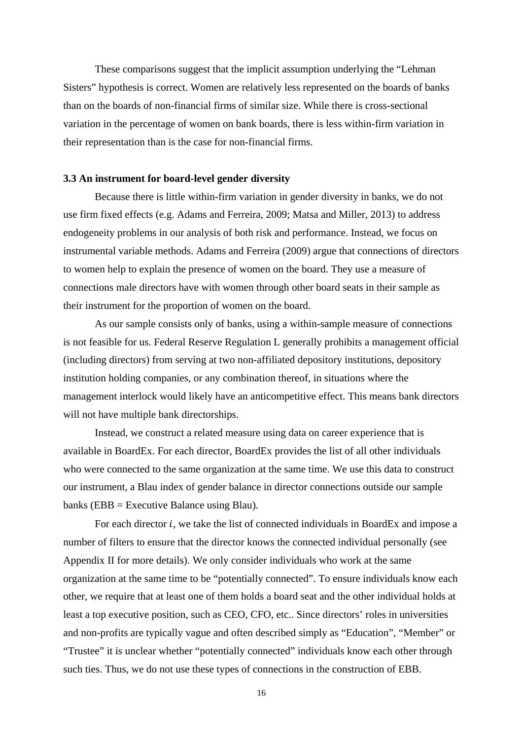These comparisons suggest that the implicit assumption underlying the "Lehman Sisters" hypothesis is correct. Women are relatively less represented on the boards of banks than on the boards of non-financial firms of similar size. While there is cross-sectional variation in the percentage of women on bank boards, there is less within-firm variation in their representation than is the case for non-financial firms.

### 3.3 An instrument for board-level gender diversity

Because there is little within-firm variation in gender diversity in banks, we do not use firm fixed effects (e.g. Adams and Ferreira, 2009; Matsa and Miller, 2013) to address endogeneity problems in our analysis of both risk and performance. Instead, we focus on instrumental variable methods. Adams and Ferreira (2009) argue that connections of directors to women help to explain the presence of women on the board. They use a measure of connections male directors have with women through other board seats in their sample as their instrument for the proportion of women on the board.

As our sample consists only of banks, using a within-sample measure of connections is not feasible for us. Federal Reserve Regulation L generally prohibits a management official (including directors) from serving at two non-affiliated depository institutions, depository institution holding companies, or any combination thereof, in situations where the management interlock would likely have an anticompetitive effect. This means bank directors will not have multiple bank directorships.

Instead, we construct a related measure using data on career experience that is available in BoardEx. For each director, BoardEx provides the list of all other individuals who were connected to the same organization at the same time. We use this data to construct our instrument, a Blau index of gender balance in director connections outside our sample banks (EBB = Executive Balance using Blau).

For each director $i$, we take the list of connected individuals in BoardEx and impose a number of filters to ensure that the director knows the connected individual personally (see Appendix II for more details). We only consider individuals who work at the same organization at the same time to be "potentially connected". To ensure individuals know each other, we require that at least one of them holds a board seat and the other individual holds at least a top executive position, such as CEO, CFO, etc.. Since directors' roles in universities and non-profits are typically vague and often described simply as "Education", "Member" or "Trustee" it is unclear whether "potentially connected" individuals know each other through such ties. Thus, we do not use these types of connections in the construction of EBB.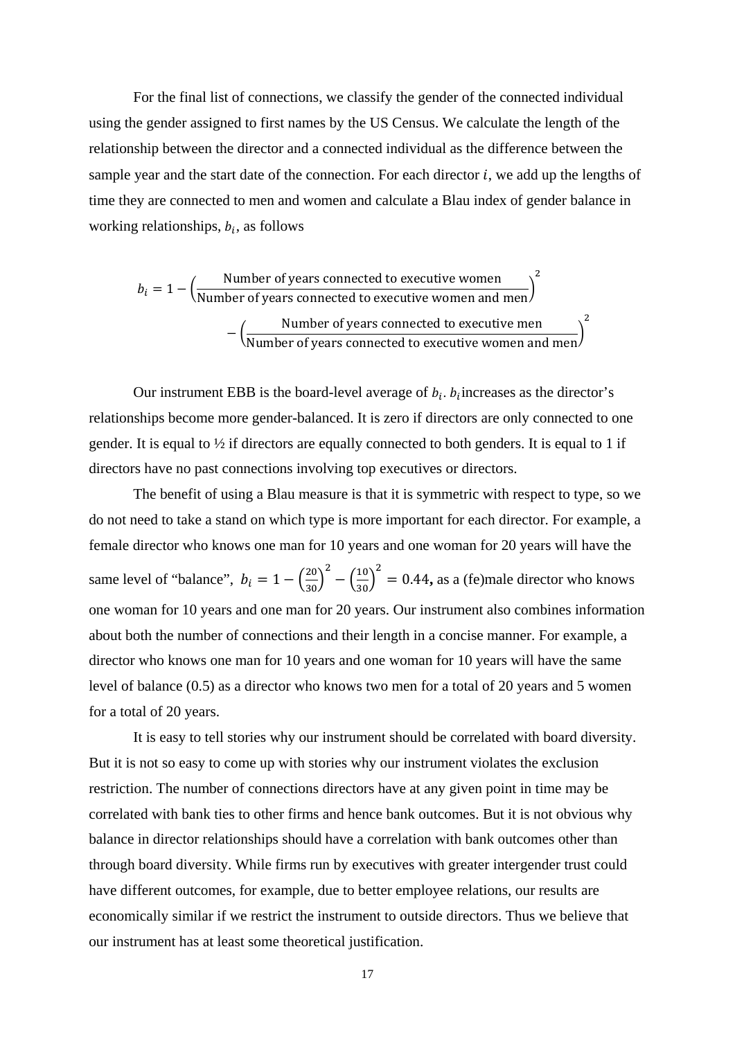For the final list of connections, we classify the gender of the connected individual using the gender assigned to first names by the US Census. We calculate the length of the relationship between the director and a connected individual as the difference between the sample year and the start date of the connection. For each director $i$, we add up the lengths of time they are connected to men and women and calculate a Blau index of gender balance in working relationships, $b_i$, as follows

$$b_i = 1 - \left(\frac{\text{Number of years connected to executive women}}{\text{Number of years connected to executive women and men}}\right)^2 - \left(\frac{\text{Number of years connected to executive men}}{\text{Number of years connected to executive women and men}}\right)^2$$

Our instrument EBB is the board-level average of $b_i$. $b_i$ increases as the director's relationships become more gender-balanced. It is zero if directors are only connected to one gender. It is equal to ½ if directors are equally connected to both genders. It is equal to 1 if directors have no past connections involving top executives or directors.

The benefit of using a Blau measure is that it is symmetric with respect to type, so we do not need to take a stand on which type is more important for each director. For example, a female director who knows one man for 10 years and one woman for 20 years will have the same level of "balance", $b_i = 1 - \left(\frac{20}{30}\right)^2 - \left(\frac{10}{30}\right)^2 = 0.44$**,** as a (fe)male director who knows one woman for 10 years and one man for 20 years. Our instrument also combines information about both the number of connections and their length in a concise manner. For example, a director who knows one man for 10 years and one woman for 10 years will have the same level of balance (0.5) as a director who knows two men for a total of 20 years and 5 women for a total of 20 years.

It is easy to tell stories why our instrument should be correlated with board diversity. But it is not so easy to come up with stories why our instrument violates the exclusion restriction. The number of connections directors have at any given point in time may be correlated with bank ties to other firms and hence bank outcomes. But it is not obvious why balance in director relationships should have a correlation with bank outcomes other than through board diversity. While firms run by executives with greater intergender trust could have different outcomes, for example, due to better employee relations, our results are economically similar if we restrict the instrument to outside directors. Thus we believe that our instrument has at least some theoretical justification.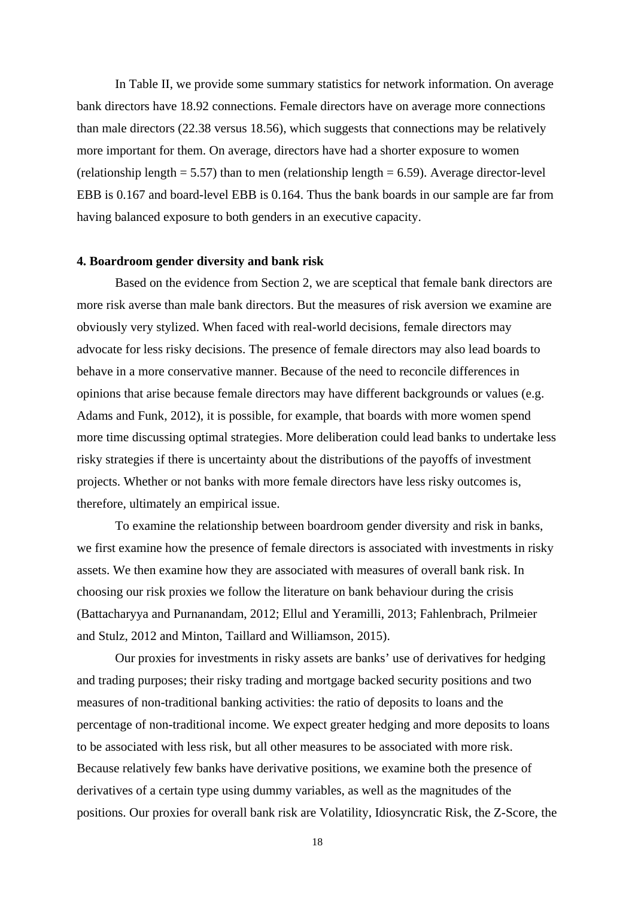In Table II, we provide some summary statistics for network information. On average bank directors have 18.92 connections. Female directors have on average more connections than male directors (22.38 versus 18.56), which suggests that connections may be relatively more important for them. On average, directors have had a shorter exposure to women (relationship length = 5.57) than to men (relationship length = 6.59). Average director-level EBB is 0.167 and board-level EBB is 0.164. Thus the bank boards in our sample are far from having balanced exposure to both genders in an executive capacity.

## 4. Boardroom gender diversity and bank risk

Based on the evidence from Section 2, we are sceptical that female bank directors are more risk averse than male bank directors. But the measures of risk aversion we examine are obviously very stylized. When faced with real-world decisions, female directors may advocate for less risky decisions. The presence of female directors may also lead boards to behave in a more conservative manner. Because of the need to reconcile differences in opinions that arise because female directors may have different backgrounds or values (e.g. Adams and Funk, 2012), it is possible, for example, that boards with more women spend more time discussing optimal strategies. More deliberation could lead banks to undertake less risky strategies if there is uncertainty about the distributions of the payoffs of investment projects. Whether or not banks with more female directors have less risky outcomes is, therefore, ultimately an empirical issue.

To examine the relationship between boardroom gender diversity and risk in banks, we first examine how the presence of female directors is associated with investments in risky assets. We then examine how they are associated with measures of overall bank risk. In choosing our risk proxies we follow the literature on bank behaviour during the crisis (Battacharyya and Purnanandam, 2012; Ellul and Yeramilli, 2013; Fahlenbrach, Prilmeier and Stulz, 2012 and Minton, Taillard and Williamson, 2015).

Our proxies for investments in risky assets are banks' use of derivatives for hedging and trading purposes; their risky trading and mortgage backed security positions and two measures of non-traditional banking activities: the ratio of deposits to loans and the percentage of non-traditional income. We expect greater hedging and more deposits to loans to be associated with less risk, but all other measures to be associated with more risk. Because relatively few banks have derivative positions, we examine both the presence of derivatives of a certain type using dummy variables, as well as the magnitudes of the positions. Our proxies for overall bank risk are Volatility, Idiosyncratic Risk, the Z-Score, the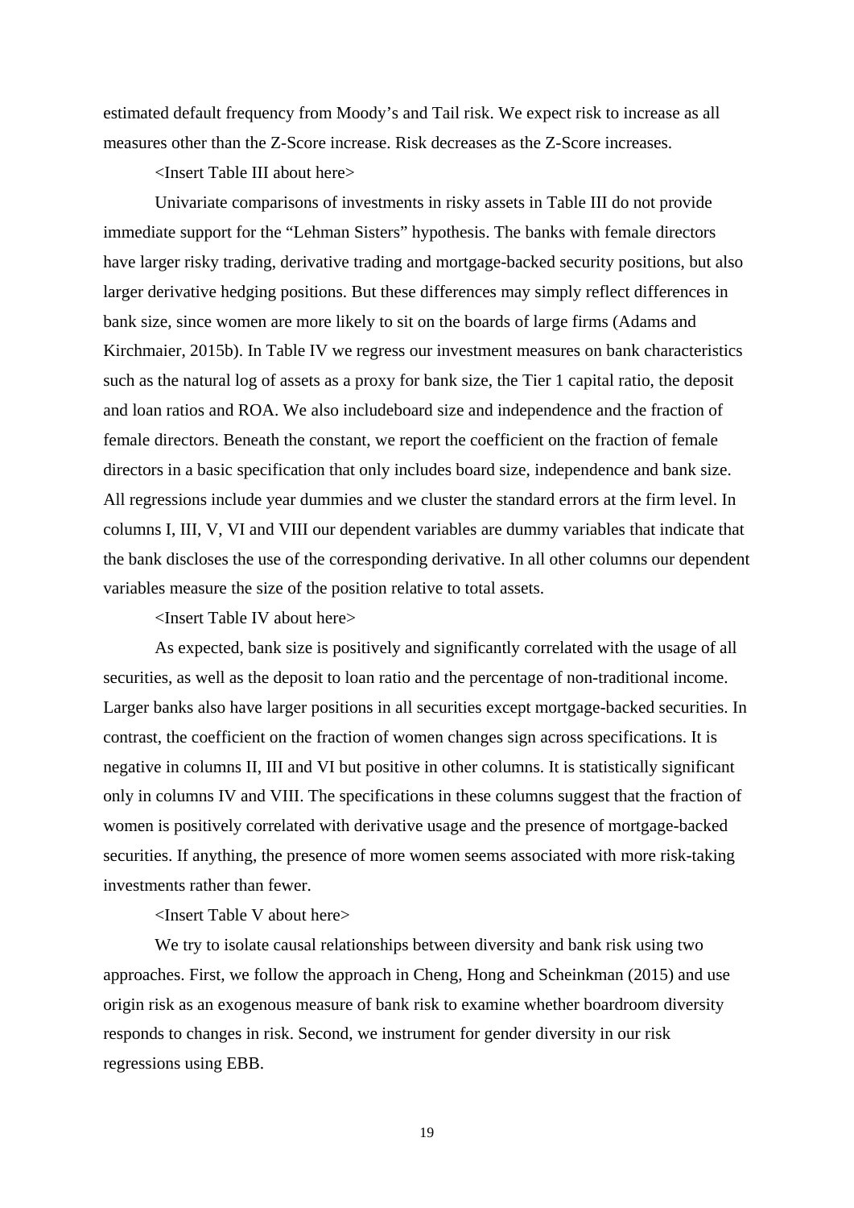estimated default frequency from Moody's and Tail risk. We expect risk to increase as all measures other than the Z-Score increase. Risk decreases as the Z-Score increases.

<Insert Table III about here>

Univariate comparisons of investments in risky assets in Table III do not provide immediate support for the "Lehman Sisters" hypothesis. The banks with female directors have larger risky trading, derivative trading and mortgage-backed security positions, but also larger derivative hedging positions. But these differences may simply reflect differences in bank size, since women are more likely to sit on the boards of large firms (Adams and Kirchmaier, 2015b). In Table IV we regress our investment measures on bank characteristics such as the natural log of assets as a proxy for bank size, the Tier 1 capital ratio, the deposit and loan ratios and ROA. We also includeboard size and independence and the fraction of female directors. Beneath the constant, we report the coefficient on the fraction of female directors in a basic specification that only includes board size, independence and bank size. All regressions include year dummies and we cluster the standard errors at the firm level. In columns I, III, V, VI and VIII our dependent variables are dummy variables that indicate that the bank discloses the use of the corresponding derivative. In all other columns our dependent variables measure the size of the position relative to total assets.

<Insert Table IV about here>

As expected, bank size is positively and significantly correlated with the usage of all securities, as well as the deposit to loan ratio and the percentage of non-traditional income. Larger banks also have larger positions in all securities except mortgage-backed securities. In contrast, the coefficient on the fraction of women changes sign across specifications. It is negative in columns II, III and VI but positive in other columns. It is statistically significant only in columns IV and VIII. The specifications in these columns suggest that the fraction of women is positively correlated with derivative usage and the presence of mortgage-backed securities. If anything, the presence of more women seems associated with more risk-taking investments rather than fewer.

<Insert Table V about here>

We try to isolate causal relationships between diversity and bank risk using two approaches. First, we follow the approach in Cheng, Hong and Scheinkman (2015) and use origin risk as an exogenous measure of bank risk to examine whether boardroom diversity responds to changes in risk. Second, we instrument for gender diversity in our risk regressions using EBB.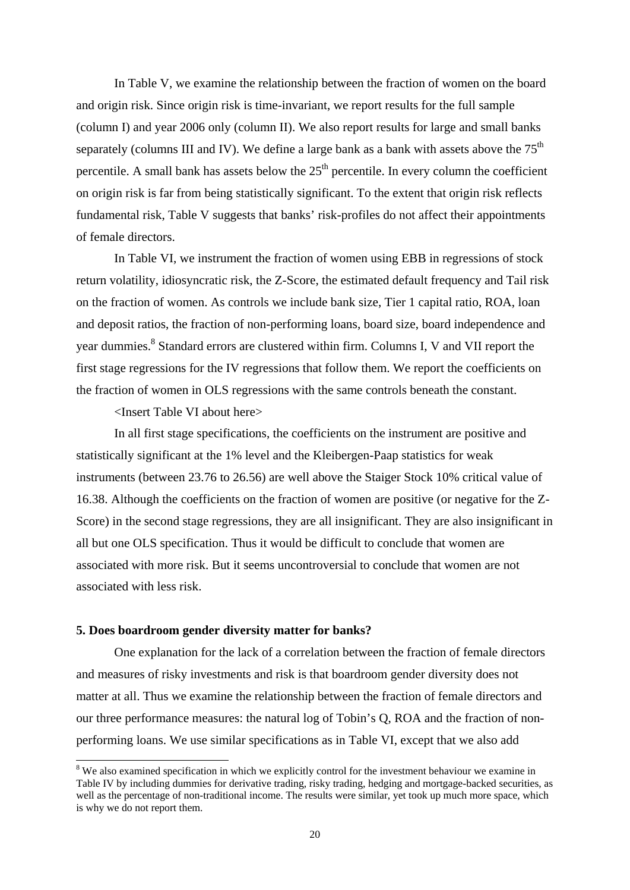In Table V, we examine the relationship between the fraction of women on the board and origin risk. Since origin risk is time-invariant, we report results for the full sample (column I) and year 2006 only (column II). We also report results for large and small banks separately (columns III and IV). We define a large bank as a bank with assets above the 75th percentile. A small bank has assets below the 25th percentile. In every column the coefficient on origin risk is far from being statistically significant. To the extent that origin risk reflects fundamental risk, Table V suggests that banks' risk-profiles do not affect their appointments of female directors.

In Table VI, we instrument the fraction of women using EBB in regressions of stock return volatility, idiosyncratic risk, the Z-Score, the estimated default frequency and Tail risk on the fraction of women. As controls we include bank size, Tier 1 capital ratio, ROA, loan and deposit ratios, the fraction of non-performing loans, board size, board independence and year dummies.[8] Standard errors are clustered within firm. Columns I, V and VII report the first stage regressions for the IV regressions that follow them. We report the coefficients on the fraction of women in OLS regressions with the same controls beneath the constant.

<Insert Table VI about here>

In all first stage specifications, the coefficients on the instrument are positive and statistically significant at the 1% level and the Kleibergen-Paap statistics for weak instruments (between 23.76 to 26.56) are well above the Staiger Stock 10% critical value of 16.38. Although the coefficients on the fraction of women are positive (or negative for the Z-Score) in the second stage regressions, they are all insignificant. They are also insignificant in all but one OLS specification. Thus it would be difficult to conclude that women are associated with more risk. But it seems uncontroversial to conclude that women are not associated with less risk.

## 5. Does boardroom gender diversity matter for banks?

One explanation for the lack of a correlation between the fraction of female directors and measures of risky investments and risk is that boardroom gender diversity does not matter at all. Thus we examine the relationship between the fraction of female directors and our three performance measures: the natural log of Tobin's Q, ROA and the fraction of non-performing loans. We use similar specifications as in Table VI, except that we also add

---

[8] We also examined specification in which we explicitly control for the investment behaviour we examine in Table IV by including dummies for derivative trading, risky trading, hedging and mortgage-backed securities, as well as the percentage of non-traditional income. The results were similar, yet took up much more space, which is why we do not report them.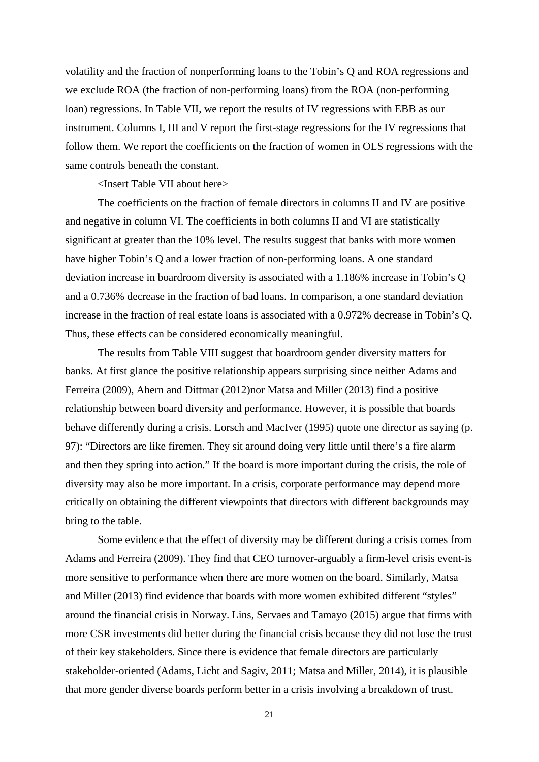volatility and the fraction of nonperforming loans to the Tobin's Q and ROA regressions and we exclude ROA (the fraction of non-performing loans) from the ROA (non-performing loan) regressions. In Table VII, we report the results of IV regressions with EBB as our instrument. Columns I, III and V report the first-stage regressions for the IV regressions that follow them. We report the coefficients on the fraction of women in OLS regressions with the same controls beneath the constant.

<Insert Table VII about here>

The coefficients on the fraction of female directors in columns II and IV are positive and negative in column VI. The coefficients in both columns II and VI are statistically significant at greater than the 10% level. The results suggest that banks with more women have higher Tobin's Q and a lower fraction of non-performing loans. A one standard deviation increase in boardroom diversity is associated with a 1.186% increase in Tobin's Q and a 0.736% decrease in the fraction of bad loans. In comparison, a one standard deviation increase in the fraction of real estate loans is associated with a 0.972% decrease in Tobin's Q. Thus, these effects can be considered economically meaningful.

The results from Table VIII suggest that boardroom gender diversity matters for banks. At first glance the positive relationship appears surprising since neither Adams and Ferreira (2009), Ahern and Dittmar (2012)nor Matsa and Miller (2013) find a positive relationship between board diversity and performance. However, it is possible that boards behave differently during a crisis. Lorsch and MacIver (1995) quote one director as saying (p. 97): "Directors are like firemen. They sit around doing very little until there's a fire alarm and then they spring into action." If the board is more important during the crisis, the role of diversity may also be more important. In a crisis, corporate performance may depend more critically on obtaining the different viewpoints that directors with different backgrounds may bring to the table.

Some evidence that the effect of diversity may be different during a crisis comes from Adams and Ferreira (2009). They find that CEO turnover-arguably a firm-level crisis event-is more sensitive to performance when there are more women on the board. Similarly, Matsa and Miller (2013) find evidence that boards with more women exhibited different "styles" around the financial crisis in Norway. Lins, Servaes and Tamayo (2015) argue that firms with more CSR investments did better during the financial crisis because they did not lose the trust of their key stakeholders. Since there is evidence that female directors are particularly stakeholder-oriented (Adams, Licht and Sagiv, 2011; Matsa and Miller, 2014), it is plausible that more gender diverse boards perform better in a crisis involving a breakdown of trust.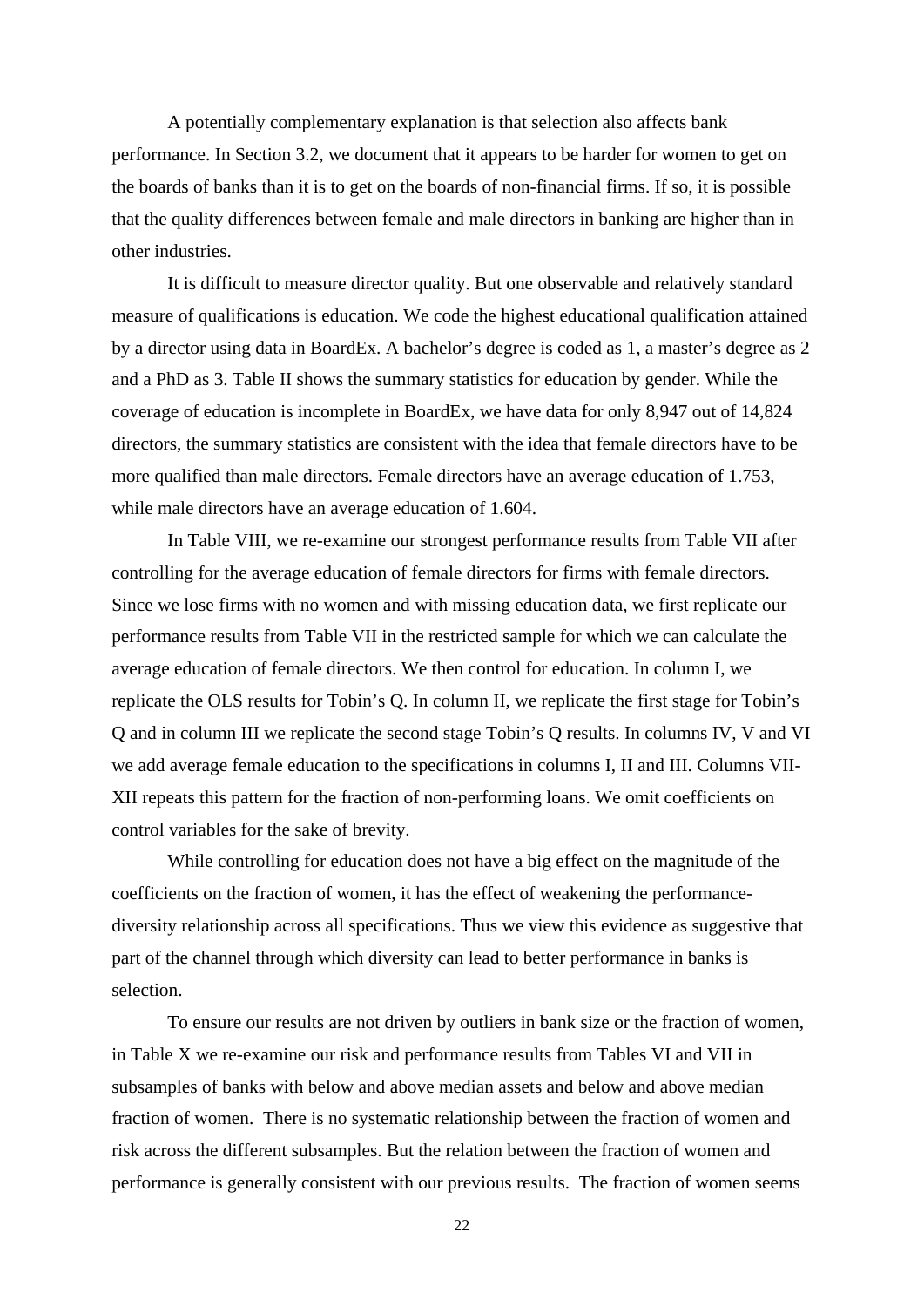A potentially complementary explanation is that selection also affects bank performance. In Section 3.2, we document that it appears to be harder for women to get on the boards of banks than it is to get on the boards of non-financial firms. If so, it is possible that the quality differences between female and male directors in banking are higher than in other industries.

It is difficult to measure director quality. But one observable and relatively standard measure of qualifications is education. We code the highest educational qualification attained by a director using data in BoardEx. A bachelor's degree is coded as 1, a master's degree as 2 and a PhD as 3. Table II shows the summary statistics for education by gender. While the coverage of education is incomplete in BoardEx, we have data for only 8,947 out of 14,824 directors, the summary statistics are consistent with the idea that female directors have to be more qualified than male directors. Female directors have an average education of 1.753, while male directors have an average education of 1.604.

In Table VIII, we re-examine our strongest performance results from Table VII after controlling for the average education of female directors for firms with female directors. Since we lose firms with no women and with missing education data, we first replicate our performance results from Table VII in the restricted sample for which we can calculate the average education of female directors. We then control for education. In column I, we replicate the OLS results for Tobin's Q. In column II, we replicate the first stage for Tobin's Q and in column III we replicate the second stage Tobin's Q results. In columns IV, V and VI we add average female education to the specifications in columns I, II and III. Columns VII-XII repeats this pattern for the fraction of non-performing loans. We omit coefficients on control variables for the sake of brevity.

While controlling for education does not have a big effect on the magnitude of the coefficients on the fraction of women, it has the effect of weakening the performance-diversity relationship across all specifications. Thus we view this evidence as suggestive that part of the channel through which diversity can lead to better performance in banks is selection.

To ensure our results are not driven by outliers in bank size or the fraction of women, in Table X we re-examine our risk and performance results from Tables VI and VII in subsamples of banks with below and above median assets and below and above median fraction of women. There is no systematic relationship between the fraction of women and risk across the different subsamples. But the relation between the fraction of women and performance is generally consistent with our previous results. The fraction of women seems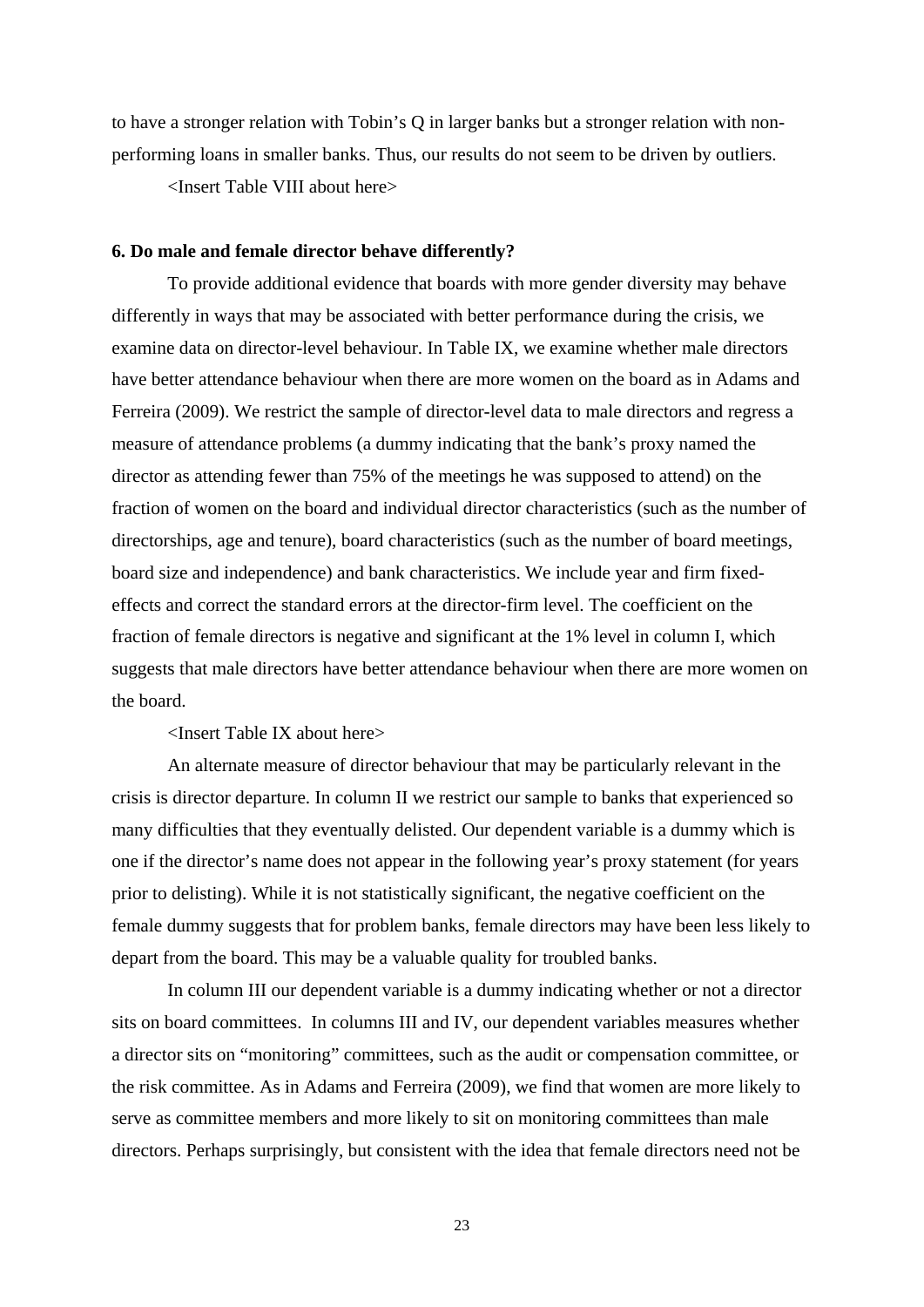to have a stronger relation with Tobin's Q in larger banks but a stronger relation with non-performing loans in smaller banks. Thus, our results do not seem to be driven by outliers.

<Insert Table VIII about here>

## 6. Do male and female director behave differently?

To provide additional evidence that boards with more gender diversity may behave differently in ways that may be associated with better performance during the crisis, we examine data on director-level behaviour. In Table IX, we examine whether male directors have better attendance behaviour when there are more women on the board as in Adams and Ferreira (2009). We restrict the sample of director-level data to male directors and regress a measure of attendance problems (a dummy indicating that the bank's proxy named the director as attending fewer than 75% of the meetings he was supposed to attend) on the fraction of women on the board and individual director characteristics (such as the number of directorships, age and tenure), board characteristics (such as the number of board meetings, board size and independence) and bank characteristics. We include year and firm fixed-effects and correct the standard errors at the director-firm level. The coefficient on the fraction of female directors is negative and significant at the 1% level in column I, which suggests that male directors have better attendance behaviour when there are more women on the board.

<Insert Table IX about here>

An alternate measure of director behaviour that may be particularly relevant in the crisis is director departure. In column II we restrict our sample to banks that experienced so many difficulties that they eventually delisted. Our dependent variable is a dummy which is one if the director's name does not appear in the following year's proxy statement (for years prior to delisting). While it is not statistically significant, the negative coefficient on the female dummy suggests that for problem banks, female directors may have been less likely to depart from the board. This may be a valuable quality for troubled banks.

In column III our dependent variable is a dummy indicating whether or not a director sits on board committees. In columns III and IV, our dependent variables measures whether a director sits on "monitoring" committees, such as the audit or compensation committee, or the risk committee. As in Adams and Ferreira (2009), we find that women are more likely to serve as committee members and more likely to sit on monitoring committees than male directors. Perhaps surprisingly, but consistent with the idea that female directors need not be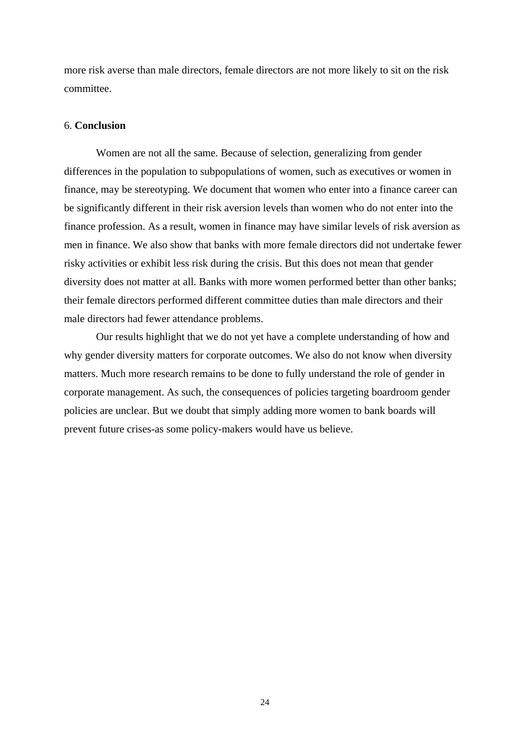more risk averse than male directors, female directors are not more likely to sit on the risk committee.

## 6. **Conclusion**

Women are not all the same. Because of selection, generalizing from gender differences in the population to subpopulations of women, such as executives or women in finance, may be stereotyping. We document that women who enter into a finance career can be significantly different in their risk aversion levels than women who do not enter into the finance profession. As a result, women in finance may have similar levels of risk aversion as men in finance. We also show that banks with more female directors did not undertake fewer risky activities or exhibit less risk during the crisis. But this does not mean that gender diversity does not matter at all. Banks with more women performed better than other banks; their female directors performed different committee duties than male directors and their male directors had fewer attendance problems.

Our results highlight that we do not yet have a complete understanding of how and why gender diversity matters for corporate outcomes. We also do not know when diversity matters. Much more research remains to be done to fully understand the role of gender in corporate management. As such, the consequences of policies targeting boardroom gender policies are unclear. But we doubt that simply adding more women to bank boards will prevent future crises-as some policy-makers would have us believe.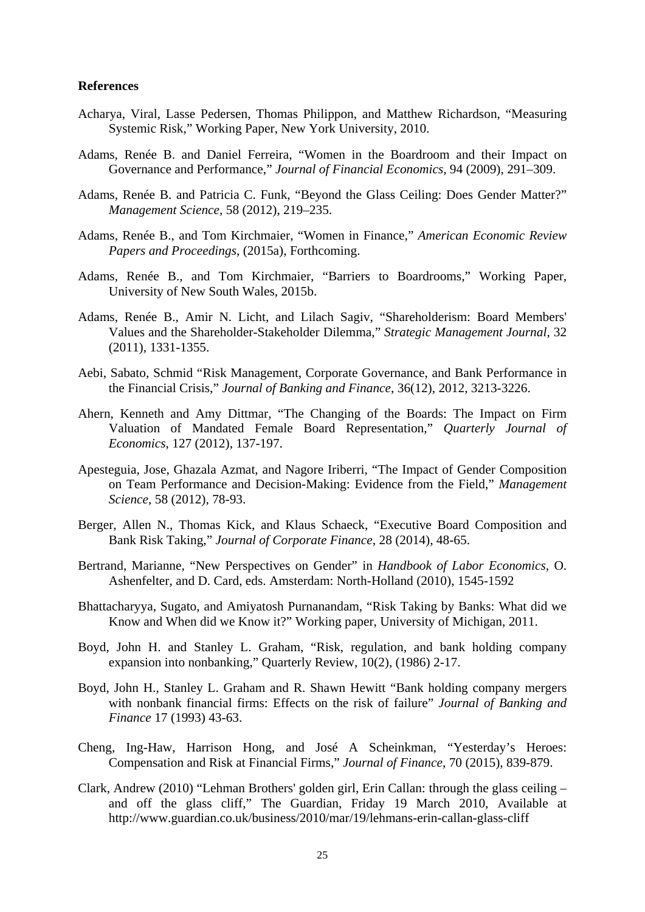**References**

Acharya, Viral, Lasse Pedersen, Thomas Philippon, and Matthew Richardson, "Measuring Systemic Risk," Working Paper, New York University, 2010.

Adams, Renée B. and Daniel Ferreira, "Women in the Boardroom and their Impact on Governance and Performance," *Journal of Financial Economics,* 94 (2009), 291–309.

Adams, Renée B. and Patricia C. Funk, "Beyond the Glass Ceiling: Does Gender Matter?" *Management Science,* 58 (2012), 219–235.

Adams, Renée B., and Tom Kirchmaier, "Women in Finance," *American Economic Review Papers and Proceedings*, (2015a), Forthcoming.

Adams, Renée B., and Tom Kirchmaier, "Barriers to Boardrooms," Working Paper, University of New South Wales, 2015b.

Adams, Renée B., Amir N. Licht, and Lilach Sagiv, "Shareholderism: Board Members' Values and the Shareholder-Stakeholder Dilemma," *Strategic Management Journal*, 32 (2011), 1331-1355.

Aebi, Sabato, Schmid "Risk Management, Corporate Governance, and Bank Performance in the Financial Crisis," *Journal of Banking and Finance*, 36(12), 2012, 3213-3226.

Ahern, Kenneth and Amy Dittmar, "The Changing of the Boards: The Impact on Firm Valuation of Mandated Female Board Representation," *Quarterly Journal of Economics*, 127 (2012), 137-197.

Apesteguia, Jose, Ghazala Azmat, and Nagore Iriberri, "The Impact of Gender Composition on Team Performance and Decision-Making: Evidence from the Field," *Management Science*, 58 (2012), 78-93.

Berger, Allen N., Thomas Kick, and Klaus Schaeck, "Executive Board Composition and Bank Risk Taking," *Journal of Corporate Finance*, 28 (2014), 48-65.

Bertrand, Marianne, "New Perspectives on Gender" in *Handbook of Labor Economics*, O. Ashenfelter, and D. Card, eds. Amsterdam: North-Holland (2010), 1545-1592

Bhattacharyya, Sugato, and Amiyatosh Purnanandam, "Risk Taking by Banks: What did we Know and When did we Know it?" Working paper, University of Michigan, 2011.

Boyd, John H. and Stanley L. Graham, "Risk, regulation, and bank holding company expansion into nonbanking," Quarterly Review, 10(2), (1986) 2-17.

Boyd, John H., Stanley L. Graham and R. Shawn Hewitt "Bank holding company mergers with nonbank financial firms: Effects on the risk of failure" *Journal of Banking and Finance* 17 (1993) 43-63.

Cheng, Ing-Haw, Harrison Hong, and José A Scheinkman, "Yesterday's Heroes: Compensation and Risk at Financial Firms," *Journal of Finance*, 70 (2015), 839-879.

Clark, Andrew (2010) "Lehman Brothers' golden girl, Erin Callan: through the glass ceiling – and off the glass cliff," The Guardian, Friday 19 March 2010, Available at http://www.guardian.co.uk/business/2010/mar/19/lehmans-erin-callan-glass-cliff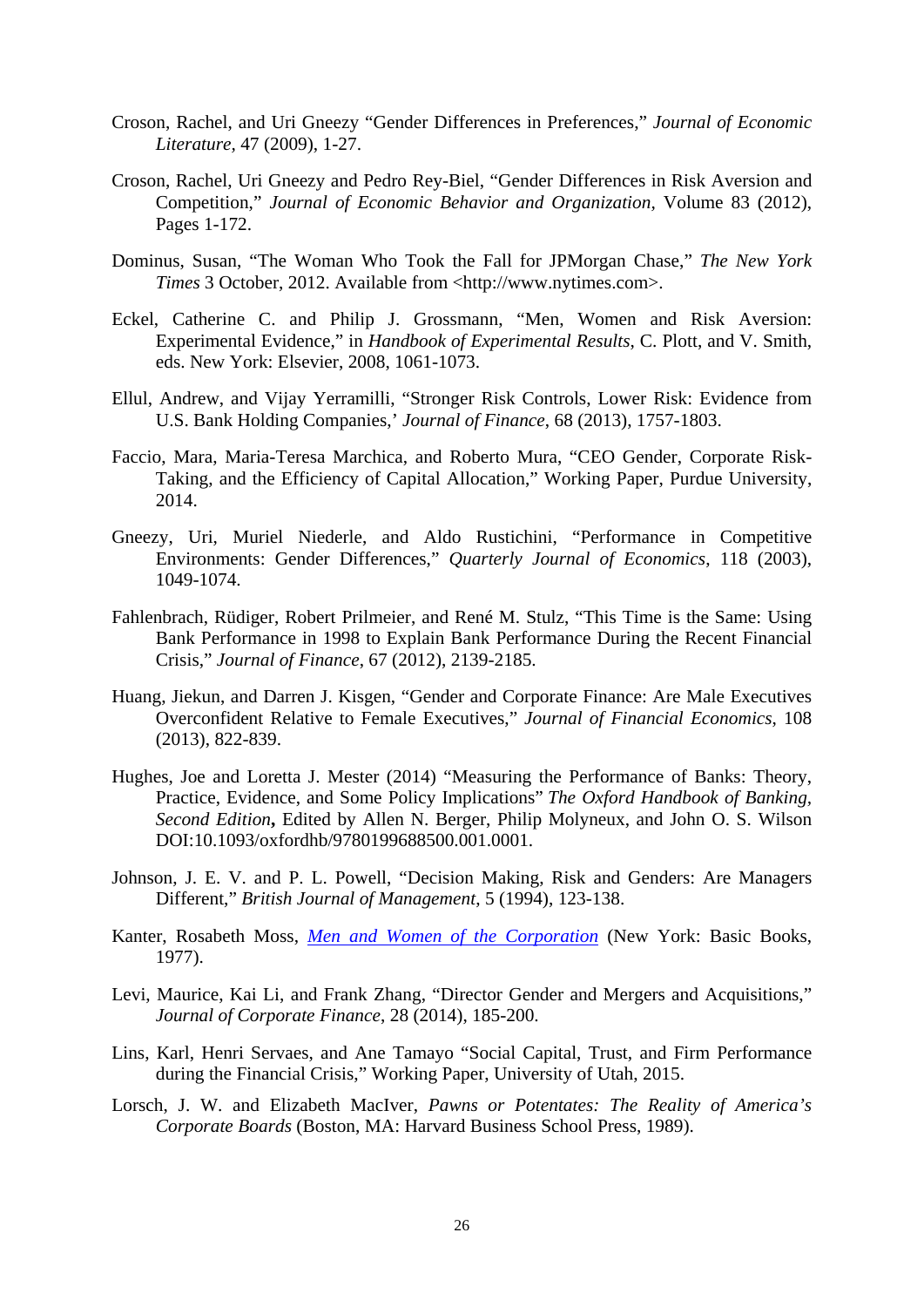Croson, Rachel, and Uri Gneezy "Gender Differences in Preferences," *Journal of Economic Literature*, 47 (2009), 1-27.

Croson, Rachel, Uri Gneezy and Pedro Rey-Biel, "Gender Differences in Risk Aversion and Competition," *Journal of Economic Behavior and Organization*, Volume 83 (2012), Pages 1-172.

Dominus, Susan, "The Woman Who Took the Fall for JPMorgan Chase," *The New York Times* 3 October, 2012. Available from <http://www.nytimes.com>.

Eckel, Catherine C. and Philip J. Grossmann, "Men, Women and Risk Aversion: Experimental Evidence," in *Handbook of Experimental Results*, C. Plott, and V. Smith, eds. New York: Elsevier, 2008, 1061-1073.

Ellul, Andrew, and Vijay Yerramilli, "Stronger Risk Controls, Lower Risk: Evidence from U.S. Bank Holding Companies,' *Journal of Finance*, 68 (2013), 1757-1803.

Faccio, Mara, Maria-Teresa Marchica, and Roberto Mura, "CEO Gender, Corporate Risk-Taking, and the Efficiency of Capital Allocation," Working Paper, Purdue University, 2014.

Gneezy, Uri, Muriel Niederle, and Aldo Rustichini, "Performance in Competitive Environments: Gender Differences," *Quarterly Journal of Economics*, 118 (2003), 1049-1074.

Fahlenbrach, Rüdiger, Robert Prilmeier, and René M. Stulz, "This Time is the Same: Using Bank Performance in 1998 to Explain Bank Performance During the Recent Financial Crisis," *Journal of Finance*, 67 (2012), 2139-2185.

Huang, Jiekun, and Darren J. Kisgen, "Gender and Corporate Finance: Are Male Executives Overconfident Relative to Female Executives," *Journal of Financial Economics*, 108 (2013), 822-839.

Hughes, Joe and Loretta J. Mester (2014) "Measuring the Performance of Banks: Theory, Practice, Evidence, and Some Policy Implications" *The Oxford Handbook of Banking, Second Edition***,** Edited by Allen N. Berger, Philip Molyneux, and John O. S. Wilson DOI:10.1093/oxfordhb/9780199688500.001.0001.

Johnson, J. E. V. and P. L. Powell, "Decision Making, Risk and Genders: Are Managers Different," *British Journal of Management*, 5 (1994), 123-138.

Kanter, Rosabeth Moss, *Men and Women of the Corporation* (New York: Basic Books, 1977).

Levi, Maurice, Kai Li, and Frank Zhang, "Director Gender and Mergers and Acquisitions," *Journal of Corporate Finance*, 28 (2014), 185-200.

Lins, Karl, Henri Servaes, and Ane Tamayo "Social Capital, Trust, and Firm Performance during the Financial Crisis," Working Paper, University of Utah, 2015.

Lorsch, J. W. and Elizabeth MacIver, *Pawns or Potentates: The Reality of America's Corporate Boards* (Boston, MA: Harvard Business School Press, 1989).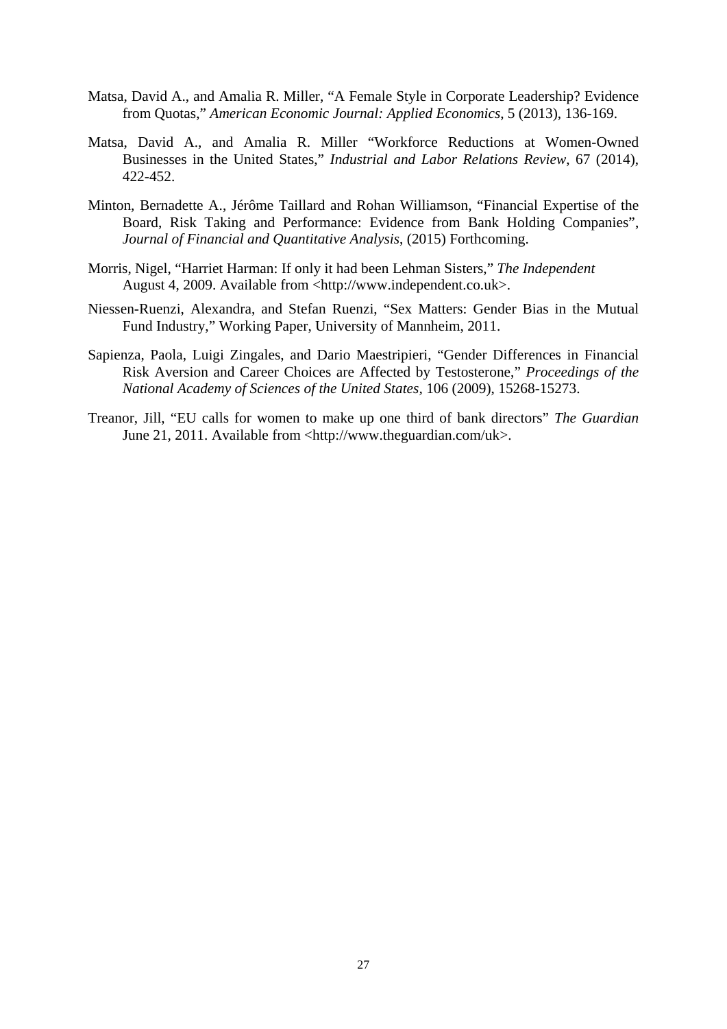Matsa, David A., and Amalia R. Miller, "A Female Style in Corporate Leadership? Evidence from Quotas," *American Economic Journal: Applied Economics*, 5 (2013), 136-169.

Matsa, David A., and Amalia R. Miller "Workforce Reductions at Women-Owned Businesses in the United States," *Industrial and Labor Relations Review*, 67 (2014), 422-452.

Minton, Bernadette A., Jérôme Taillard and Rohan Williamson, "Financial Expertise of the Board, Risk Taking and Performance: Evidence from Bank Holding Companies", *Journal of Financial and Quantitative Analysis*, (2015) Forthcoming.

Morris, Nigel, "Harriet Harman: If only it had been Lehman Sisters," *The Independent* August 4, 2009. Available from <http://www.independent.co.uk>.

Niessen-Ruenzi, Alexandra, and Stefan Ruenzi, "Sex Matters: Gender Bias in the Mutual Fund Industry," Working Paper, University of Mannheim, 2011.

Sapienza, Paola, Luigi Zingales, and Dario Maestripieri, "Gender Differences in Financial Risk Aversion and Career Choices are Affected by Testosterone," *Proceedings of the National Academy of Sciences of the United States*, 106 (2009), 15268-15273.

Treanor, Jill, "EU calls for women to make up one third of bank directors" *The Guardian* June 21, 2011. Available from <http://www.theguardian.com/uk>.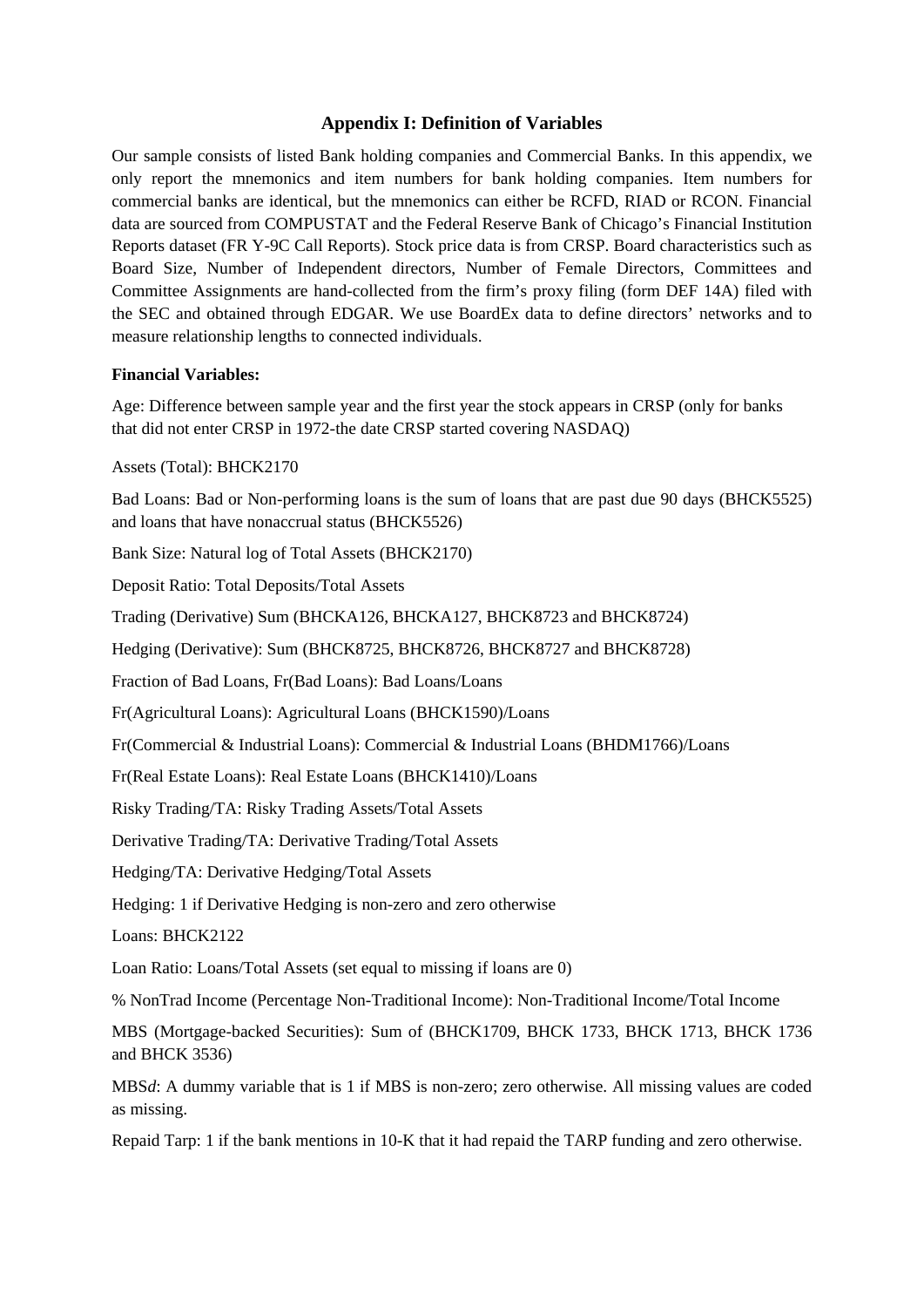## Appendix I: Definition of Variables

Our sample consists of listed Bank holding companies and Commercial Banks. In this appendix, we only report the mnemonics and item numbers for bank holding companies. Item numbers for commercial banks are identical, but the mnemonics can either be RCFD, RIAD or RCON. Financial data are sourced from COMPUSTAT and the Federal Reserve Bank of Chicago's Financial Institution Reports dataset (FR Y-9C Call Reports). Stock price data is from CRSP. Board characteristics such as Board Size, Number of Independent directors, Number of Female Directors, Committees and Committee Assignments are hand-collected from the firm's proxy filing (form DEF 14A) filed with the SEC and obtained through EDGAR. We use BoardEx data to define directors' networks and to measure relationship lengths to connected individuals.

**Financial Variables:**

Age: Difference between sample year and the first year the stock appears in CRSP (only for banks that did not enter CRSP in 1972-the date CRSP started covering NASDAQ)

Assets (Total): BHCK2170

Bad Loans: Bad or Non-performing loans is the sum of loans that are past due 90 days (BHCK5525) and loans that have nonaccrual status (BHCK5526)

Bank Size: Natural log of Total Assets (BHCK2170)

Deposit Ratio: Total Deposits/Total Assets

Trading (Derivative) Sum (BHCKA126, BHCKA127, BHCK8723 and BHCK8724)

Hedging (Derivative): Sum (BHCK8725, BHCK8726, BHCK8727 and BHCK8728)

Fraction of Bad Loans, Fr(Bad Loans): Bad Loans/Loans

Fr(Agricultural Loans): Agricultural Loans (BHCK1590)/Loans

Fr(Commercial & Industrial Loans): Commercial & Industrial Loans (BHDM1766)/Loans

Fr(Real Estate Loans): Real Estate Loans (BHCK1410)/Loans

Risky Trading/TA: Risky Trading Assets/Total Assets

Derivative Trading/TA: Derivative Trading/Total Assets

Hedging/TA: Derivative Hedging/Total Assets

Hedging: 1 if Derivative Hedging is non-zero and zero otherwise

Loans: BHCK2122

Loan Ratio: Loans/Total Assets (set equal to missing if loans are 0)

% NonTrad Income (Percentage Non-Traditional Income): Non-Traditional Income/Total Income

MBS (Mortgage-backed Securities): Sum of (BHCK1709, BHCK 1733, BHCK 1713, BHCK 1736 and BHCK 3536)

MBS*d*: A dummy variable that is 1 if MBS is non-zero; zero otherwise. All missing values are coded as missing.

Repaid Tarp: 1 if the bank mentions in 10-K that it had repaid the TARP funding and zero otherwise.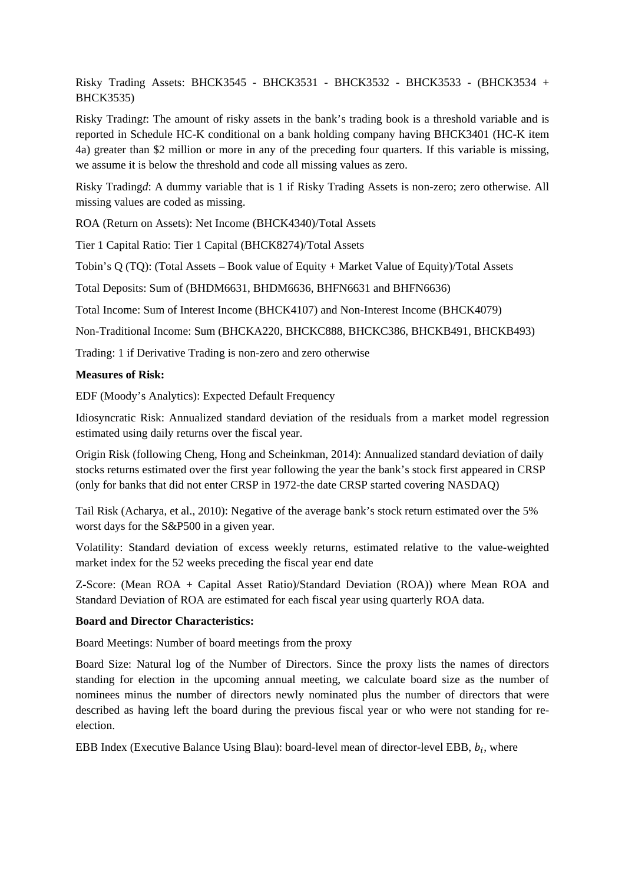Risky Trading Assets: BHCK3545 - BHCK3531 - BHCK3532 - BHCK3533 - (BHCK3534 + BHCK3535)

Risky Trading*t*: The amount of risky assets in the bank's trading book is a threshold variable and is reported in Schedule HC-K conditional on a bank holding company having BHCK3401 (HC-K item 4a) greater than $2 million or more in any of the preceding four quarters. If this variable is missing, we assume it is below the threshold and code all missing values as zero.

Risky Trading*d*: A dummy variable that is 1 if Risky Trading Assets is non-zero; zero otherwise. All missing values are coded as missing.

ROA (Return on Assets): Net Income (BHCK4340)/Total Assets

Tier 1 Capital Ratio: Tier 1 Capital (BHCK8274)/Total Assets

Tobin's Q (TQ): (Total Assets – Book value of Equity + Market Value of Equity)/Total Assets

Total Deposits: Sum of (BHDM6631, BHDM6636, BHFN6631 and BHFN6636)

Total Income: Sum of Interest Income (BHCK4107) and Non-Interest Income (BHCK4079)

Non-Traditional Income: Sum (BHCKA220, BHCKC888, BHCKC386, BHCKB491, BHCKB493)

Trading: 1 if Derivative Trading is non-zero and zero otherwise

**Measures of Risk:**

EDF (Moody's Analytics): Expected Default Frequency

Idiosyncratic Risk: Annualized standard deviation of the residuals from a market model regression estimated using daily returns over the fiscal year.

Origin Risk (following Cheng, Hong and Scheinkman, 2014): Annualized standard deviation of daily stocks returns estimated over the first year following the year the bank's stock first appeared in CRSP (only for banks that did not enter CRSP in 1972-the date CRSP started covering NASDAQ)

Tail Risk (Acharya, et al., 2010): Negative of the average bank's stock return estimated over the 5% worst days for the S&P500 in a given year.

Volatility: Standard deviation of excess weekly returns, estimated relative to the value-weighted market index for the 52 weeks preceding the fiscal year end date

Z-Score: (Mean ROA + Capital Asset Ratio)/Standard Deviation (ROA)) where Mean ROA and Standard Deviation of ROA are estimated for each fiscal year using quarterly ROA data.

**Board and Director Characteristics:**

Board Meetings: Number of board meetings from the proxy

Board Size: Natural log of the Number of Directors. Since the proxy lists the names of directors standing for election in the upcoming annual meeting, we calculate board size as the number of nominees minus the number of directors newly nominated plus the number of directors that were described as having left the board during the previous fiscal year or who were not standing for re-election.

EBB Index (Executive Balance Using Blau): board-level mean of director-level EBB, $b_i$, where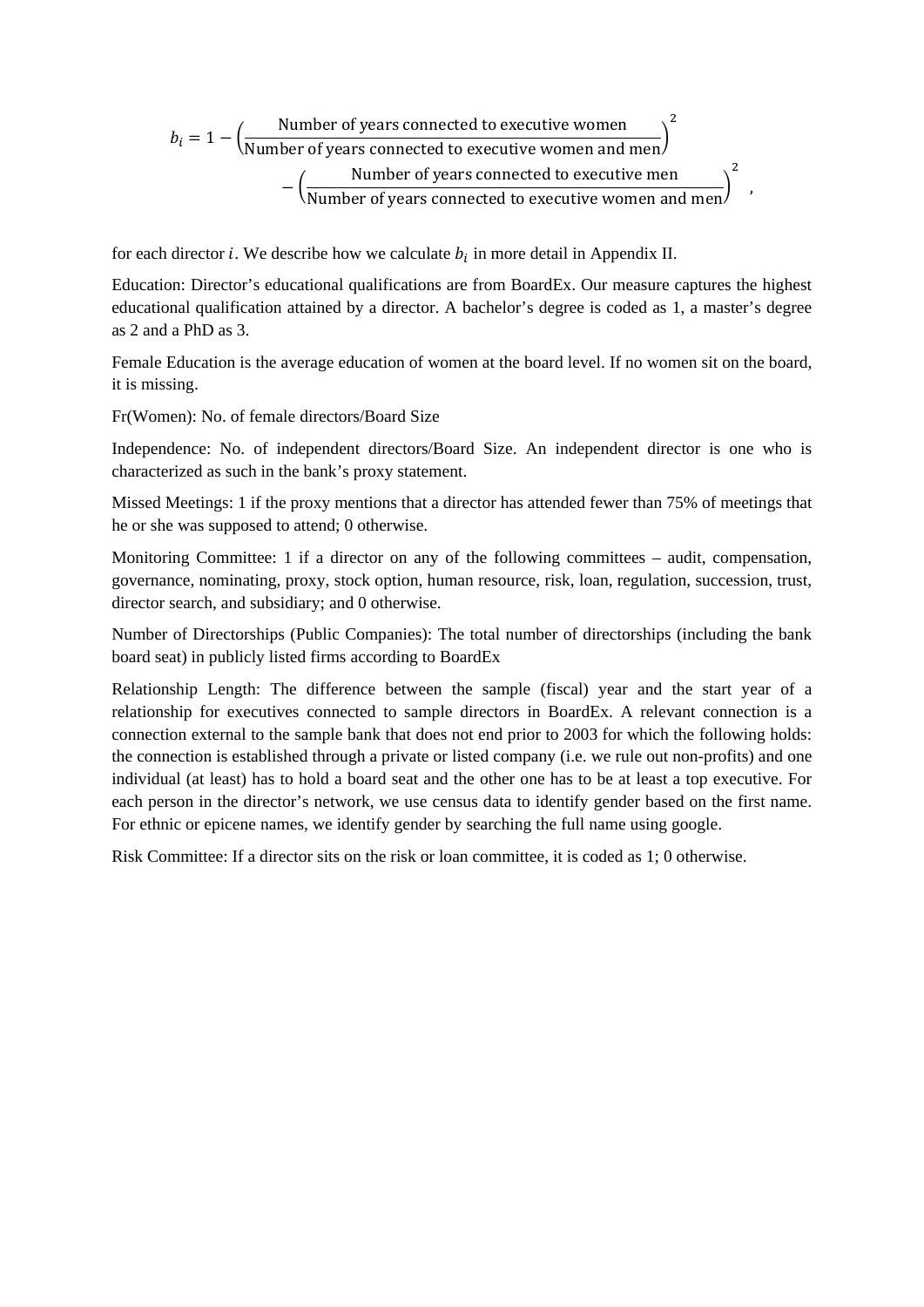$$b_i = 1 - \left(\frac{\text{Number of years connected to executive women}}{\text{Number of years connected to executive women and men}}\right)^2 - \left(\frac{\text{Number of years connected to executive men}}{\text{Number of years connected to executive women and men}}\right)^2,$$

for each director $i$. We describe how we calculate $b_i$ in more detail in Appendix II.

Education: Director's educational qualifications are from BoardEx. Our measure captures the highest educational qualification attained by a director. A bachelor's degree is coded as 1, a master's degree as 2 and a PhD as 3.

Female Education is the average education of women at the board level. If no women sit on the board, it is missing.

Fr(Women): No. of female directors/Board Size

Independence: No. of independent directors/Board Size. An independent director is one who is characterized as such in the bank's proxy statement.

Missed Meetings: 1 if the proxy mentions that a director has attended fewer than 75% of meetings that he or she was supposed to attend; 0 otherwise.

Monitoring Committee: 1 if a director on any of the following committees – audit, compensation, governance, nominating, proxy, stock option, human resource, risk, loan, regulation, succession, trust, director search, and subsidiary; and 0 otherwise.

Number of Directorships (Public Companies): The total number of directorships (including the bank board seat) in publicly listed firms according to BoardEx

Relationship Length: The difference between the sample (fiscal) year and the start year of a relationship for executives connected to sample directors in BoardEx. A relevant connection is a connection external to the sample bank that does not end prior to 2003 for which the following holds: the connection is established through a private or listed company (i.e. we rule out non-profits) and one individual (at least) has to hold a board seat and the other one has to be at least a top executive. For each person in the director's network, we use census data to identify gender based on the first name. For ethnic or epicene names, we identify gender by searching the full name using google.

Risk Committee: If a director sits on the risk or loan committee, it is coded as 1; 0 otherwise.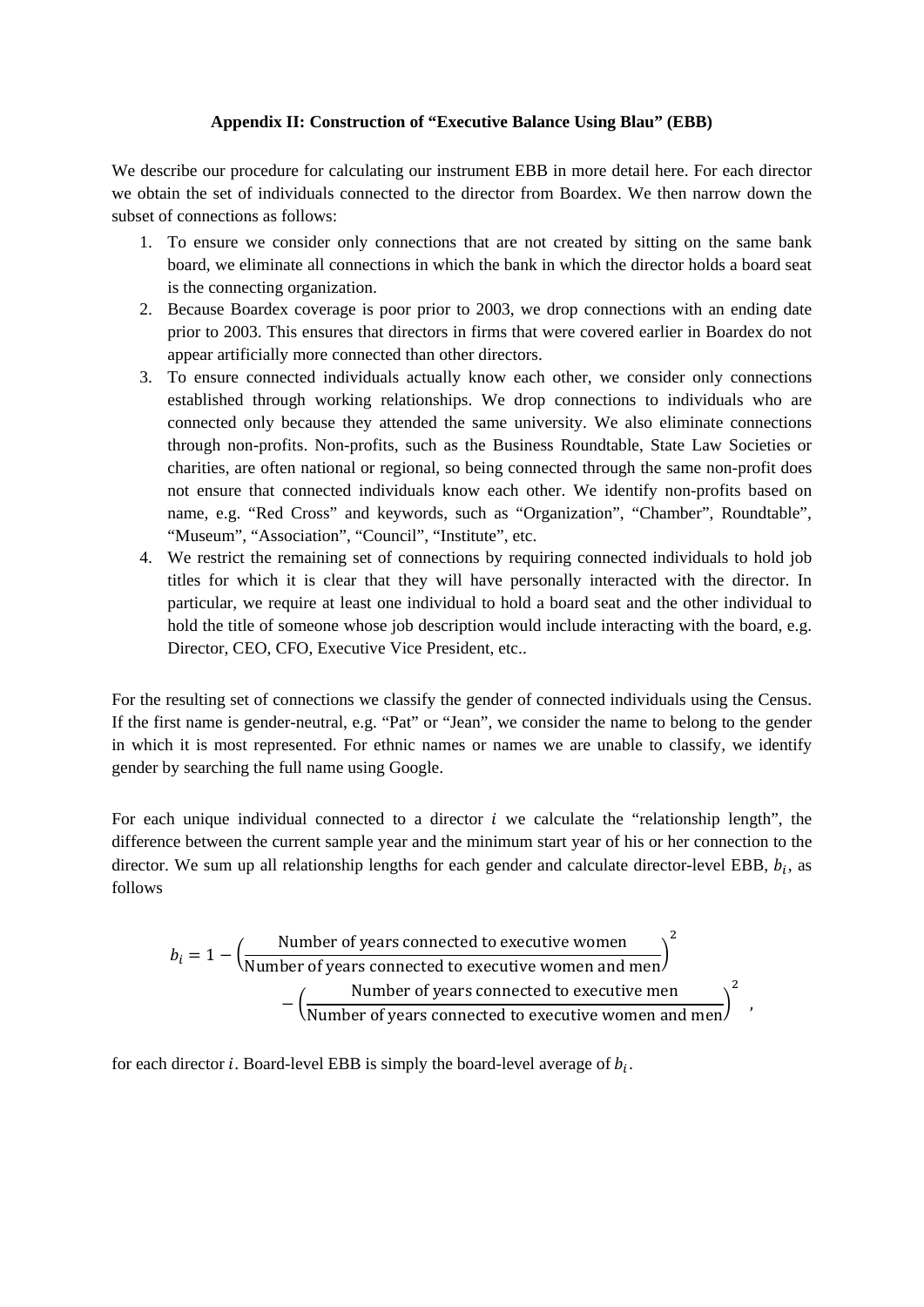**Appendix II: Construction of "Executive Balance Using Blau" (EBB)**

We describe our procedure for calculating our instrument EBB in more detail here. For each director we obtain the set of individuals connected to the director from Boardex. We then narrow down the subset of connections as follows:

1. To ensure we consider only connections that are not created by sitting on the same bank board, we eliminate all connections in which the bank in which the director holds a board seat is the connecting organization.
2. Because Boardex coverage is poor prior to 2003, we drop connections with an ending date prior to 2003. This ensures that directors in firms that were covered earlier in Boardex do not appear artificially more connected than other directors.
3. To ensure connected individuals actually know each other, we consider only connections established through working relationships. We drop connections to individuals who are connected only because they attended the same university. We also eliminate connections through non-profits. Non-profits, such as the Business Roundtable, State Law Societies or charities, are often national or regional, so being connected through the same non-profit does not ensure that connected individuals know each other. We identify non-profits based on name, e.g. "Red Cross" and keywords, such as "Organization", "Chamber", Roundtable", "Museum", "Association", "Council", "Institute", etc.
4. We restrict the remaining set of connections by requiring connected individuals to hold job titles for which it is clear that they will have personally interacted with the director. In particular, we require at least one individual to hold a board seat and the other individual to hold the title of someone whose job description would include interacting with the board, e.g. Director, CEO, CFO, Executive Vice President, etc..

For the resulting set of connections we classify the gender of connected individuals using the Census. If the first name is gender-neutral, e.g. "Pat" or "Jean", we consider the name to belong to the gender in which it is most represented. For ethnic names or names we are unable to classify, we identify gender by searching the full name using Google.

For each unique individual connected to a director $i$ we calculate the "relationship length", the difference between the current sample year and the minimum start year of his or her connection to the director. We sum up all relationship lengths for each gender and calculate director-level EBB, $b_i$, as follows

$$b_i = 1 - \left(\frac{\text{Number of years connected to executive women}}{\text{Number of years connected to executive women and men}}\right)^2 - \left(\frac{\text{Number of years connected to executive men}}{\text{Number of years connected to executive women and men}}\right)^2 ,$$

for each director $i$. Board-level EBB is simply the board-level average of $b_i$.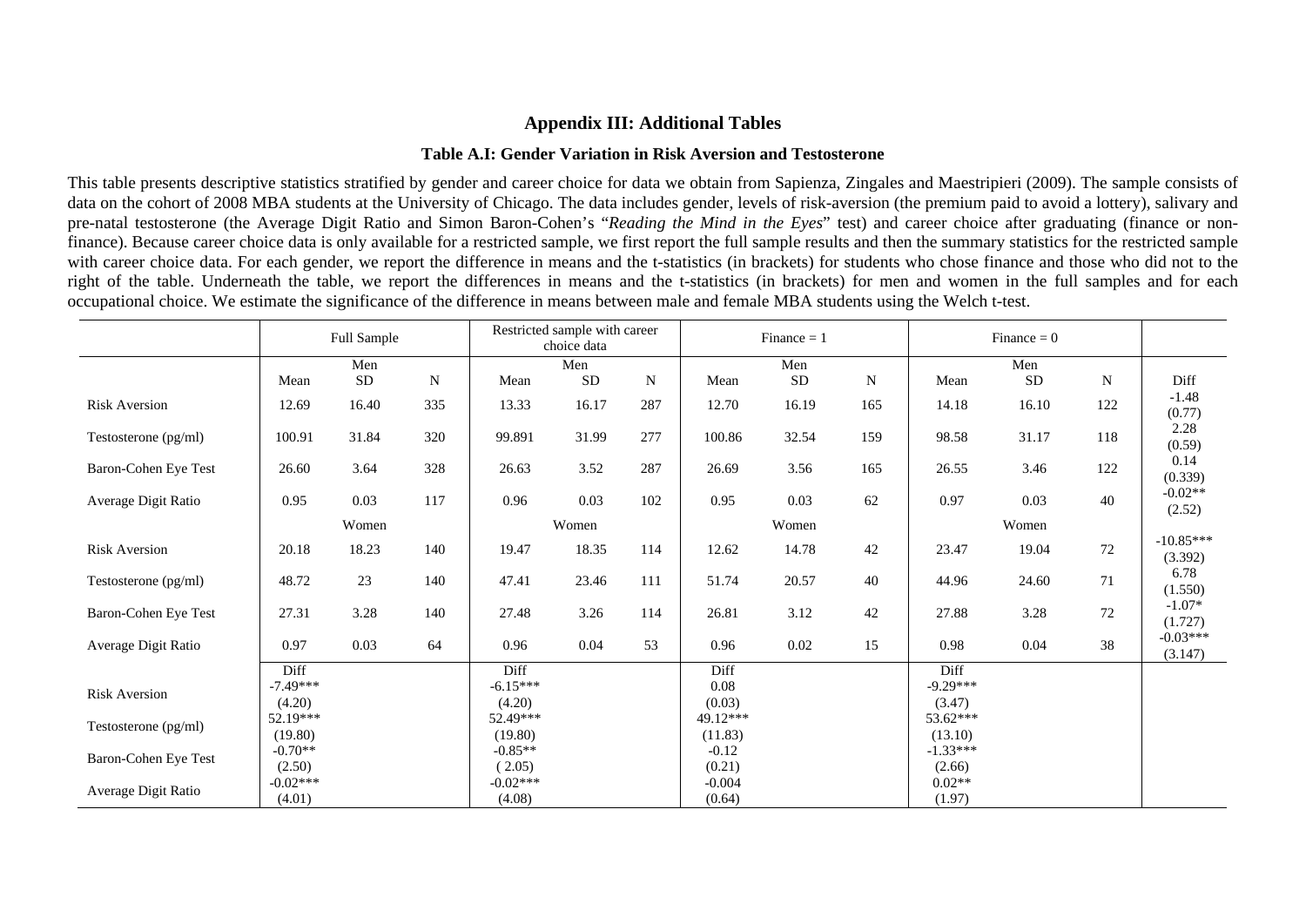## Appendix III: Additional Tables

### Table A.I: Gender Variation in Risk Aversion and Testosterone

This table presents descriptive statistics stratified by gender and career choice for data we obtain from Sapienza, Zingales and Maestripieri (2009). The sample consists of data on the cohort of 2008 MBA students at the University of Chicago. The data includes gender, levels of risk-aversion (the premium paid to avoid a lottery), salivary and pre-natal testosterone (the Average Digit Ratio and Simon Baron-Cohen's "*Reading the Mind in the Eyes*" test) and career choice after graduating (finance or non-finance). Because career choice data is only available for a restricted sample, we first report the full sample results and then the summary statistics for the restricted sample with career choice data. For each gender, we report the difference in means and the t-statistics (in brackets) for students who chose finance and those who did not to the right of the table. Underneath the table, we report the differences in means and the t-statistics (in brackets) for men and women in the full samples and for each occupational choice. We estimate the significance of the difference in means between male and female MBA students using the Welch t-test.

| | Full Sample | | | Restricted sample with career choice data | | | Finance = 1 | | | Finance = 0 | | | |
|---|---|---|---|---|---|---|---|---|---|---|---|---|---|
| | | Men | | | Men | | | Men | | | Men | | |
| | Mean | SD | N | Mean | SD | N | Mean | SD | N | Mean | SD | N | Diff |
| Risk Aversion | 12.69 | 16.40 | 335 | 13.33 | 16.17 | 287 | 12.70 | 16.19 | 165 | 14.18 | 16.10 | 122 | -1.48 (0.77) |
| Testosterone (pg/ml) | 100.91 | 31.84 | 320 | 99.891 | 31.99 | 277 | 100.86 | 32.54 | 159 | 98.58 | 31.17 | 118 | 2.28 (0.59) |
| Baron-Cohen Eye Test | 26.60 | 3.64 | 328 | 26.63 | 3.52 | 287 | 26.69 | 3.56 | 165 | 26.55 | 3.46 | 122 | 0.14 (0.339) |
| Average Digit Ratio | 0.95 | 0.03 | 117 | 0.96 | 0.03 | 102 | 0.95 | 0.03 | 62 | 0.97 | 0.03 | 40 | -0.02** (2.52) |
| | | Women | | | Women | | | Women | | | Women | | |
| Risk Aversion | 20.18 | 18.23 | 140 | 19.47 | 18.35 | 114 | 12.62 | 14.78 | 42 | 23.47 | 19.04 | 72 | -10.85*** (3.392) |
| Testosterone (pg/ml) | 48.72 | 23 | 140 | 47.41 | 23.46 | 111 | 51.74 | 20.57 | 40 | 44.96 | 24.60 | 71 | 6.78 (1.550) |
| Baron-Cohen Eye Test | 27.31 | 3.28 | 140 | 27.48 | 3.26 | 114 | 26.81 | 3.12 | 42 | 27.88 | 3.28 | 72 | -1.07* (1.727) |
| Average Digit Ratio | 0.97 | 0.03 | 64 | 0.96 | 0.04 | 53 | 0.96 | 0.02 | 15 | 0.98 | 0.04 | 38 | -0.03*** (3.147) |
| | Diff | | | Diff | | | Diff | | | Diff | | | |
| Risk Aversion | -7.49*** (4.20) | | | -6.15*** (4.20) | | | 0.08 (0.03) | | | -9.29*** (3.47) | | | |
| Testosterone (pg/ml) | 52.19*** (19.80) | | | 52.49*** (19.80) | | | 49.12*** (11.83) | | | 53.62*** (13.10) | | | |
| Baron-Cohen Eye Test | -0.70** (2.50) | | | -0.85** ( 2.05) | | | -0.12 (0.21) | | | -1.33*** (2.66) | | | |
| Average Digit Ratio | -0.02*** (4.01) | | | -0.02*** (4.08) | | | -0.004 (0.64) | | | 0.02** (1.97) | | | |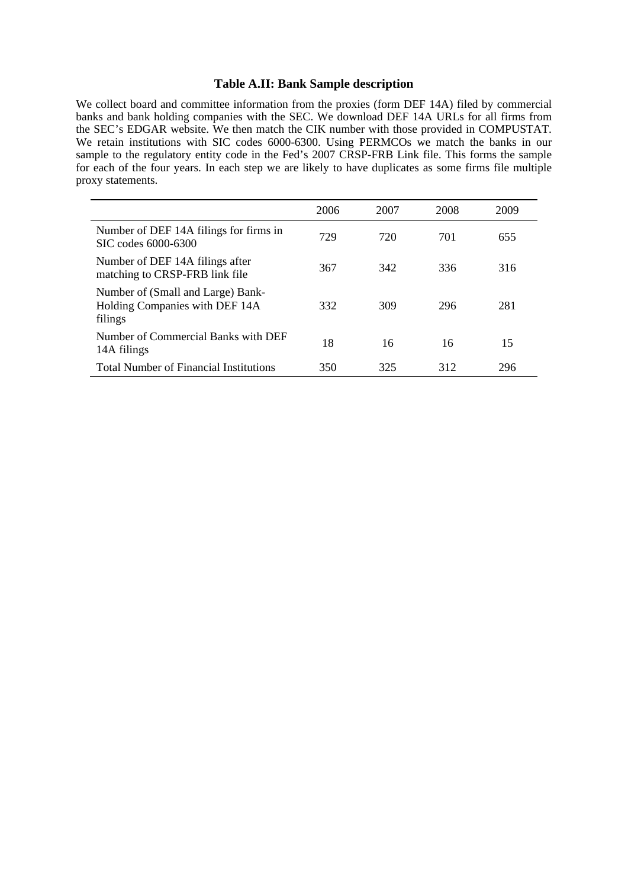### Table A.II: Bank Sample description

We collect board and committee information from the proxies (form DEF 14A) filed by commercial banks and bank holding companies with the SEC. We download DEF 14A URLs for all firms from the SEC's EDGAR website. We then match the CIK number with those provided in COMPUSTAT. We retain institutions with SIC codes 6000-6300. Using PERMCOs we match the banks in our sample to the regulatory entity code in the Fed's 2007 CRSP-FRB Link file. This forms the sample for each of the four years. In each step we are likely to have duplicates as some firms file multiple proxy statements.

| | 2006 | 2007 | 2008 | 2009 |
|---|---|---|---|---|
| Number of DEF 14A filings for firms in SIC codes 6000-6300 | 729 | 720 | 701 | 655 |
| Number of DEF 14A filings after matching to CRSP-FRB link file | 367 | 342 | 336 | 316 |
| Number of (Small and Large) Bank-Holding Companies with DEF 14A filings | 332 | 309 | 296 | 281 |
| Number of Commercial Banks with DEF 14A filings | 18 | 16 | 16 | 15 |
| Total Number of Financial Institutions | 350 | 325 | 312 | 296 |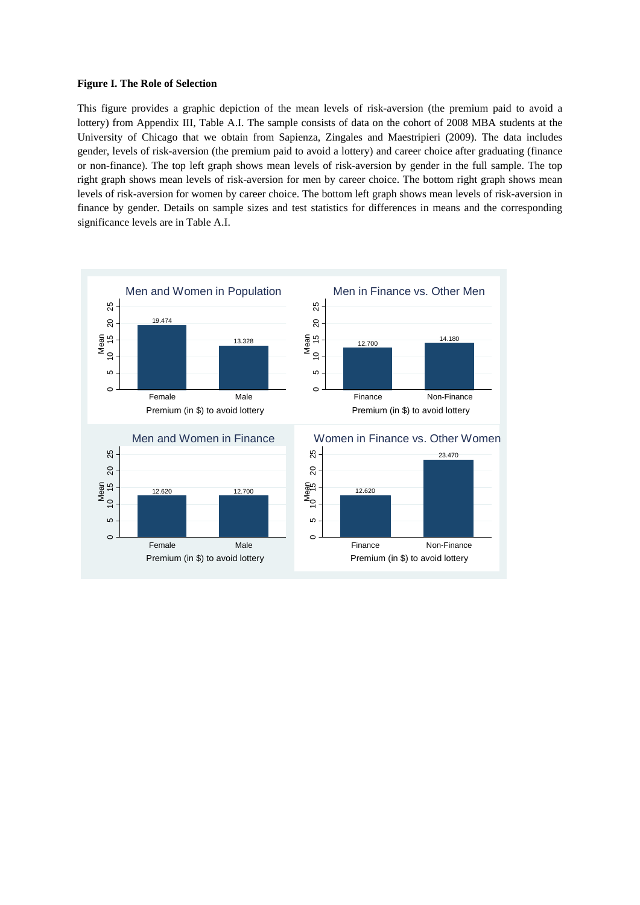**Figure I. The Role of Selection**

This figure provides a graphic depiction of the mean levels of risk-aversion (the premium paid to avoid a lottery) from Appendix III, Table A.I. The sample consists of data on the cohort of 2008 MBA students at the University of Chicago that we obtain from Sapienza, Zingales and Maestripieri (2009). The data includes gender, levels of risk-aversion (the premium paid to avoid a lottery) and career choice after graduating (finance or non-finance). The top left graph shows mean levels of risk-aversion by gender in the full sample. The top right graph shows mean levels of risk-aversion for men by career choice. The bottom right graph shows mean levels of risk-aversion for women by career choice. The bottom left graph shows mean levels of risk-aversion in finance by gender. Details on sample sizes and test statistics for differences in means and the corresponding significance levels are in Table A.I.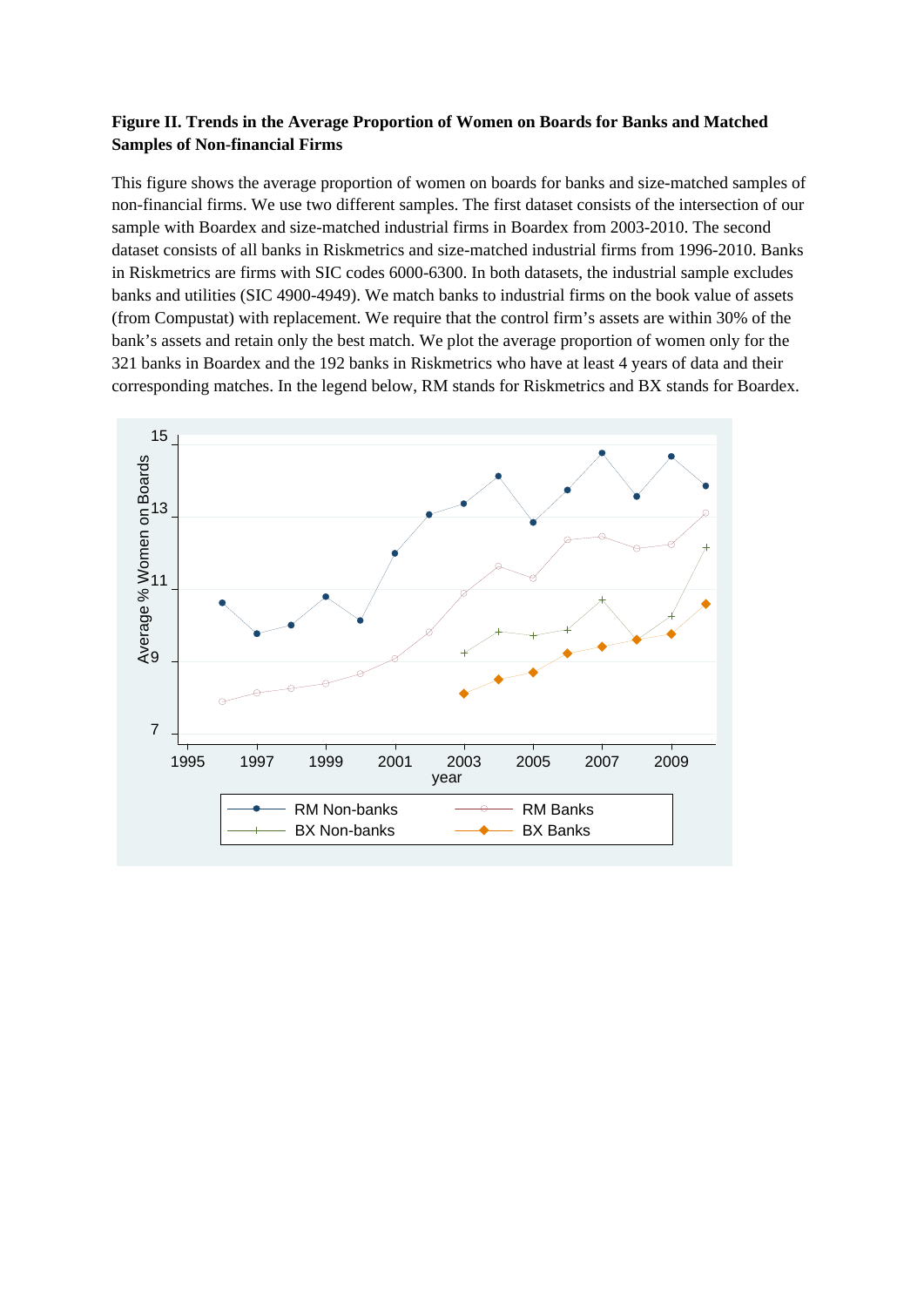**Figure II. Trends in the Average Proportion of Women on Boards for Banks and Matched Samples of Non-financial Firms**

This figure shows the average proportion of women on boards for banks and size-matched samples of non-financial firms. We use two different samples. The first dataset consists of the intersection of our sample with Boardex and size-matched industrial firms in Boardex from 2003-2010. The second dataset consists of all banks in Riskmetrics and size-matched industrial firms from 1996-2010. Banks in Riskmetrics are firms with SIC codes 6000-6300. In both datasets, the industrial sample excludes banks and utilities (SIC 4900-4949). We match banks to industrial firms on the book value of assets (from Compustat) with replacement. We require that the control firm's assets are within 30% of the bank's assets and retain only the best match. We plot the average proportion of women only for the 321 banks in Boardex and the 192 banks in Riskmetrics who have at least 4 years of data and their corresponding matches. In the legend below, RM stands for Riskmetrics and BX stands for Boardex.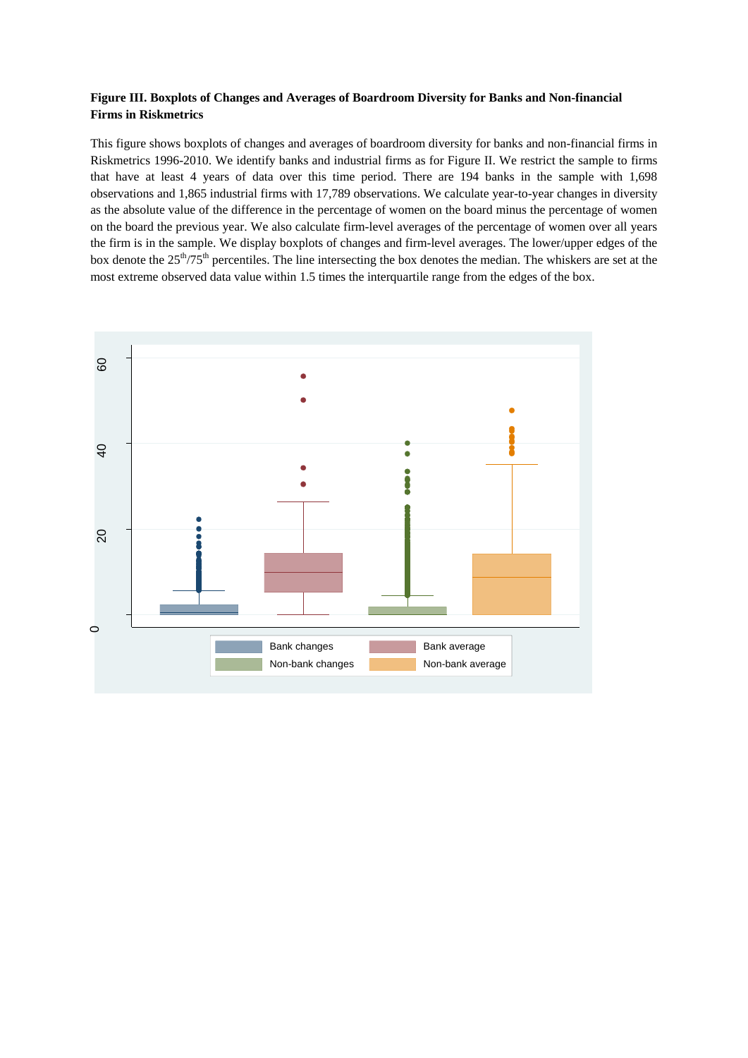**Figure III. Boxplots of Changes and Averages of Boardroom Diversity for Banks and Non-financial Firms in Riskmetrics**

This figure shows boxplots of changes and averages of boardroom diversity for banks and non-financial firms in Riskmetrics 1996-2010. We identify banks and industrial firms as for Figure II. We restrict the sample to firms that have at least 4 years of data over this time period. There are 194 banks in the sample with 1,698 observations and 1,865 industrial firms with 17,789 observations. We calculate year-to-year changes in diversity as the absolute value of the difference in the percentage of women on the board minus the percentage of women on the board the previous year. We also calculate firm-level averages of the percentage of women over all years the firm is in the sample. We display boxplots of changes and firm-level averages. The lower/upper edges of the box denote the 25th/75th percentiles. The line intersecting the box denotes the median. The whiskers are set at the most extreme observed data value within 1.5 times the interquartile range from the edges of the box.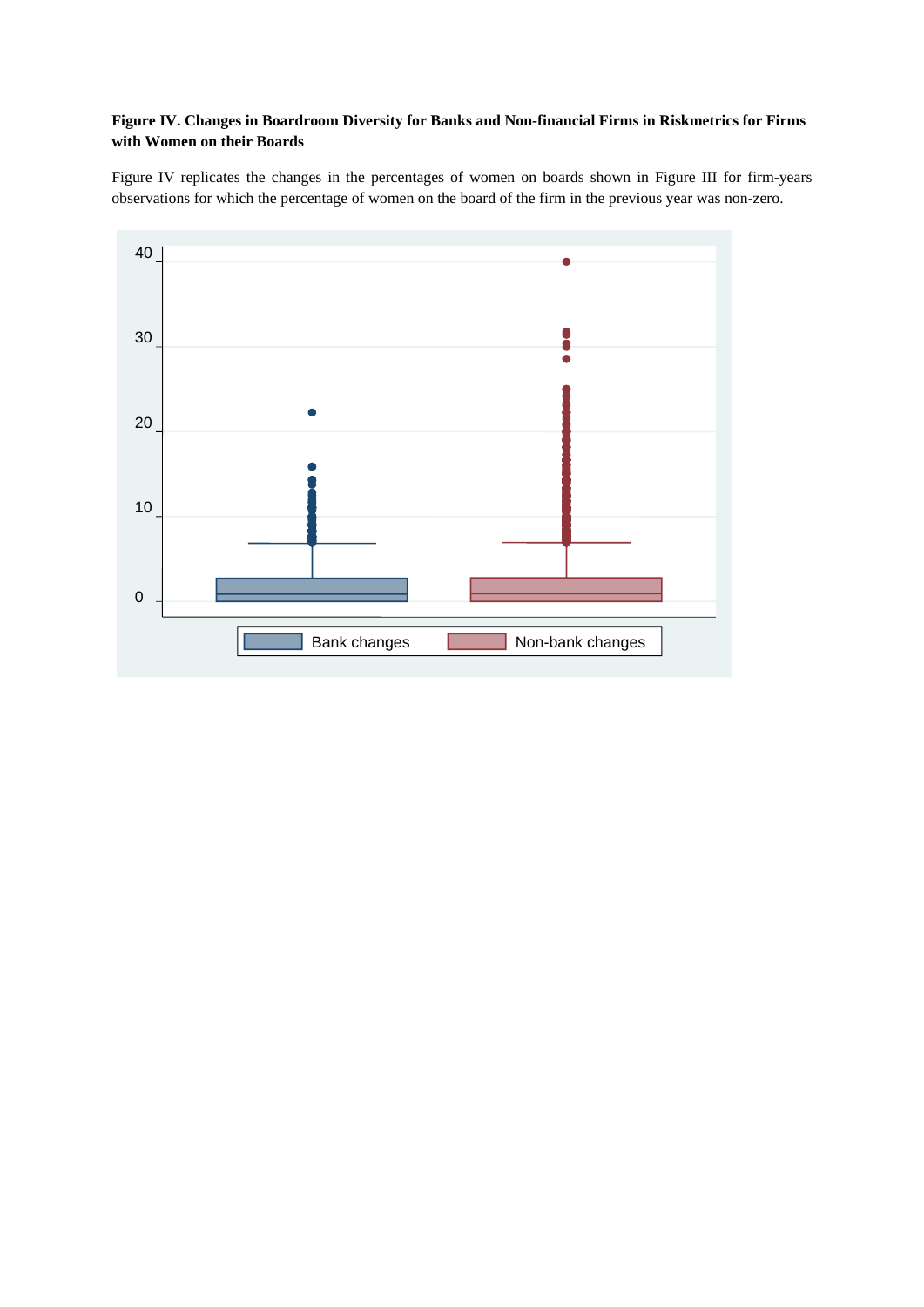**Figure IV. Changes in Boardroom Diversity for Banks and Non-financial Firms in Riskmetrics for Firms with Women on their Boards**

Figure IV replicates the changes in the percentages of women on boards shown in Figure III for firm-years observations for which the percentage of women on the board of the firm in the previous year was non-zero.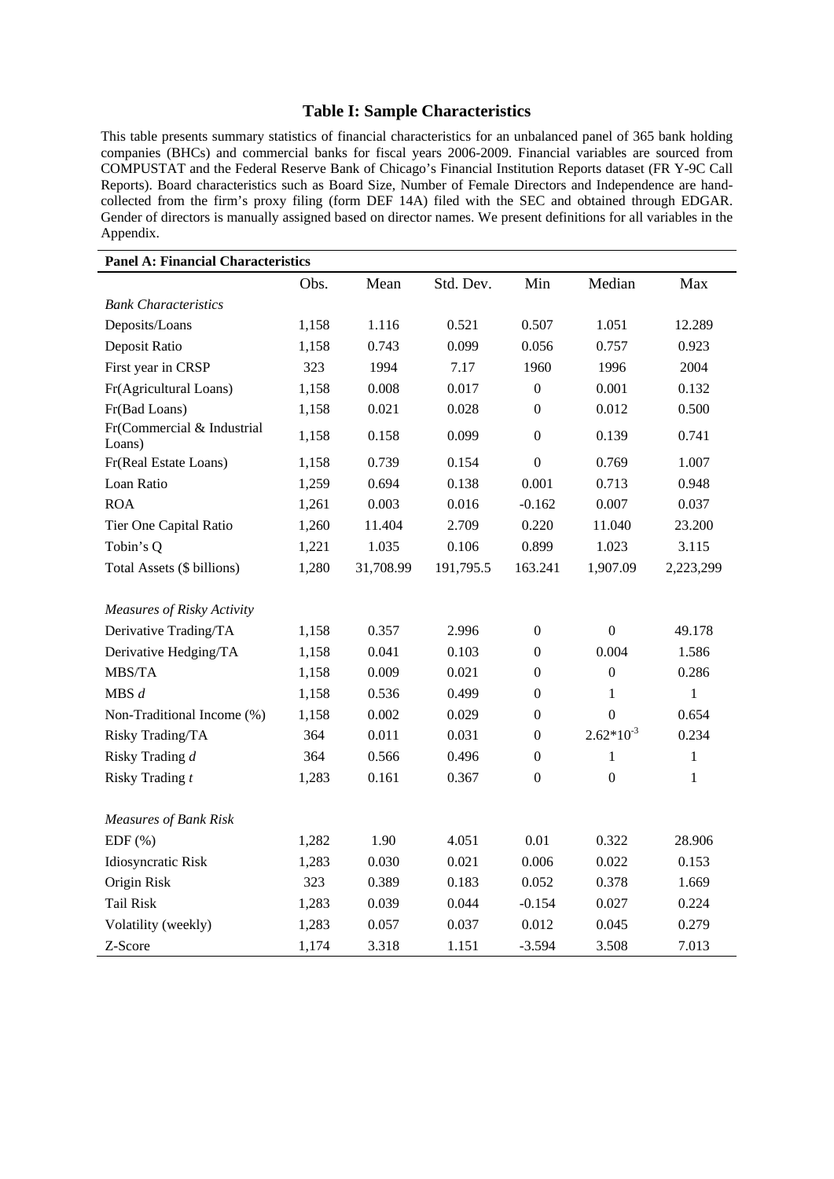# Table I: Sample Characteristics

This table presents summary statistics of financial characteristics for an unbalanced panel of 365 bank holding companies (BHCs) and commercial banks for fiscal years 2006-2009. Financial variables are sourced from COMPUSTAT and the Federal Reserve Bank of Chicago's Financial Institution Reports dataset (FR Y-9C Call Reports). Board characteristics such as Board Size, Number of Female Directors and Independence are hand-collected from the firm's proxy filing (form DEF 14A) filed with the SEC and obtained through EDGAR. Gender of directors is manually assigned based on director names. We present definitions for all variables in the Appendix.

| **Panel A: Financial Characteristics** | | | | | | |
|---|---|---|---|---|---|---|
| | Obs. | Mean | Std. Dev. | Min | Median | Max |
| *Bank Characteristics* | | | | | | |
| Deposits/Loans | 1,158 | 1.116 | 0.521 | 0.507 | 1.051 | 12.289 |
| Deposit Ratio | 1,158 | 0.743 | 0.099 | 0.056 | 0.757 | 0.923 |
| First year in CRSP | 323 | 1994 | 7.17 | 1960 | 1996 | 2004 |
| Fr(Agricultural Loans) | 1,158 | 0.008 | 0.017 | 0 | 0.001 | 0.132 |
| Fr(Bad Loans) | 1,158 | 0.021 | 0.028 | 0 | 0.012 | 0.500 |
| Fr(Commercial & Industrial Loans) | 1,158 | 0.158 | 0.099 | 0 | 0.139 | 0.741 |
| Fr(Real Estate Loans) | 1,158 | 0.739 | 0.154 | 0 | 0.769 | 1.007 |
| Loan Ratio | 1,259 | 0.694 | 0.138 | 0.001 | 0.713 | 0.948 |
| ROA | 1,261 | 0.003 | 0.016 | -0.162 | 0.007 | 0.037 |
| Tier One Capital Ratio | 1,260 | 11.404 | 2.709 | 0.220 | 11.040 | 23.200 |
| Tobin's Q | 1,221 | 1.035 | 0.106 | 0.899 | 1.023 | 3.115 |
| Total Assets ($ billions) | 1,280 | 31,708.99 | 191,795.5 | 163.241 | 1,907.09 | 2,223,299 |
| | | | | | | |
| *Measures of Risky Activity* | | | | | | |
| Derivative Trading/TA | 1,158 | 0.357 | 2.996 | 0 | 0 | 49.178 |
| Derivative Hedging/TA | 1,158 | 0.041 | 0.103 | 0 | 0.004 | 1.586 |
| MBS/TA | 1,158 | 0.009 | 0.021 | 0 | 0 | 0.286 |
| MBS $d$ | 1,158 | 0.536 | 0.499 | 0 | 1 | 1 |
| Non-Traditional Income (%) | 1,158 | 0.002 | 0.029 | 0 | 0 | 0.654 |
| Risky Trading/TA | 364 | 0.011 | 0.031 | 0 | $2.62 \times 10^{-3}$ | 0.234 |
| Risky Trading $d$ | 364 | 0.566 | 0.496 | 0 | 1 | 1 |
| Risky Trading $t$ | 1,283 | 0.161 | 0.367 | 0 | 0 | 1 |
| | | | | | | |
| *Measures of Bank Risk* | | | | | | |
| EDF (%) | 1,282 | 1.90 | 4.051 | 0.01 | 0.322 | 28.906 |
| Idiosyncratic Risk | 1,283 | 0.030 | 0.021 | 0.006 | 0.022 | 0.153 |
| Origin Risk | 323 | 0.389 | 0.183 | 0.052 | 0.378 | 1.669 |
| Tail Risk | 1,283 | 0.039 | 0.044 | -0.154 | 0.027 | 0.224 |
| Volatility (weekly) | 1,283 | 0.057 | 0.037 | 0.012 | 0.045 | 0.279 |
| Z-Score | 1,174 | 3.318 | 1.151 | -3.594 | 3.508 | 7.013 |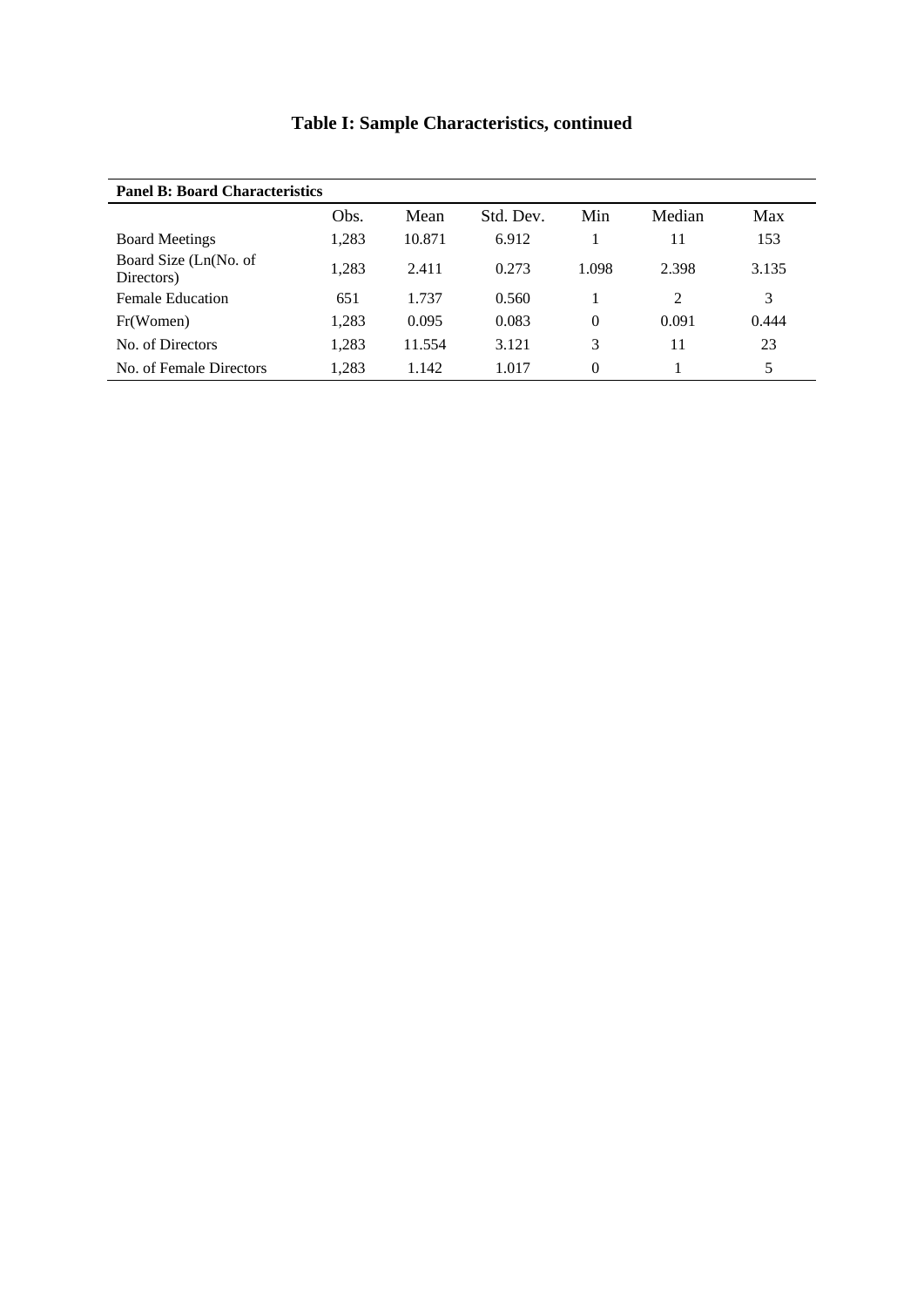# Table I: Sample Characteristics, continued

| **Panel B: Board Characteristics** | | | | | | |
|---|---|---|---|---|---|---|
| | Obs. | Mean | Std. Dev. | Min | Median | Max |
| Board Meetings | 1,283 | 10.871 | 6.912 | 1 | 11 | 153 |
| Board Size (Ln(No. of Directors) | 1,283 | 2.411 | 0.273 | 1.098 | 2.398 | 3.135 |
| Female Education | 651 | 1.737 | 0.560 | 1 | 2 | 3 |
| Fr(Women) | 1,283 | 0.095 | 0.083 | 0 | 0.091 | 0.444 |
| No. of Directors | 1,283 | 11.554 | 3.121 | 3 | 11 | 23 |
| No. of Female Directors | 1,283 | 1.142 | 1.017 | 0 | 1 | 5 |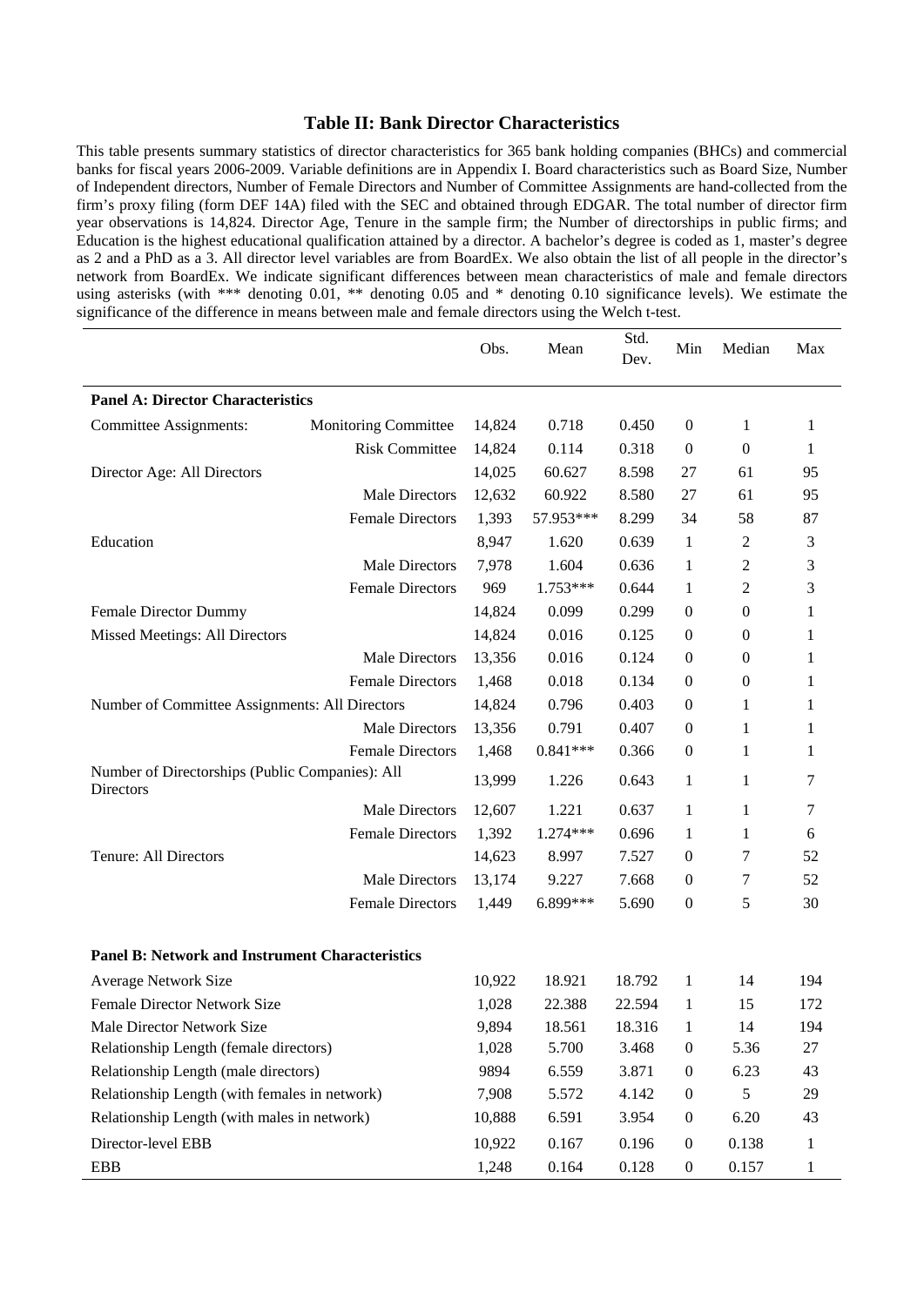## Table II: Bank Director Characteristics

This table presents summary statistics of director characteristics for 365 bank holding companies (BHCs) and commercial banks for fiscal years 2006-2009. Variable definitions are in Appendix I. Board characteristics such as Board Size, Number of Independent directors, Number of Female Directors and Number of Committee Assignments are hand-collected from the firm's proxy filing (form DEF 14A) filed with the SEC and obtained through EDGAR. The total number of director firm year observations is 14,824. Director Age, Tenure in the sample firm; the Number of directorships in public firms; and Education is the highest educational qualification attained by a director. A bachelor's degree is coded as 1, master's degree as 2 and a PhD as a 3. All director level variables are from BoardEx. We also obtain the list of all people in the director's network from BoardEx. We indicate significant differences between mean characteristics of male and female directors using asterisks (with *** denoting 0.01, ** denoting 0.05 and * denoting 0.10 significance levels). We estimate the significance of the difference in means between male and female directors using the Welch t-test.

| | | Obs. | Mean | Std. Dev. | Min | Median | Max |
|---|---|---|---|---|---|---|---|
| **Panel A: Director Characteristics** | | | | | | | |
| Committee Assignments: | Monitoring Committee | 14,824 | 0.718 | 0.450 | 0 | 1 | 1 |
| | Risk Committee | 14,824 | 0.114 | 0.318 | 0 | 0 | 1 |
| Director Age: All Directors | | 14,025 | 60.627 | 8.598 | 27 | 61 | 95 |
| | Male Directors | 12,632 | 60.922 | 8.580 | 27 | 61 | 95 |
| | Female Directors | 1,393 | 57.953*** | 8.299 | 34 | 58 | 87 |
| Education | | 8,947 | 1.620 | 0.639 | 1 | 2 | 3 |
| | Male Directors | 7,978 | 1.604 | 0.636 | 1 | 2 | 3 |
| | Female Directors | 969 | 1.753*** | 0.644 | 1 | 2 | 3 |
| Female Director Dummy | | 14,824 | 0.099 | 0.299 | 0 | 0 | 1 |
| Missed Meetings: All Directors | | 14,824 | 0.016 | 0.125 | 0 | 0 | 1 |
| | Male Directors | 13,356 | 0.016 | 0.124 | 0 | 0 | 1 |
| | Female Directors | 1,468 | 0.018 | 0.134 | 0 | 0 | 1 |
| Number of Committee Assignments: All Directors | | 14,824 | 0.796 | 0.403 | 0 | 1 | 1 |
| | Male Directors | 13,356 | 0.791 | 0.407 | 0 | 1 | 1 |
| | Female Directors | 1,468 | 0.841*** | 0.366 | 0 | 1 | 1 |
| Number of Directorships (Public Companies): All Directors | | 13,999 | 1.226 | 0.643 | 1 | 1 | 7 |
| | Male Directors | 12,607 | 1.221 | 0.637 | 1 | 1 | 7 |
| | Female Directors | 1,392 | 1.274*** | 0.696 | 1 | 1 | 6 |
| Tenure: All Directors | | 14,623 | 8.997 | 7.527 | 0 | 7 | 52 |
| | Male Directors | 13,174 | 9.227 | 7.668 | 0 | 7 | 52 |
| | Female Directors | 1,449 | 6.899*** | 5.690 | 0 | 5 | 30 |
| **Panel B: Network and Instrument Characteristics** | | | | | | | |
| Average Network Size | | 10,922 | 18.921 | 18.792 | 1 | 14 | 194 |
| Female Director Network Size | | 1,028 | 22.388 | 22.594 | 1 | 15 | 172 |
| Male Director Network Size | | 9,894 | 18.561 | 18.316 | 1 | 14 | 194 |
| Relationship Length (female directors) | | 1,028 | 5.700 | 3.468 | 0 | 5.36 | 27 |
| Relationship Length (male directors) | | 9894 | 6.559 | 3.871 | 0 | 6.23 | 43 |
| Relationship Length (with females in network) | | 7,908 | 5.572 | 4.142 | 0 | 5 | 29 |
| Relationship Length (with males in network) | | 10,888 | 6.591 | 3.954 | 0 | 6.20 | 43 |
| Director-level EBB | | 10,922 | 0.167 | 0.196 | 0 | 0.138 | 1 |
| EBB | | 1,248 | 0.164 | 0.128 | 0 | 0.157 | 1 |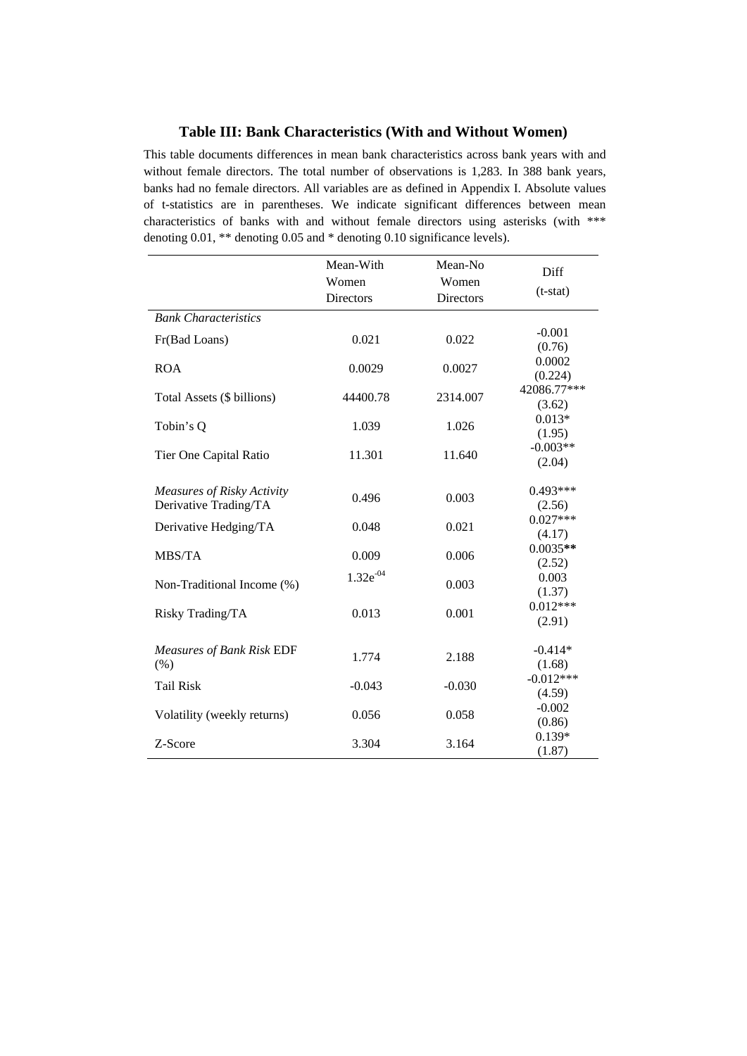### Table III: Bank Characteristics (With and Without Women)

This table documents differences in mean bank characteristics across bank years with and without female directors. The total number of observations is 1,283. In 388 bank years, banks had no female directors. All variables are as defined in Appendix I. Absolute values of t-statistics are in parentheses. We indicate significant differences between mean characteristics of banks with and without female directors using asterisks (with *** denoting 0.01, ** denoting 0.05 and * denoting 0.10 significance levels).

| | Mean-With Women Directors | Mean-No Women Directors | Diff (t-stat) |
|---|---|---|---|
| *Bank Characteristics* | | | |
| Fr(Bad Loans) | 0.021 | 0.022 | -0.001 (0.76) |
| ROA | 0.0029 | 0.0027 | 0.0002 (0.224) |
| Total Assets ($ billions) | 44400.78 | 2314.007 | 42086.77*** (3.62) |
| Tobin's Q | 1.039 | 1.026 | 0.013* (1.95) |
| Tier One Capital Ratio | 11.301 | 11.640 | -0.003** (2.04) |
| *Measures of Risky Activity* | | | |
| Derivative Trading/TA | 0.496 | 0.003 | 0.493*** (2.56) |
| Derivative Hedging/TA | 0.048 | 0.021 | 0.027*** (4.17) |
| MBS/TA | 0.009 | 0.006 | 0.0035** (2.52) |
| Non-Traditional Income (%) | $1.32e^{-04}$ | 0.003 | 0.003 (1.37) |
| Risky Trading/TA | 0.013 | 0.001 | 0.012*** (2.91) |
| *Measures of Bank Risk* | | | |
| EDF (%) | 1.774 | 2.188 | -0.414* (1.68) |
| Tail Risk | -0.043 | -0.030 | -0.012*** (4.59) |
| Volatility (weekly returns) | 0.056 | 0.058 | -0.002 (0.86) |
| Z-Score | 3.304 | 3.164 | 0.139* (1.87) |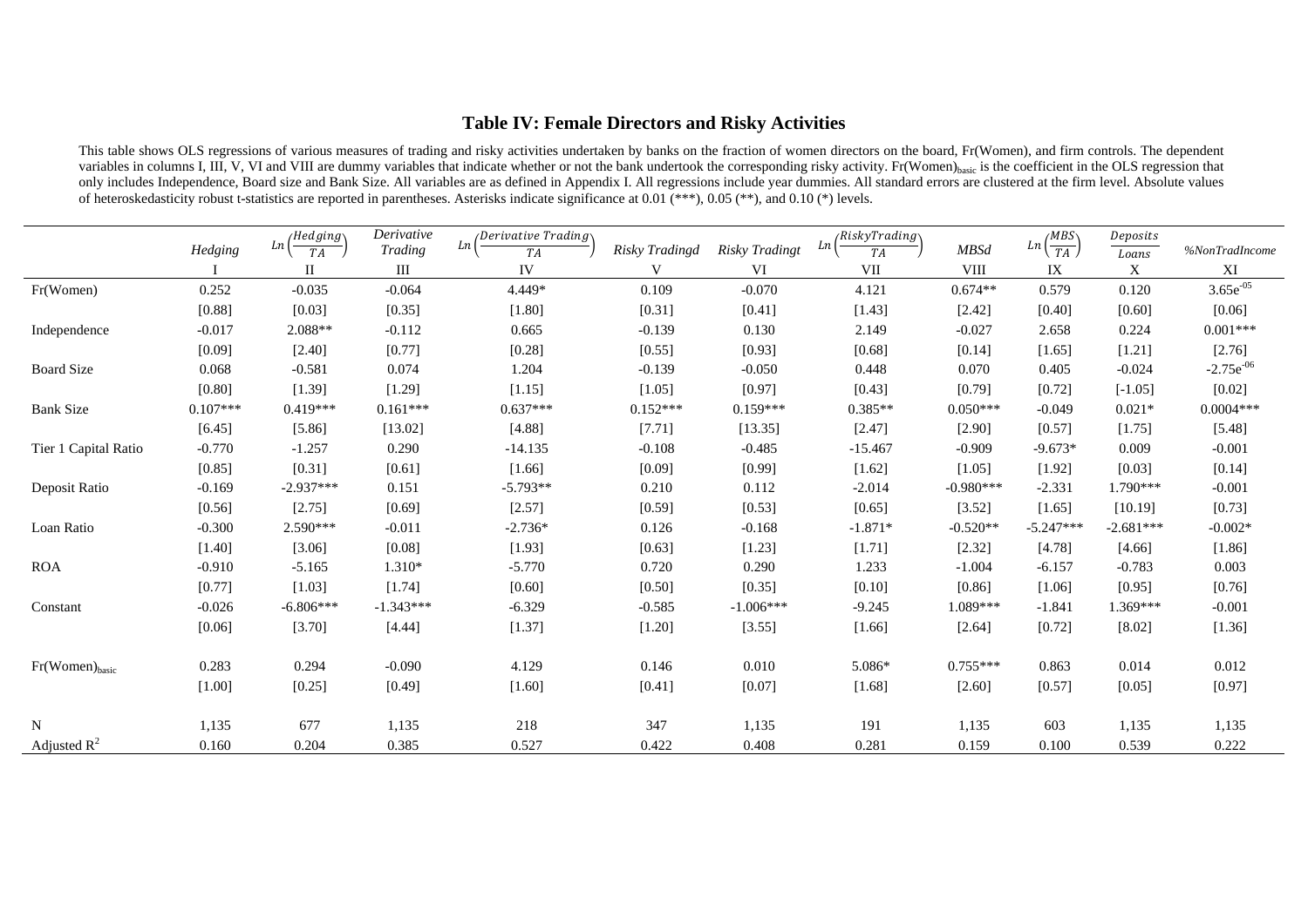## Table IV: Female Directors and Risky Activities

This table shows OLS regressions of various measures of trading and risky activities undertaken by banks on the fraction of women directors on the board, Fr(Women), and firm controls. The dependent variables in columns I, III, V, VI and VIII are dummy variables that indicate whether or not the bank undertook the corresponding risky activity. $Fr(Women)_{basic}$ is the coefficient in the OLS regression that only includes Independence, Board size and Bank Size. All variables are as defined in Appendix I. All regressions include year dummies. All standard errors are clustered at the firm level. Absolute values of heteroskedasticity robust t-statistics are reported in parentheses. Asterisks indicate significance at 0.01 (***), 0.05 (**), and 0.10 (*) levels.

| | *Hedging* | $Ln\left(\frac{Hedging}{TA}\right)$ | *Derivative Trading* | $Ln\left(\frac{Derivative\ Trading}{TA}\right)$ | *Risky Tradingd* | *Risky Tradingt* | $Ln\left(\frac{RiskyTrading}{TA}\right)$ | *MBSd* | $Ln\left(\frac{MBS}{TA}\right)$ | $\frac{Deposits}{Loans}$ | *%NonTradIncome* |
|---|---|---|---|---|---|---|---|---|---|---|---|
| | I | II | III | IV | V | VI | VII | VIII | IX | X | XI |
| Fr(Women) | 0.252 | -0.035 | -0.064 | 4.449* | 0.109 | -0.070 | 4.121 | 0.674** | 0.579 | 0.120 | $3.65e^{-05}$ |
| | [0.88] | [0.03] | [0.35] | [1.80] | [0.31] | [0.41] | [1.43] | [2.42] | [0.40] | [0.60] | [0.06] |
| Independence | -0.017 | 2.088** | -0.112 | 0.665 | -0.139 | 0.130 | 2.149 | -0.027 | 2.658 | 0.224 | 0.001*** |
| | [0.09] | [2.40] | [0.77] | [0.28] | [0.55] | [0.93] | [0.68] | [0.14] | [1.65] | [1.21] | [2.76] |
| Board Size | 0.068 | -0.581 | 0.074 | 1.204 | -0.139 | -0.050 | 0.448 | 0.070 | 0.405 | -0.024 | $-2.75e^{-06}$ |
| | [0.80] | [1.39] | [1.29] | [1.15] | [1.05] | [0.97] | [0.43] | [0.79] | [0.72] | [-1.05] | [0.02] |
| Bank Size | 0.107*** | 0.419*** | 0.161*** | 0.637*** | 0.152*** | 0.159*** | 0.385** | 0.050*** | -0.049 | 0.021* | 0.0004*** |
| | [6.45] | [5.86] | [13.02] | [4.88] | [7.71] | [13.35] | [2.47] | [2.90] | [0.57] | [1.75] | [5.48] |
| Tier 1 Capital Ratio | -0.770 | -1.257 | 0.290 | -14.135 | -0.108 | -0.485 | -15.467 | -0.909 | -9.673* | 0.009 | -0.001 |
| | [0.85] | [0.31] | [0.61] | [1.66] | [0.09] | [0.99] | [1.62] | [1.05] | [1.92] | [0.03] | [0.14] |
| Deposit Ratio | -0.169 | -2.937*** | 0.151 | -5.793** | 0.210 | 0.112 | -2.014 | -0.980*** | -2.331 | 1.790*** | -0.001 |
| | [0.56] | [2.75] | [0.69] | [2.57] | [0.59] | [0.53] | [0.65] | [3.52] | [1.65] | [10.19] | [0.73] |
| Loan Ratio | -0.300 | 2.590*** | -0.011 | -2.736* | 0.126 | -0.168 | -1.871* | -0.520** | -5.247*** | -2.681*** | -0.002* |
| | [1.40] | [3.06] | [0.08] | [1.93] | [0.63] | [1.23] | [1.71] | [2.32] | [4.78] | [4.66] | [1.86] |
| ROA | -0.910 | -5.165 | 1.310* | -5.770 | 0.720 | 0.290 | 1.233 | -1.004 | -6.157 | -0.783 | 0.003 |
| | [0.77] | [1.03] | [1.74] | [0.60] | [0.50] | [0.35] | [0.10] | [0.86] | [1.06] | [0.95] | [0.76] |
| Constant | -0.026 | -6.806*** | -1.343*** | -6.329 | -0.585 | -1.006*** | -9.245 | 1.089*** | -1.841 | 1.369*** | -0.001 |
| | [0.06] | [3.70] | [4.44] | [1.37] | [1.20] | [3.55] | [1.66] | [2.64] | [0.72] | [8.02] | [1.36] |
| $Fr(Women)_{basic}$ | 0.283 | 0.294 | -0.090 | 4.129 | 0.146 | 0.010 | 5.086* | 0.755*** | 0.863 | 0.014 | 0.012 |
| | [1.00] | [0.25] | [0.49] | [1.60] | [0.41] | [0.07] | [1.68] | [2.60] | [0.57] | [0.05] | [0.97] |
| N | 1,135 | 677 | 1,135 | 218 | 347 | 1,135 | 191 | 1,135 | 603 | 1,135 | 1,135 |
| Adjusted $R^2$ | 0.160 | 0.204 | 0.385 | 0.527 | 0.422 | 0.408 | 0.281 | 0.159 | 0.100 | 0.539 | 0.222 |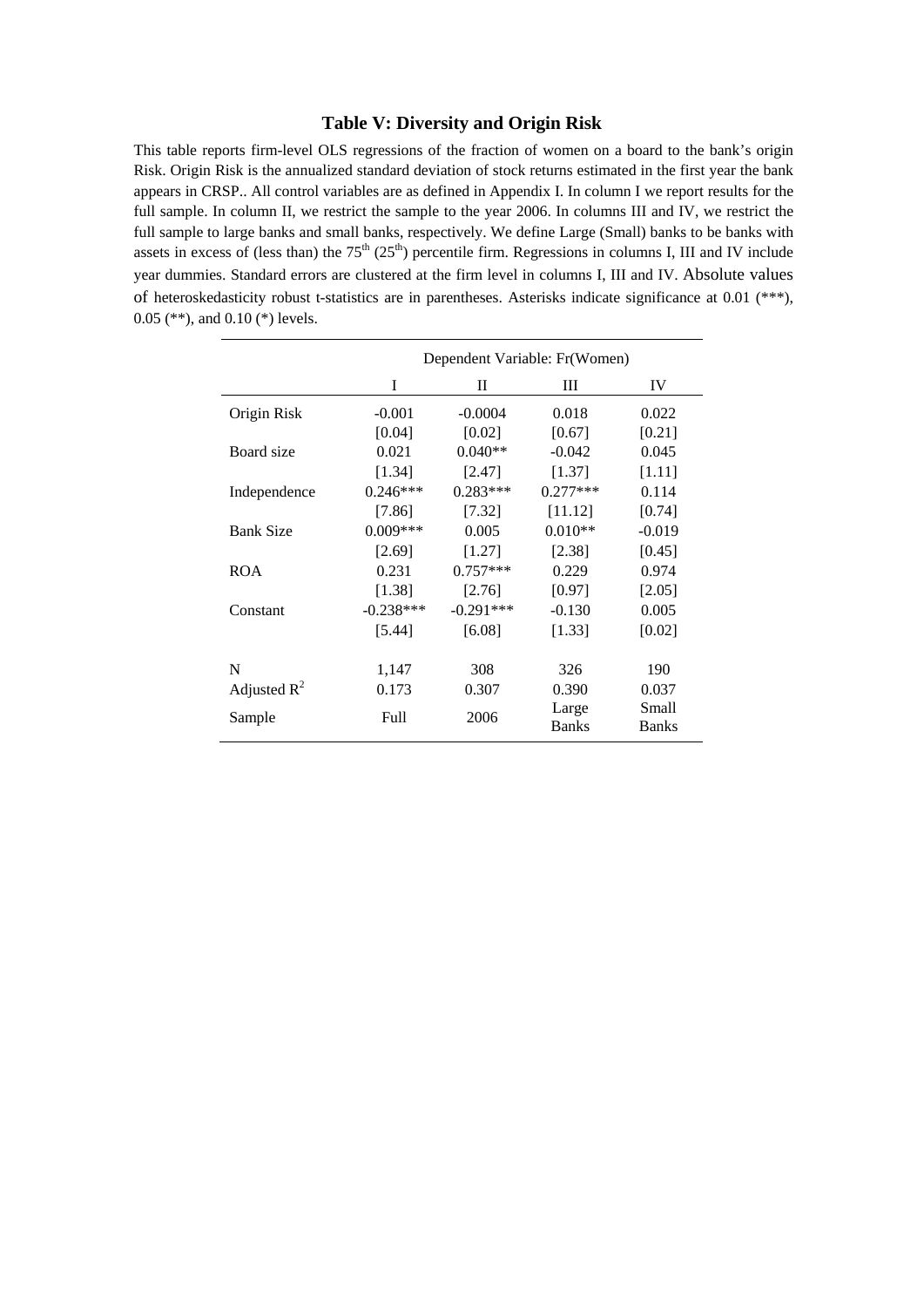### Table V: Diversity and Origin Risk

This table reports firm-level OLS regressions of the fraction of women on a board to the bank's origin Risk. Origin Risk is the annualized standard deviation of stock returns estimated in the first year the bank appears in CRSP.. All control variables are as defined in Appendix I. In column I we report results for the full sample. In column II, we restrict the sample to the year 2006. In columns III and IV, we restrict the full sample to large banks and small banks, respectively. We define Large (Small) banks to be banks with assets in excess of (less than) the 75[th] (25[th]) percentile firm. Regressions in columns I, III and IV include year dummies. Standard errors are clustered at the firm level in columns I, III and IV. Absolute values of heteroskedasticity robust t-statistics are in parentheses. Asterisks indicate significance at 0.01 (***), 0.05 (**), and 0.10 (*) levels.

| | Dependent Variable: Fr(Women) | | | |
|---|---|---|---|---|
| | I | II | III | IV |
| Origin Risk | -0.001 | -0.0004 | 0.018 | 0.022 |
| | [0.04] | [0.02] | [0.67] | [0.21] |
| Board size | 0.021 | 0.040** | -0.042 | 0.045 |
| | [1.34] | [2.47] | [1.37] | [1.11] |
| Independence | 0.246*** | 0.283*** | 0.277*** | 0.114 |
| | [7.86] | [7.32] | [11.12] | [0.74] |
| Bank Size | 0.009*** | 0.005 | 0.010** | -0.019 |
| | [2.69] | [1.27] | [2.38] | [0.45] |
| ROA | 0.231 | 0.757*** | 0.229 | 0.974 |
| | [1.38] | [2.76] | [0.97] | [2.05] |
| Constant | -0.238*** | -0.291*** | -0.130 | 0.005 |
| | [5.44] | [6.08] | [1.33] | [0.02] |
| N | 1,147 | 308 | 326 | 190 |
| Adjusted $R^2$ | 0.173 | 0.307 | 0.390 | 0.037 |
| Sample | Full | 2006 | Large Banks | Small Banks |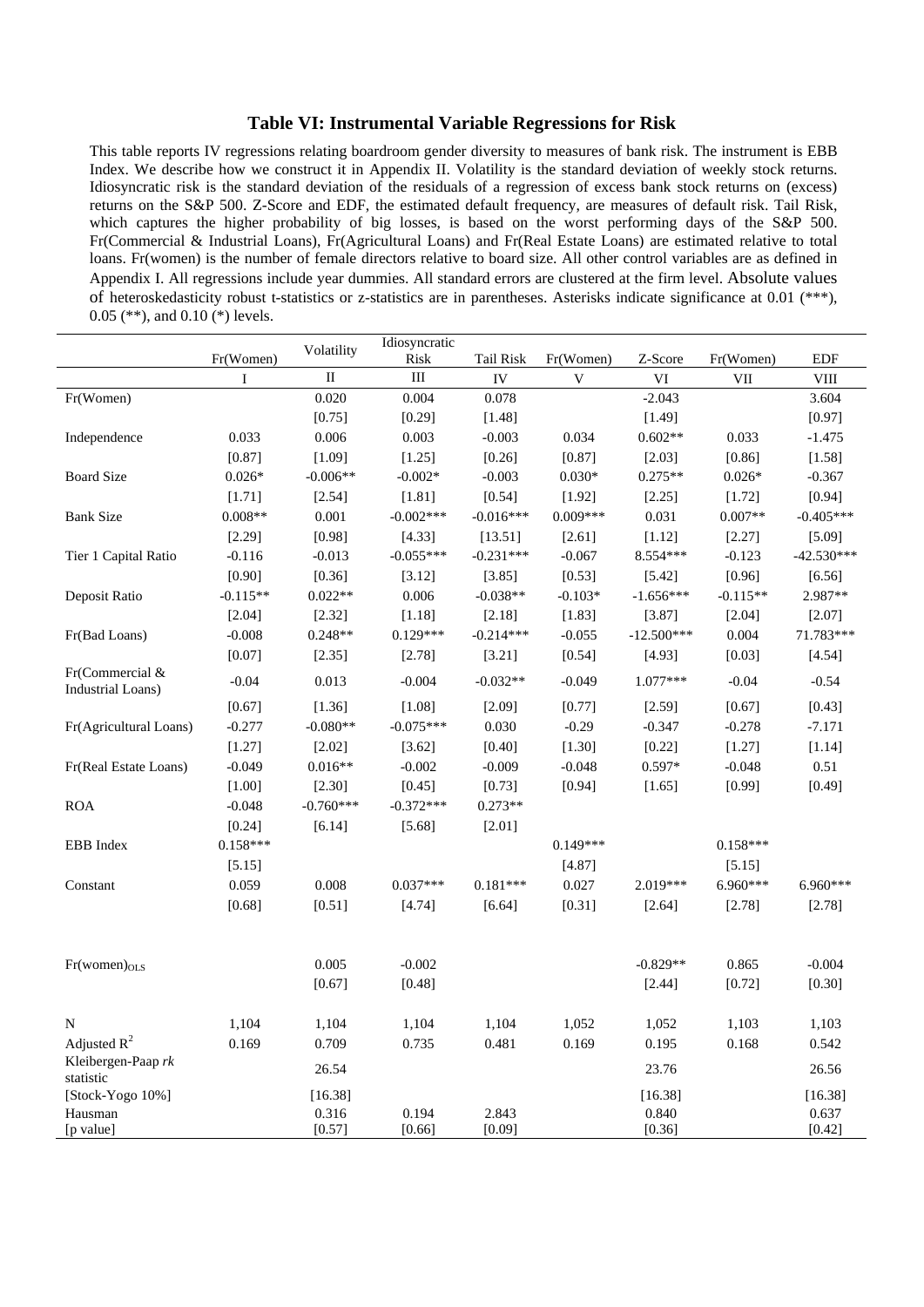### Table VI: Instrumental Variable Regressions for Risk

This table reports IV regressions relating boardroom gender diversity to measures of bank risk. The instrument is EBB Index. We describe how we construct it in Appendix II. Volatility is the standard deviation of weekly stock returns. Idiosyncratic risk is the standard deviation of the residuals of a regression of excess bank stock returns on (excess) returns on the S&P 500. Z-Score and EDF, the estimated default frequency, are measures of default risk. Tail Risk, which captures the higher probability of big losses, is based on the worst performing days of the S&P 500. Fr(Commercial & Industrial Loans), Fr(Agricultural Loans) and Fr(Real Estate Loans) are estimated relative to total loans. Fr(women) is the number of female directors relative to board size. All other control variables are as defined in Appendix I. All regressions include year dummies. All standard errors are clustered at the firm level. Absolute values of heteroskedasticity robust t-statistics or z-statistics are in parentheses. Asterisks indicate significance at 0.01 (***), 0.05 (**), and 0.10 (*) levels.

| | Fr(Women) | Volatility | Idiosyncratic Risk | Tail Risk | Fr(Women) | Z-Score | Fr(Women) | EDF |
|---|---|---|---|---|---|---|---|---|
| | I | II | III | IV | V | VI | VII | VIII |
| Fr(Women) | | 0.020 | 0.004 | 0.078 | | -2.043 | | 3.604 |
| | | [0.75] | [0.29] | [1.48] | | [1.49] | | [0.97] |
| Independence | 0.033 | 0.006 | 0.003 | -0.003 | 0.034 | 0.602** | 0.033 | -1.475 |
| | [0.87] | [1.09] | [1.25] | [0.26] | [0.87] | [2.03] | [0.86] | [1.58] |
| Board Size | 0.026* | -0.006** | -0.002* | -0.003 | 0.030* | 0.275** | 0.026* | -0.367 |
| | [1.71] | [2.54] | [1.81] | [0.54] | [1.92] | [2.25] | [1.72] | [0.94] |
| Bank Size | 0.008** | 0.001 | -0.002*** | -0.016*** | 0.009*** | 0.031 | 0.007** | -0.405*** |
| | [2.29] | [0.98] | [4.33] | [13.51] | [2.61] | [1.12] | [2.27] | [5.09] |
| Tier 1 Capital Ratio | -0.116 | -0.013 | -0.055*** | -0.231*** | -0.067 | 8.554*** | -0.123 | -42.530*** |
| | [0.90] | [0.36] | [3.12] | [3.85] | [0.53] | [5.42] | [0.96] | [6.56] |
| Deposit Ratio | -0.115** | 0.022** | 0.006 | -0.038** | -0.103* | -1.656*** | -0.115** | 2.987** |
| | [2.04] | [2.32] | [1.18] | [2.18] | [1.83] | [3.87] | [2.04] | [2.07] |
| Fr(Bad Loans) | -0.008 | 0.248** | 0.129*** | -0.214*** | -0.055 | -12.500*** | 0.004 | 71.783*** |
| | [0.07] | [2.35] | [2.78] | [3.21] | [0.54] | [4.93] | [0.03] | [4.54] |
| Fr(Commercial & Industrial Loans) | -0.04 | 0.013 | -0.004 | -0.032** | -0.049 | 1.077*** | -0.04 | -0.54 |
| | [0.67] | [1.36] | [1.08] | [2.09] | [0.77] | [2.59] | [0.67] | [0.43] |
| Fr(Agricultural Loans) | -0.277 | -0.080** | -0.075*** | 0.030 | -0.29 | -0.347 | -0.278 | -7.171 |
| | [1.27] | [2.02] | [3.62] | [0.40] | [1.30] | [0.22] | [1.27] | [1.14] |
| Fr(Real Estate Loans) | -0.049 | 0.016** | -0.002 | -0.009 | -0.048 | 0.597* | -0.048 | 0.51 |
| | [1.00] | [2.30] | [0.45] | [0.73] | [0.94] | [1.65] | [0.99] | [0.49] |
| ROA | -0.048 | -0.760*** | -0.372*** | 0.273** | | | | |
| | [0.24] | [6.14] | [5.68] | [2.01] | | | | |
| EBB Index | 0.158*** | | | | 0.149*** | | 0.158*** | |
| | [5.15] | | | | [4.87] | | [5.15] | |
| Constant | 0.059 | 0.008 | 0.037*** | 0.181*** | 0.027 | 2.019*** | 6.960*** | 6.960*** |
| | [0.68] | [0.51] | [4.74] | [6.64] | [0.31] | [2.64] | [2.78] | [2.78] |
| $Fr(women)_{OLS}$ | | 0.005 | -0.002 | | | -0.829** | 0.865 | -0.004 |
| | | [0.67] | [0.48] | | | [2.44] | [0.72] | [0.30] |
| N | 1,104 | 1,104 | 1,104 | 1,104 | 1,052 | 1,052 | 1,103 | 1,103 |
| Adjusted $R^2$ | 0.169 | 0.709 | 0.735 | 0.481 | 0.169 | 0.195 | 0.168 | 0.542 |
| Kleibergen-Paap *rk* statistic | | 26.54 | | | | 23.76 | | 26.56 |
| [Stock-Yogo 10%] | | [16.38] | | | | [16.38] | | [16.38] |
| Hausman | | 0.316 | 0.194 | 2.843 | | 0.840 | | 0.637 |
| [p value] | | [0.57] | [0.66] | [0.09] | | [0.36] | | [0.42] |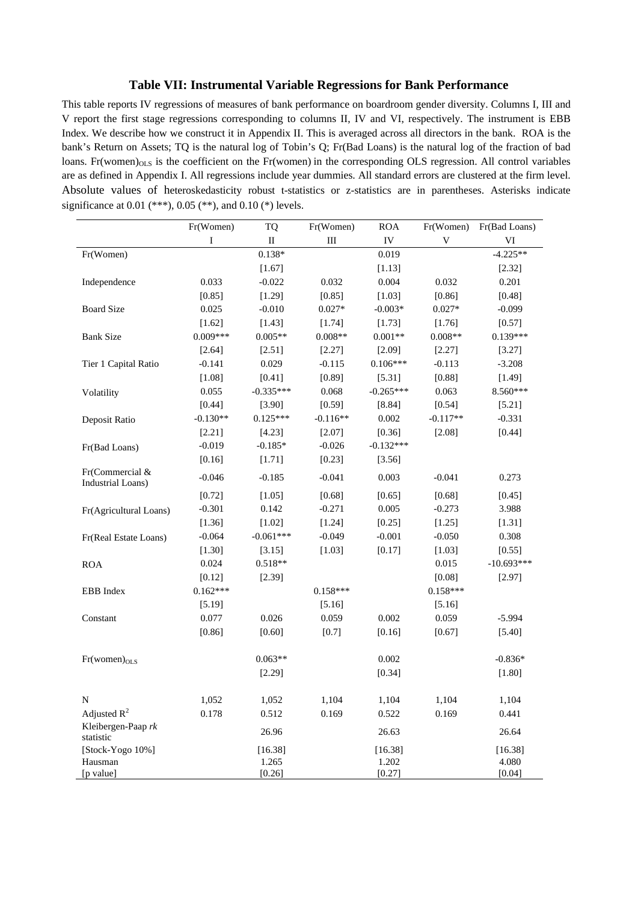## Table VII: Instrumental Variable Regressions for Bank Performance

This table reports IV regressions of measures of bank performance on boardroom gender diversity. Columns I, III and V report the first stage regressions corresponding to columns II, IV and VI, respectively. The instrument is EBB Index. We describe how we construct it in Appendix II. This is averaged across all directors in the bank. ROA is the bank's Return on Assets; TQ is the natural log of Tobin's Q; Fr(Bad Loans) is the natural log of the fraction of bad loans. $Fr(women)_{OLS}$ is the coefficient on the Fr(women) in the corresponding OLS regression. All control variables are as defined in Appendix I. All regressions include year dummies. All standard errors are clustered at the firm level. Absolute values of heteroskedasticity robust t-statistics or z-statistics are in parentheses. Asterisks indicate significance at 0.01 (***), 0.05 (**), and 0.10 (*) levels.

| | Fr(Women) | TQ | Fr(Women) | ROA | Fr(Women) | Fr(Bad Loans) |
|---|---|---|---|---|---|---|
| | I | II | III | IV | V | VI |
| Fr(Women) | | 0.138* | | 0.019 | | -4.225** |
| | | [1.67] | | [1.13] | | [2.32] |
| Independence | 0.033 | -0.022 | 0.032 | 0.004 | 0.032 | 0.201 |
| | [0.85] | [1.29] | [0.85] | [1.03] | [0.86] | [0.48] |
| Board Size | 0.025 | -0.010 | 0.027* | -0.003* | 0.027* | -0.099 |
| | [1.62] | [1.43] | [1.74] | [1.73] | [1.76] | [0.57] |
| Bank Size | 0.009*** | 0.005** | 0.008** | 0.001** | 0.008** | 0.139*** |
| | [2.64] | [2.51] | [2.27] | [2.09] | [2.27] | [3.27] |
| Tier 1 Capital Ratio | -0.141 | 0.029 | -0.115 | 0.106*** | -0.113 | -3.208 |
| | [1.08] | [0.41] | [0.89] | [5.31] | [0.88] | [1.49] |
| Volatility | 0.055 | -0.335*** | 0.068 | -0.265*** | 0.063 | 8.560*** |
| | [0.44] | [3.90] | [0.59] | [8.84] | [0.54] | [5.21] |
| Deposit Ratio | -0.130** | 0.125*** | -0.116** | 0.002 | -0.117** | -0.331 |
| | [2.21] | [4.23] | [2.07] | [0.36] | [2.08] | [0.44] |
| Fr(Bad Loans) | -0.019 | -0.185* | -0.026 | -0.132*** | | |
| | [0.16] | [1.71] | [0.23] | [3.56] | | |
| Fr(Commercial & Industrial Loans) | -0.046 | -0.185 | -0.041 | 0.003 | -0.041 | 0.273 |
| | [0.72] | [1.05] | [0.68] | [0.65] | [0.68] | [0.45] |
| Fr(Agricultural Loans) | -0.301 | 0.142 | -0.271 | 0.005 | -0.273 | 3.988 |
| | [1.36] | [1.02] | [1.24] | [0.25] | [1.25] | [1.31] |
| Fr(Real Estate Loans) | -0.064 | -0.061*** | -0.049 | -0.001 | -0.050 | 0.308 |
| | [1.30] | [3.15] | [1.03] | [0.17] | [1.03] | [0.55] |
| ROA | 0.024 | 0.518** | | | 0.015 | -10.693*** |
| | [0.12] | [2.39] | | | [0.08] | [2.97] |
| EBB Index | 0.162*** | | 0.158*** | | 0.158*** | |
| | [5.19] | | [5.16] | | [5.16] | |
| Constant | 0.077 | 0.026 | 0.059 | 0.002 | 0.059 | -5.994 |
| | [0.86] | [0.60] | [0.7] | [0.16] | [0.67] | [5.40] |
| $Fr(women)_{OLS}$ | | 0.063** | | 0.002 | | -0.836* |
| | | [2.29] | | [0.34] | | [1.80] |
| N | 1,052 | 1,052 | 1,104 | 1,104 | 1,104 | 1,104 |
| Adjusted $R^2$ | 0.178 | 0.512 | 0.169 | 0.522 | 0.169 | 0.441 |
| Kleibergen-Paap *rk* statistic | | 26.96 | | 26.63 | | 26.64 |
| [Stock-Yogo 10%] | | [16.38] | | [16.38] | | [16.38] |
| Hausman | | 1.265 | | 1.202 | | 4.080 |
| [p value] | | [0.26] | | [0.27] | | [0.04] |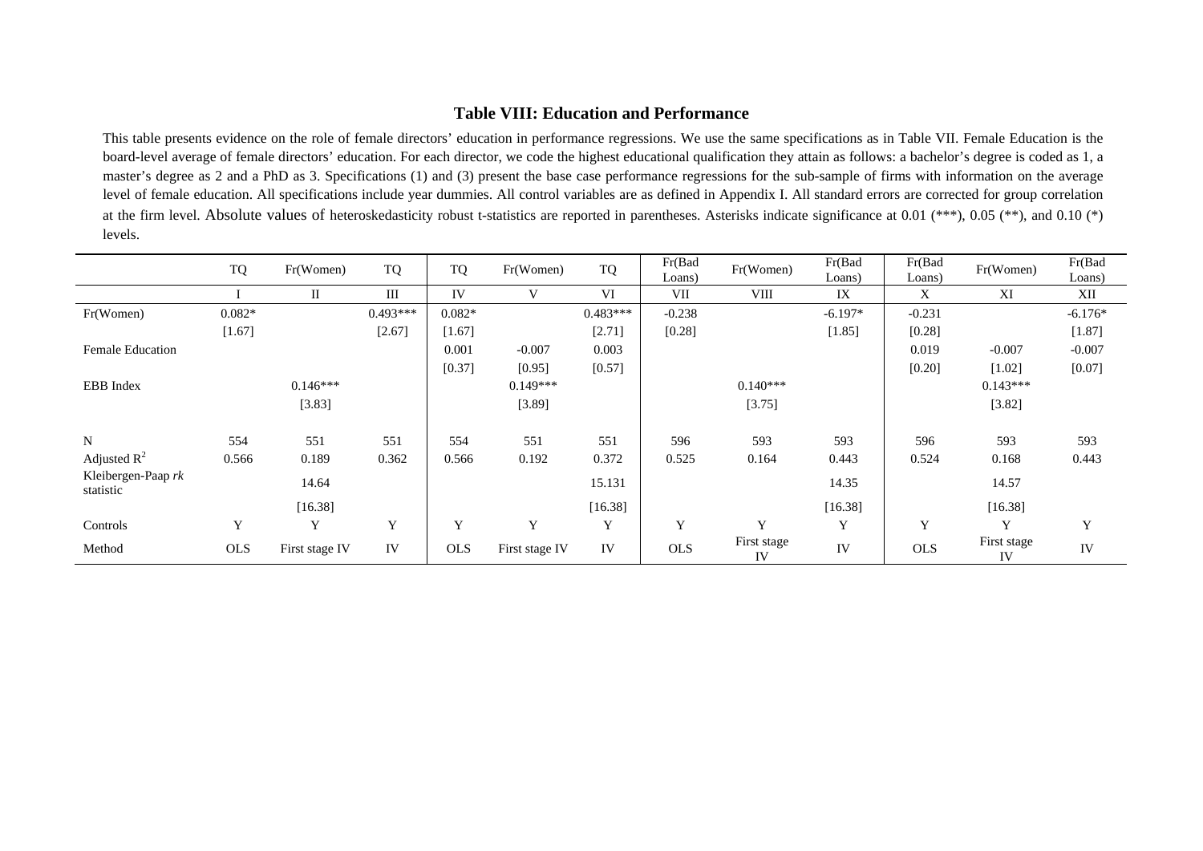# Table VIII: Education and Performance

This table presents evidence on the role of female directors' education in performance regressions. We use the same specifications as in Table VII. Female Education is the board-level average of female directors' education. For each director, we code the highest educational qualification they attain as follows: a bachelor's degree is coded as 1, a master's degree as 2 and a PhD as 3. Specifications (1) and (3) present the base case performance regressions for the sub-sample of firms with information on the average level of female education. All specifications include year dummies. All control variables are as defined in Appendix I. All standard errors are corrected for group correlation at the firm level. Absolute values of heteroskedasticity robust t-statistics are reported in parentheses. Asterisks indicate significance at 0.01 (***), 0.05 (**), and 0.10 (*) levels.

| | TQ | Fr(Women) | TQ | TQ | Fr(Women) | TQ | Fr(Bad Loans) | Fr(Women) | Fr(Bad Loans) | Fr(Bad Loans) | Fr(Women) | Fr(Bad Loans) |
|---|---|---|---|---|---|---|---|---|---|---|---|---|
| | I | II | III | IV | V | VI | VII | VIII | IX | X | XI | XII |
| Fr(Women) | 0.082* | | 0.493*** | 0.082* | | 0.483*** | -0.238 | | -6.197* | -0.231 | | -6.176* |
| | [1.67] | | [2.67] | [1.67] | | [2.71] | [0.28] | | [1.85] | [0.28] | | [1.87] |
| Female Education | | | | 0.001 | -0.007 | 0.003 | | | | 0.019 | -0.007 | -0.007 |
| | | | | [0.37] | [0.95] | [0.57] | | | | [0.20] | [1.02] | [0.07] |
| EBB Index | | 0.146*** | | | 0.149*** | | | 0.140*** | | | 0.143*** | |
| | | [3.83] | | | [3.89] | | | [3.75] | | | [3.82] | |
| N | 554 | 551 | 551 | 554 | 551 | 551 | 596 | 593 | 593 | 596 | 593 | 593 |
| Adjusted $R^2$ | 0.566 | 0.189 | 0.362 | 0.566 | 0.192 | 0.372 | 0.525 | 0.164 | 0.443 | 0.524 | 0.168 | 0.443 |
| Kleibergen-Paap *rk* statistic | | 14.64 | | | | 15.131 | | | 14.35 | | 14.57 | |
| | | [16.38] | | | | [16.38] | | | [16.38] | | [16.38] | |
| Controls | Y | Y | Y | Y | Y | Y | Y | Y | Y | Y | Y | Y |
| Method | OLS | First stage IV | IV | OLS | First stage IV | IV | OLS | First stage IV | IV | OLS | First stage IV | IV |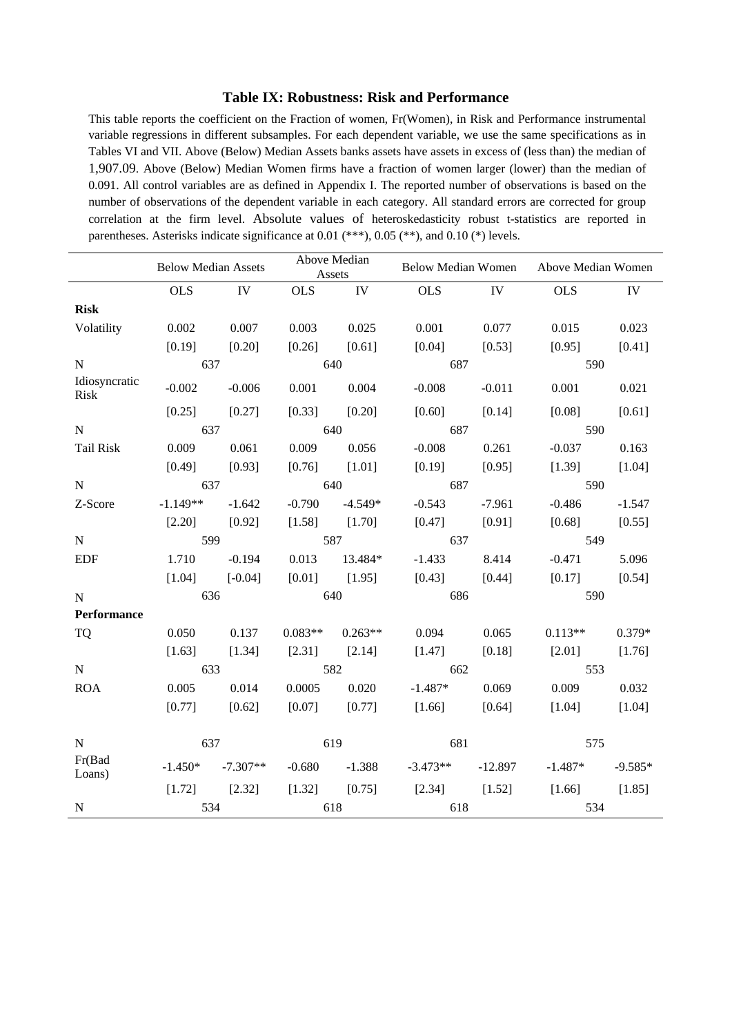### Table IX: Robustness: Risk and Performance

This table reports the coefficient on the Fraction of women, Fr(Women), in Risk and Performance instrumental variable regressions in different subsamples. For each dependent variable, we use the same specifications as in Tables VI and VII. Above (Below) Median Assets banks assets have assets in excess of (less than) the median of 1,907.09. Above (Below) Median Women firms have a fraction of women larger (lower) than the median of 0.091. All control variables are as defined in Appendix I. The reported number of observations is based on the number of observations of the dependent variable in each category. All standard errors are corrected for group correlation at the firm level. Absolute values of heteroskedasticity robust t-statistics are reported in parentheses. Asterisks indicate significance at 0.01 (***), 0.05 (**), and 0.10 (*) levels.

| | Below Median Assets | | Above Median Assets | | Below Median Women | | Above Median Women | |
|---|---|---|---|---|---|---|---|---|
| | OLS | IV | OLS | IV | OLS | IV | OLS | IV |
| **Risk** | | | | | | | | |
| Volatility | 0.002 | 0.007 | 0.003 | 0.025 | 0.001 | 0.077 | 0.015 | 0.023 |
| | [0.19] | [0.20] | [0.26] | [0.61] | [0.04] | [0.53] | [0.95] | [0.41] |
| N | 637 | | 640 | | 687 | | 590 | |
| Idiosyncratic Risk | -0.002 | -0.006 | 0.001 | 0.004 | -0.008 | -0.011 | 0.001 | 0.021 |
| | [0.25] | [0.27] | [0.33] | [0.20] | [0.60] | [0.14] | [0.08] | [0.61] |
| N | 637 | | 640 | | 687 | | 590 | |
| Tail Risk | 0.009 | 0.061 | 0.009 | 0.056 | -0.008 | 0.261 | -0.037 | 0.163 |
| | [0.49] | [0.93] | [0.76] | [1.01] | [0.19] | [0.95] | [1.39] | [1.04] |
| N | 637 | | 640 | | 687 | | 590 | |
| Z-Score | -1.149** | -1.642 | -0.790 | -4.549* | -0.543 | -7.961 | -0.486 | -1.547 |
| | [2.20] | [0.92] | [1.58] | [1.70] | [0.47] | [0.91] | [0.68] | [0.55] |
| N | 599 | | 587 | | 637 | | 549 | |
| EDF | 1.710 | -0.194 | 0.013 | 13.484* | -1.433 | 8.414 | -0.471 | 5.096 |
| | [1.04] | [-0.04] | [0.01] | [1.95] | [0.43] | [0.44] | [0.17] | [0.54] |
| N | 636 | | 640 | | 686 | | 590 | |
| **Performance** | | | | | | | | |
| TQ | 0.050 | 0.137 | 0.083** | 0.263** | 0.094 | 0.065 | 0.113** | 0.379* |
| | [1.63] | [1.34] | [2.31] | [2.14] | [1.47] | [0.18] | [2.01] | [1.76] |
| N | 633 | | 582 | | 662 | | 553 | |
| ROA | 0.005 | 0.014 | 0.0005 | 0.020 | -1.487* | 0.069 | 0.009 | 0.032 |
| | [0.77] | [0.62] | [0.07] | [0.77] | [1.66] | [0.64] | [1.04] | [1.04] |
| N | 637 | | 619 | | 681 | | 575 | |
| Fr(Bad Loans) | -1.450* | -7.307** | -0.680 | -1.388 | -3.473** | -12.897 | -1.487* | -9.585* |
| | [1.72] | [2.32] | [1.32] | [0.75] | [2.34] | [1.52] | [1.66] | [1.85] |
| N | 534 | | 618 | | 618 | | 534 | |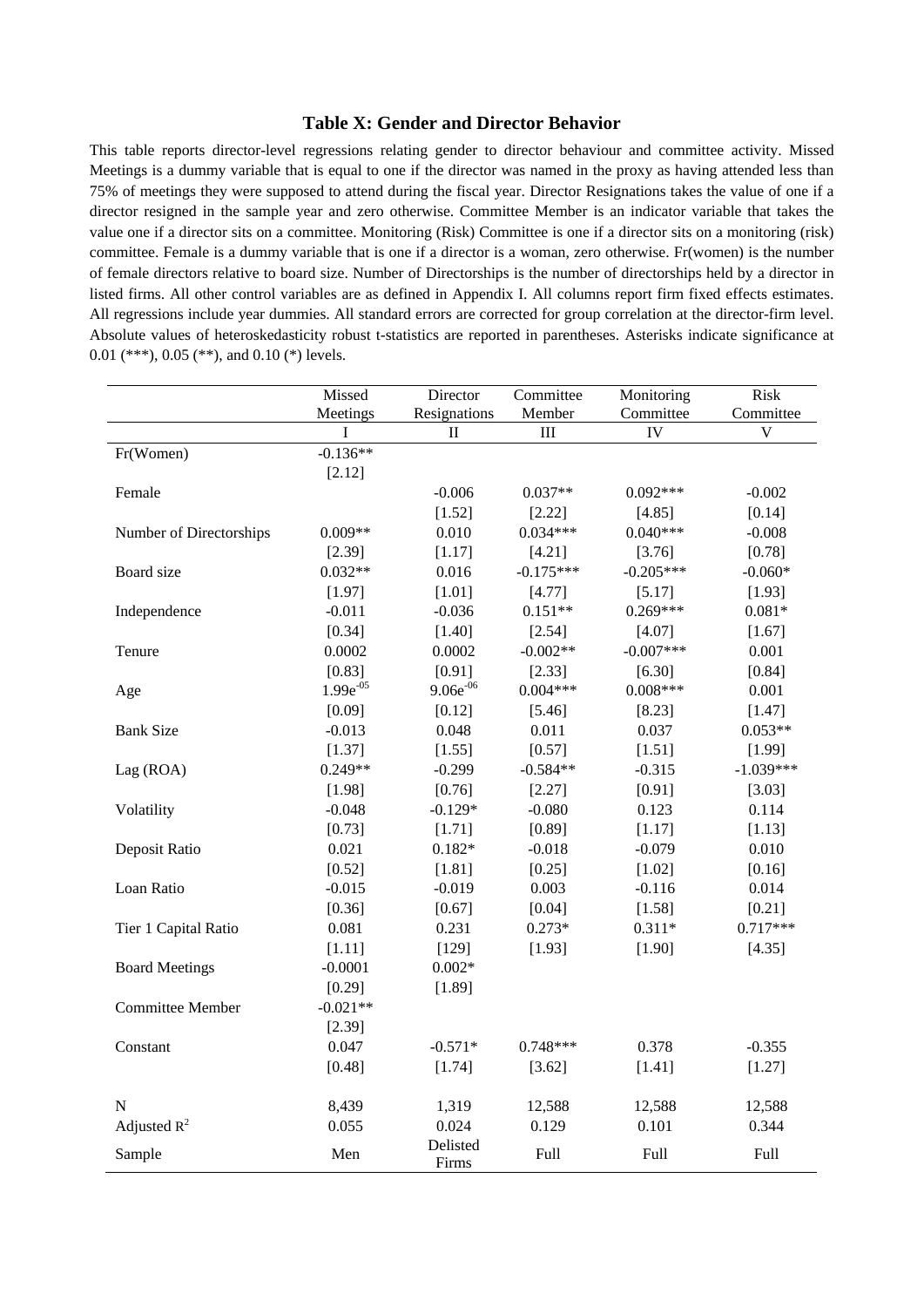### Table X: Gender and Director Behavior

This table reports director-level regressions relating gender to director behaviour and committee activity. Missed Meetings is a dummy variable that is equal to one if the director was named in the proxy as having attended less than 75% of meetings they were supposed to attend during the fiscal year. Director Resignations takes the value of one if a director resigned in the sample year and zero otherwise. Committee Member is an indicator variable that takes the value one if a director sits on a committee. Monitoring (Risk) Committee is one if a director sits on a monitoring (risk) committee. Female is a dummy variable that is one if a director is a woman, zero otherwise. Fr(women) is the number of female directors relative to board size. Number of Directorships is the number of directorships held by a director in listed firms. All other control variables are as defined in Appendix I. All columns report firm fixed effects estimates. All regressions include year dummies. All standard errors are corrected for group correlation at the director-firm level. Absolute values of heteroskedasticity robust t-statistics are reported in parentheses. Asterisks indicate significance at 0.01 (***), 0.05 (**), and 0.10 (*) levels.

| | Missed Meetings | Director Resignations | Committee Member | Monitoring Committee | Risk Committee |
|---|---|---|---|---|---|
| | I | II | III | IV | V |
| Fr(Women) | -0.136** | | | | |
| | [2.12] | | | | |
| Female | | -0.006 | 0.037** | 0.092*** | -0.002 |
| | | [1.52] | [2.22] | [4.85] | [0.14] |
| Number of Directorships | 0.009** | 0.010 | 0.034*** | 0.040*** | -0.008 |
| | [2.39] | [1.17] | [4.21] | [3.76] | [0.78] |
| Board size | 0.032** | 0.016 | -0.175*** | -0.205*** | -0.060* |
| | [1.97] | [1.01] | [4.77] | [5.17] | [1.93] |
| Independence | -0.011 | -0.036 | 0.151** | 0.269*** | 0.081* |
| | [0.34] | [1.40] | [2.54] | [4.07] | [1.67] |
| Tenure | 0.0002 | 0.0002 | -0.002** | -0.007*** | 0.001 |
| | [0.83] | [0.91] | [2.33] | [6.30] | [0.84] |
| Age | $1.99e^{-05}$ | $9.06e^{-06}$ | 0.004*** | 0.008*** | 0.001 |
| | [0.09] | [0.12] | [5.46] | [8.23] | [1.47] |
| Bank Size | -0.013 | 0.048 | 0.011 | 0.037 | 0.053** |
| | [1.37] | [1.55] | [0.57] | [1.51] | [1.99] |
| Lag (ROA) | 0.249** | -0.299 | -0.584** | -0.315 | -1.039*** |
| | [1.98] | [0.76] | [2.27] | [0.91] | [3.03] |
| Volatility | -0.048 | -0.129* | -0.080 | 0.123 | 0.114 |
| | [0.73] | [1.71] | [0.89] | [1.17] | [1.13] |
| Deposit Ratio | 0.021 | 0.182* | -0.018 | -0.079 | 0.010 |
| | [0.52] | [1.81] | [0.25] | [1.02] | [0.16] |
| Loan Ratio | -0.015 | -0.019 | 0.003 | -0.116 | 0.014 |
| | [0.67] | [0.67] | [0.04] | [1.58] | [0.21] |
| Tier 1 Capital Ratio | 0.081 | 0.231 | 0.273* | 0.311* | 0.717*** |
| | [1.11] | [129] | [1.93] | [1.90] | [4.35] |
| Board Meetings | -0.0001 | 0.002* | | | |
| | [0.29] | [1.89] | | | |
| Committee Member | -0.021** | | | | |
| | [2.39] | | | | |
| Constant | 0.047 | -0.571* | 0.748*** | 0.378 | -0.355 |
| | [0.48] | [1.74] | [3.62] | [1.41] | [1.27] |
| N | 8,439 | 1,319 | 12,588 | 12,588 | 12,588 |
| Adjusted $R^2$ | 0.055 | 0.024 | 0.129 | 0.101 | 0.344 |
| Sample | Men | Delisted Firms | Full | Full | Full |